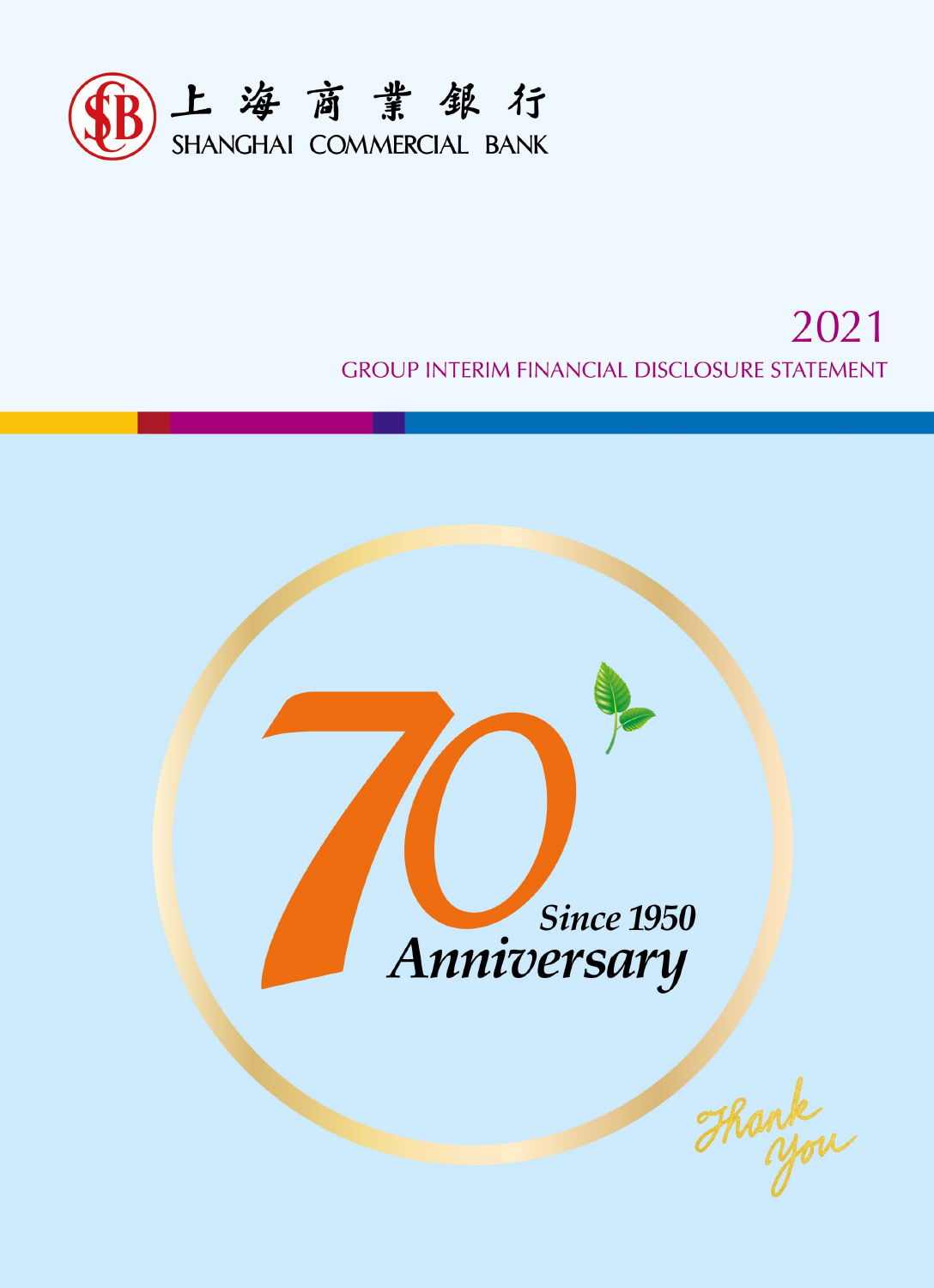上海商業銀行
SHANGHAI COMMERCIAL BANK

# 2021

## GROUP INTERIM FINANCIAL DISCLOSURE STATEMENT

70

*Since 1950*

*Anniversary*

*Thank you*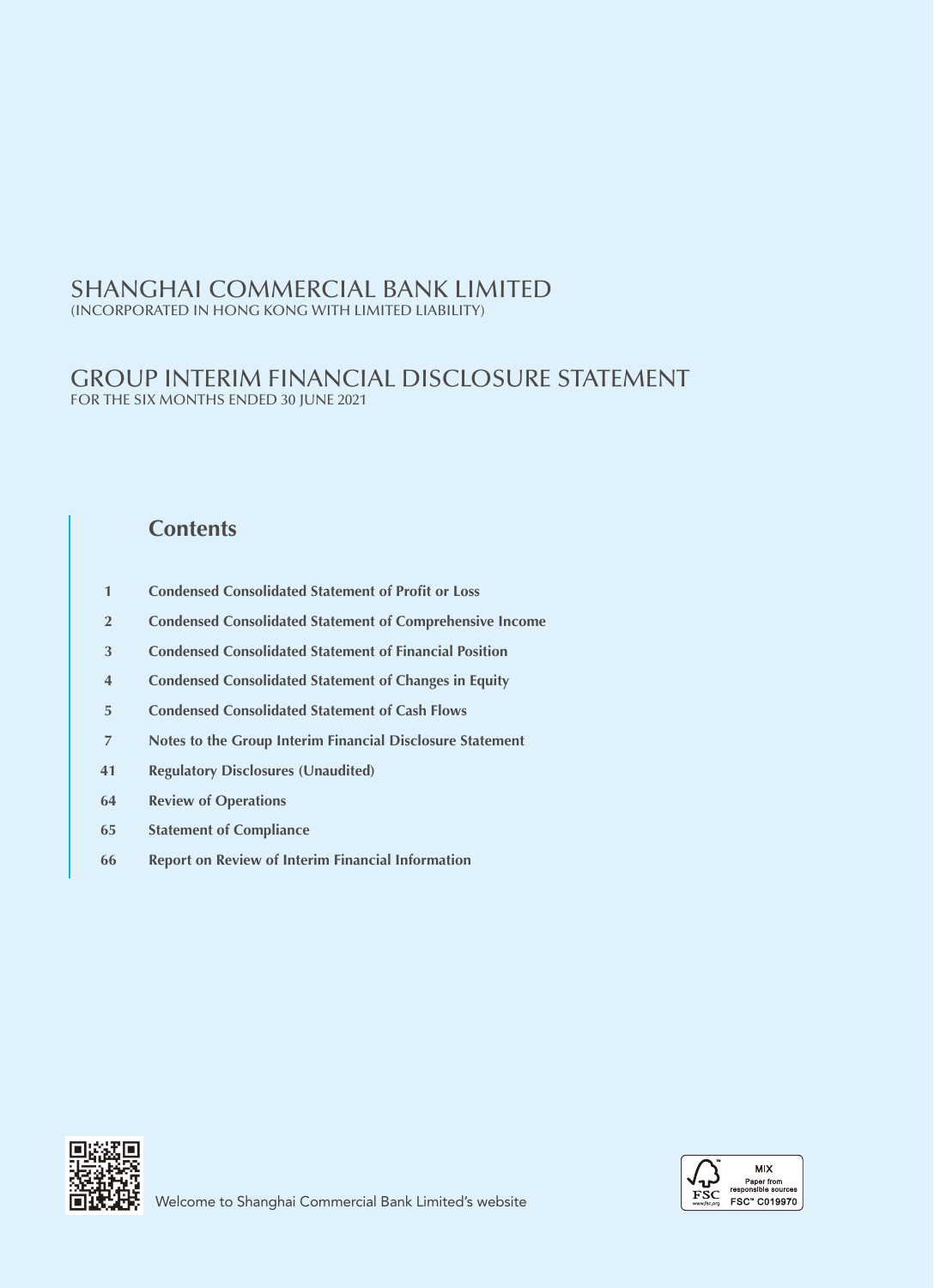# SHANGHAI COMMERCIAL BANK LIMITED
(INCORPORATED IN HONG KONG WITH LIMITED LIABILITY)

# GROUP INTERIM FINANCIAL DISCLOSURE STATEMENT
FOR THE SIX MONTHS ENDED 30 JUNE 2021

## Contents

| | |
|---|---|
| 1 | **Condensed Consolidated Statement of Profit or Loss** |
| 2 | **Condensed Consolidated Statement of Comprehensive Income** |
| 3 | **Condensed Consolidated Statement of Financial Position** |
| 4 | **Condensed Consolidated Statement of Changes in Equity** |
| 5 | **Condensed Consolidated Statement of Cash Flows** |
| 7 | **Notes to the Group Interim Financial Disclosure Statement** |
| 41 | **Regulatory Disclosures (Unaudited)** |
| 64 | **Review of Operations** |
| 65 | **Statement of Compliance** |
| 66 | **Report on Review of Interim Financial Information** |

Welcome to Shanghai Commercial Bank Limited's website

MIX
Paper from responsible sources
FSC™ C019970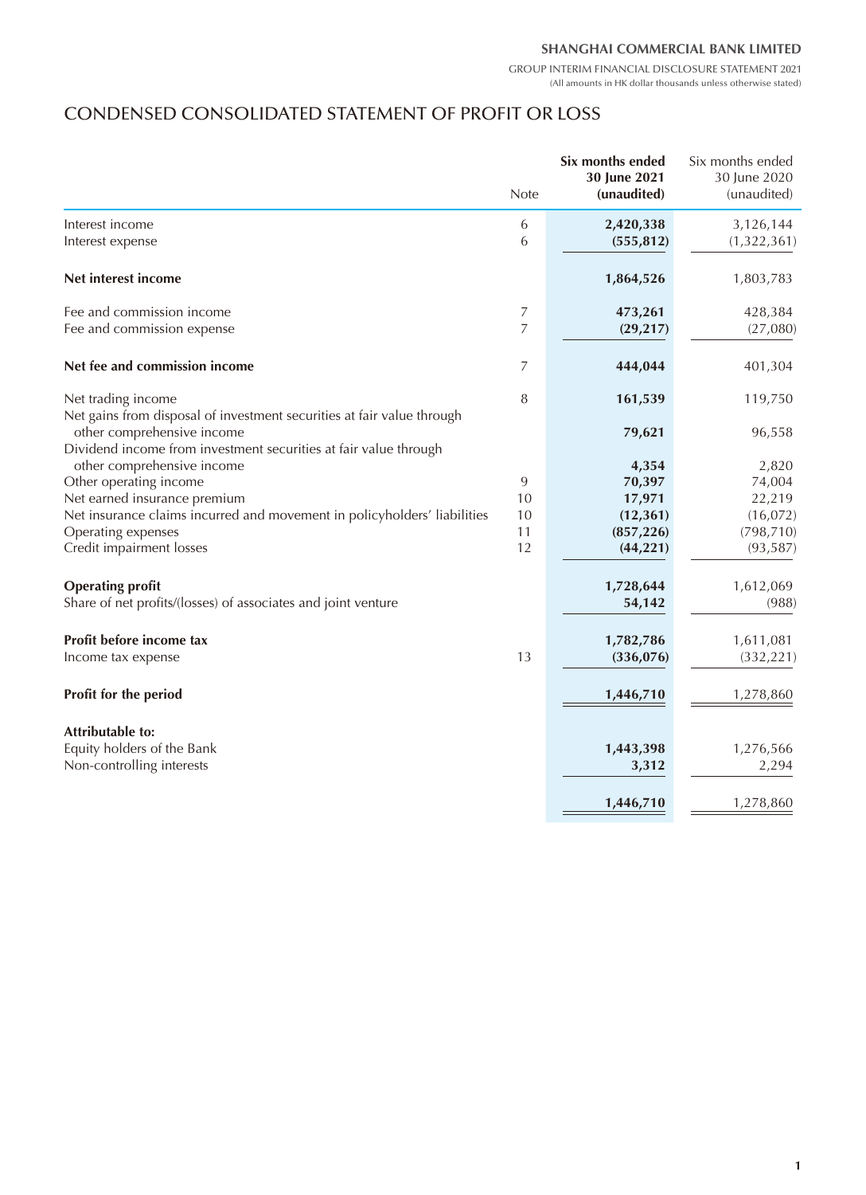# CONDENSED CONSOLIDATED STATEMENT OF PROFIT OR LOSS

| | Note | **Six months ended 30 June 2021 (unaudited)** | Six months ended 30 June 2020 (unaudited) |
|---|---|---|---|
| Interest income | 6 | **2,420,338** | 3,126,144 |
| Interest expense | 6 | **(555,812)** | (1,322,361) |
| **Net interest income** | | **1,864,526** | 1,803,783 |
| Fee and commission income | 7 | **473,261** | 428,384 |
| Fee and commission expense | 7 | **(29,217)** | (27,080) |
| **Net fee and commission income** | 7 | **444,044** | 401,304 |
| Net trading income | 8 | **161,539** | 119,750 |
| Net gains from disposal of investment securities at fair value through other comprehensive income | | **79,621** | 96,558 |
| Dividend income from investment securities at fair value through other comprehensive income | | **4,354** | 2,820 |
| Other operating income | 9 | **70,397** | 74,004 |
| Net earned insurance premium | 10 | **17,971** | 22,219 |
| Net insurance claims incurred and movement in policyholders' liabilities | 10 | **(12,361)** | (16,072) |
| Operating expenses | 11 | **(857,226)** | (798,710) |
| Credit impairment losses | 12 | **(44,221)** | (93,587) |
| **Operating profit** | | **1,728,644** | 1,612,069 |
| Share of net profits/(losses) of associates and joint venture | | **54,142** | (988) |
| **Profit before income tax** | | **1,782,786** | 1,611,081 |
| Income tax expense | 13 | **(336,076)** | (332,221) |
| **Profit for the period** | | **1,446,710** | 1,278,860 |
| **Attributable to:** | | | |
| Equity holders of the Bank | | **1,443,398** | 1,276,566 |
| Non-controlling interests | | **3,312** | 2,294 |
| | | **1,446,710** | 1,278,860 |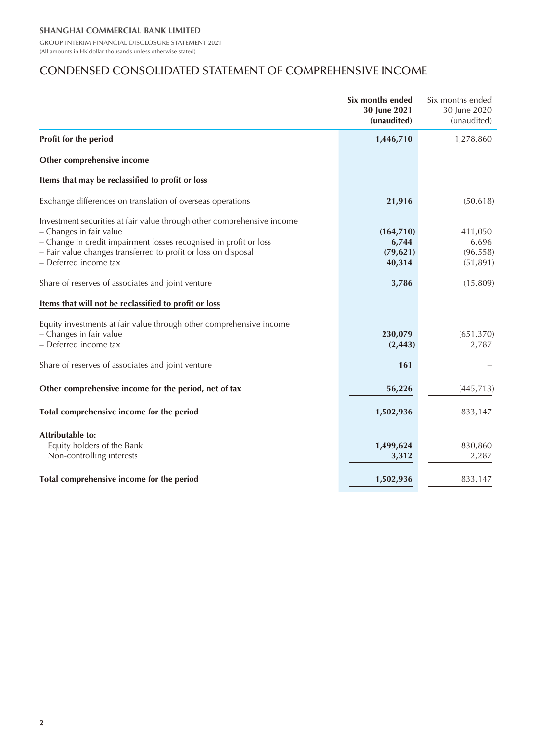**SHANGHAI COMMERCIAL BANK LIMITED**

GROUP INTERIM FINANCIAL DISCLOSURE STATEMENT 2021
(All amounts in HK dollar thousands unless otherwise stated)

# CONDENSED CONSOLIDATED STATEMENT OF COMPREHENSIVE INCOME

| | **Six months ended 30 June 2021 (unaudited)** | Six months ended 30 June 2020 (unaudited) |
|---|---|---|
| **Profit for the period** | **1,446,710** | 1,278,860 |
| **Other comprehensive income** | | |
| **Items that may be reclassified to profit or loss** | | |
| Exchange differences on translation of overseas operations | **21,916** | (50,618) |
| Investment securities at fair value through other comprehensive income | | |
| – Changes in fair value | **(164,710)** | 411,050 |
| – Change in credit impairment losses recognised in profit or loss | **6,744** | 6,696 |
| – Fair value changes transferred to profit or loss on disposal | **(79,621)** | (96,558) |
| – Deferred income tax | **40,314** | (51,891) |
| Share of reserves of associates and joint venture | **3,786** | (15,809) |
| **Items that will not be reclassified to profit or loss** | | |
| Equity investments at fair value through other comprehensive income | | |
| – Changes in fair value | **230,079** | (651,370) |
| – Deferred income tax | **(2,443)** | 2,787 |
| Share of reserves of associates and joint venture | **161** | – |
| **Other comprehensive income for the period, net of tax** | **56,226** | (445,713) |
| **Total comprehensive income for the period** | **1,502,936** | 833,147 |
| **Attributable to:** | | |
| Equity holders of the Bank | **1,499,624** | 830,860 |
| Non-controlling interests | **3,312** | 2,287 |
| **Total comprehensive income for the period** | **1,502,936** | 833,147 |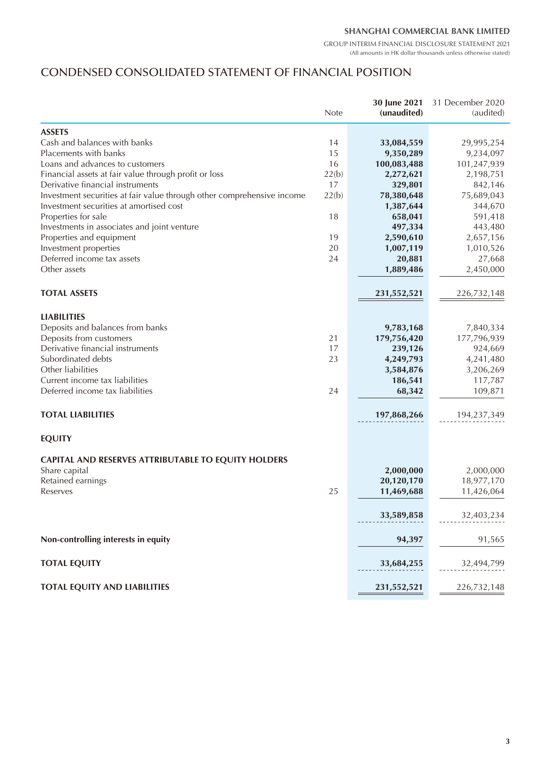# CONDENSED CONSOLIDATED STATEMENT OF FINANCIAL POSITION

|  | Note | **30 June 2021 (unaudited)** | 31 December 2020 (audited) |
|---|---|---|---|
| **ASSETS** | | | |
| Cash and balances with banks | 14 | **33,084,559** | 29,995,254 |
| Placements with banks | 15 | **9,350,289** | 9,234,097 |
| Loans and advances to customers | 16 | **100,083,488** | 101,247,939 |
| Financial assets at fair value through profit or loss | 22(b) | **2,272,621** | 2,198,751 |
| Derivative financial instruments | 17 | **329,801** | 842,146 |
| Investment securities at fair value through other comprehensive income | 22(b) | **78,380,648** | 75,689,043 |
| Investment securities at amortised cost | | **1,387,644** | 344,670 |
| Properties for sale | 18 | **658,041** | 591,418 |
| Investments in associates and joint venture | | **497,334** | 443,480 |
| Properties and equipment | 19 | **2,590,610** | 2,657,156 |
| Investment properties | 20 | **1,007,119** | 1,010,526 |
| Deferred income tax assets | 24 | **20,881** | 27,668 |
| Other assets | | **1,889,486** | 2,450,000 |
| **TOTAL ASSETS** | | **231,552,521** | 226,732,148 |
| **LIABILITIES** | | | |
| Deposits and balances from banks | | **9,783,168** | 7,840,334 |
| Deposits from customers | 21 | **179,756,420** | 177,796,939 |
| Derivative financial instruments | 17 | **239,126** | 924,669 |
| Subordinated debts | 23 | **4,249,793** | 4,241,480 |
| Other liabilities | | **3,584,876** | 3,206,269 |
| Current income tax liabilities | | **186,541** | 117,787 |
| Deferred income tax liabilities | 24 | **68,342** | 109,871 |
| **TOTAL LIABILITIES** | | **197,868,266** | 194,237,349 |
| **EQUITY** | | | |
| **CAPITAL AND RESERVES ATTRIBUTABLE TO EQUITY HOLDERS** | | | |
| Share capital | | **2,000,000** | 2,000,000 |
| Retained earnings | | **20,120,170** | 18,977,170 |
| Reserves | 25 | **11,469,688** | 11,426,064 |
| | | **33,589,858** | 32,403,234 |
| **Non-controlling interests in equity** | | **94,397** | 91,565 |
| **TOTAL EQUITY** | | **33,684,255** | 32,494,799 |
| **TOTAL EQUITY AND LIABILITIES** | | **231,552,521** | 226,732,148 |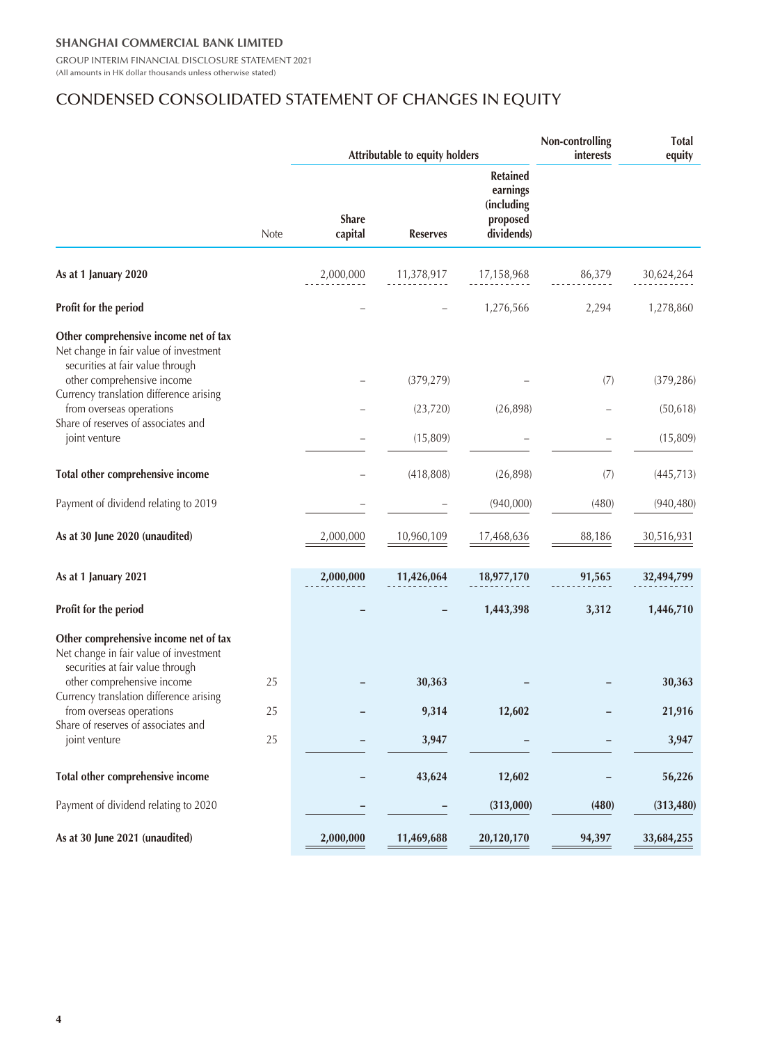# CONDENSED CONSOLIDATED STATEMENT OF CHANGES IN EQUITY

(All amounts in HK dollar thousands unless otherwise stated)

| | | Attributable to equity holders | | | Non-controlling interests | Total equity |
|---|---|---|---|---|---|---|
| | Note | Share capital | Reserves | Retained earnings (including proposed dividends) | | |
| **As at 1 January 2020** | | 2,000,000 | 11,378,917 | 17,158,968 | 86,379 | 30,624,264 |
| **Profit for the period** | | – | – | 1,276,566 | 2,294 | 1,278,860 |
| **Other comprehensive income net of tax** | | | | | | |
| Net change in fair value of investment securities at fair value through other comprehensive income | | – | (379,279) | – | (7) | (379,286) |
| Currency translation difference arising from overseas operations | | – | (23,720) | (26,898) | – | (50,618) |
| Share of reserves of associates and joint venture | | – | (15,809) | – | – | (15,809) |
| **Total other comprehensive income** | | – | (418,808) | (26,898) | (7) | (445,713) |
| Payment of dividend relating to 2019 | | – | – | (940,000) | (480) | (940,480) |
| **As at 30 June 2020 (unaudited)** | | 2,000,000 | 10,960,109 | 17,468,636 | 88,186 | 30,516,931 |
| **As at 1 January 2021** | | **2,000,000** | **11,426,064** | **18,977,170** | **91,565** | **32,494,799** |
| **Profit for the period** | | **–** | **–** | **1,443,398** | **3,312** | **1,446,710** |
| **Other comprehensive income net of tax** | | | | | | |
| Net change in fair value of investment securities at fair value through other comprehensive income | 25 | **–** | **30,363** | **–** | **–** | **30,363** |
| Currency translation difference arising from overseas operations | 25 | **–** | **9,314** | **12,602** | **–** | **21,916** |
| Share of reserves of associates and joint venture | 25 | **–** | **3,947** | **–** | **–** | **3,947** |
| **Total other comprehensive income** | | **–** | **43,624** | **12,602** | **–** | **56,226** |
| Payment of dividend relating to 2020 | | **–** | **–** | **(313,000)** | **(480)** | **(313,480)** |
| **As at 30 June 2021 (unaudited)** | | **2,000,000** | **11,469,688** | **20,120,170** | **94,397** | **33,684,255** |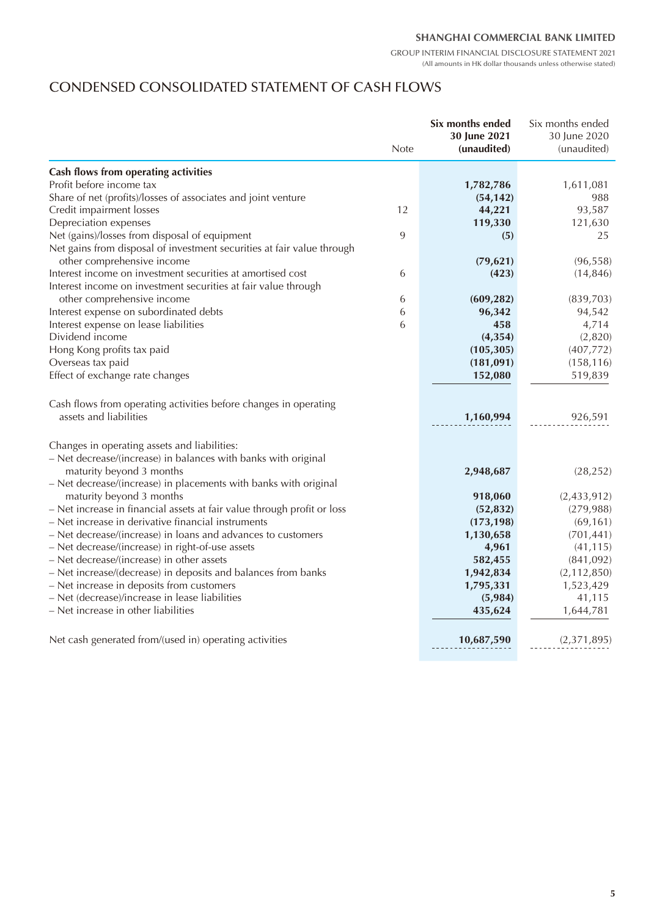# CONDENSED CONSOLIDATED STATEMENT OF CASH FLOWS

| | Note | **Six months ended 30 June 2021 (unaudited)** | Six months ended 30 June 2020 (unaudited) |
|---|---|---|---|
| **Cash flows from operating activities** | | | |
| Profit before income tax | | **1,782,786** | 1,611,081 |
| Share of net (profits)/losses of associates and joint venture | | **(54,142)** | 988 |
| Credit impairment losses | 12 | **44,221** | 93,587 |
| Depreciation expenses | | **119,330** | 121,630 |
| Net (gains)/losses from disposal of equipment | 9 | **(5)** | 25 |
| Net gains from disposal of investment securities at fair value through other comprehensive income | | **(79,621)** | (96,558) |
| Interest income on investment securities at amortised cost | 6 | **(423)** | (14,846) |
| Interest income on investment securities at fair value through other comprehensive income | 6 | **(609,282)** | (839,703) |
| Interest expense on subordinated debts | 6 | **96,342** | 94,542 |
| Interest expense on lease liabilities | 6 | **458** | 4,714 |
| Dividend income | | **(4,354)** | (2,820) |
| Hong Kong profits tax paid | | **(105,305)** | (407,772) |
| Overseas tax paid | | **(181,091)** | (158,116) |
| Effect of exchange rate changes | | **152,080** | 519,839 |
| Cash flows from operating activities before changes in operating assets and liabilities | | **1,160,994** | 926,591 |
| Changes in operating assets and liabilities: | | | |
| – Net decrease/(increase) in balances with banks with original maturity beyond 3 months | | **2,948,687** | (28,252) |
| – Net decrease/(increase) in placements with banks with original maturity beyond 3 months | | **918,060** | (2,433,912) |
| – Net increase in financial assets at fair value through profit or loss | | **(52,832)** | (279,988) |
| – Net increase in derivative financial instruments | | **(173,198)** | (69,161) |
| – Net decrease/(increase) in loans and advances to customers | | **1,130,658** | (701,441) |
| – Net decrease/(increase) in right-of-use assets | | **4,961** | (41,115) |
| – Net decrease/(increase) in other assets | | **582,455** | (841,092) |
| – Net increase/(decrease) in deposits and balances from banks | | **1,942,834** | (2,112,850) |
| – Net increase in deposits from customers | | **1,795,331** | 1,523,429 |
| – Net (decrease)/increase in lease liabilities | | **(5,984)** | 41,115 |
| – Net increase in other liabilities | | **435,624** | 1,644,781 |
| Net cash generated from/(used in) operating activities | | **10,687,590** | (2,371,895) |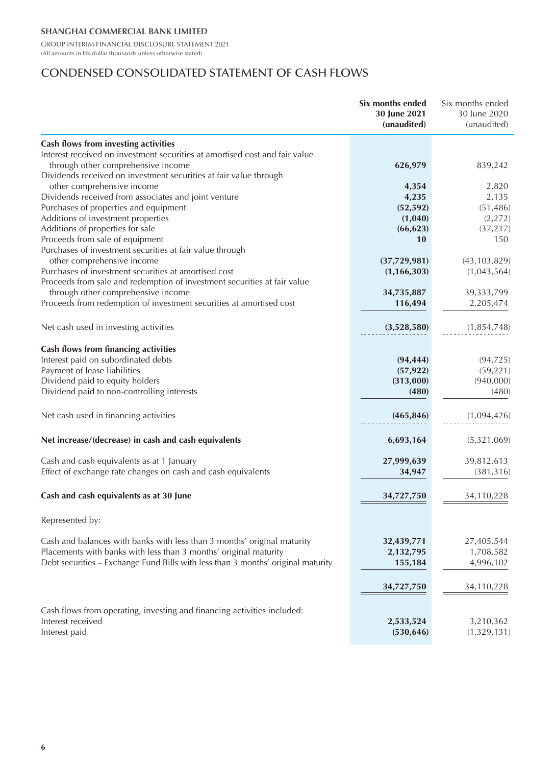## CONDENSED CONSOLIDATED STATEMENT OF CASH FLOWS

| | Six months ended 30 June 2021 (unaudited) | Six months ended 30 June 2020 (unaudited) |
|---|---|---|
| **Cash flows from investing activities** | | |
| Interest received on investment securities at amortised cost and fair value through other comprehensive income | **626,979** | 839,242 |
| Dividends received on investment securities at fair value through other comprehensive income | **4,354** | 2,820 |
| Dividends received from associates and joint venture | **4,235** | 2,135 |
| Purchases of properties and equipment | **(52,592)** | (51,486) |
| Additions of investment properties | **(1,040)** | (2,272) |
| Additions of properties for sale | **(66,623)** | (37,217) |
| Proceeds from sale of equipment | **10** | 150 |
| Purchases of investment securities at fair value through other comprehensive income | **(37,729,981)** | (43,103,829) |
| Purchases of investment securities at amortised cost | **(1,166,303)** | (1,043,564) |
| Proceeds from sale and redemption of investment securities at fair value through other comprehensive income | **34,735,887** | 39,333,799 |
| Proceeds from redemption of investment securities at amortised cost | **116,494** | 2,205,474 |
| Net cash used in investing activities | **(3,528,580)** | (1,854,748) |
| **Cash flows from financing activities** | | |
| Interest paid on subordinated debts | **(94,444)** | (94,725) |
| Payment of lease liabilities | **(57,922)** | (59,221) |
| Dividend paid to equity holders | **(313,000)** | (940,000) |
| Dividend paid to non-controlling interests | **(480)** | (480) |
| Net cash used in financing activities | **(465,846)** | (1,094,426) |
| **Net increase/(decrease) in cash and cash equivalents** | **6,693,164** | (5,321,069) |
| Cash and cash equivalents as at 1 January | **27,999,639** | 39,812,613 |
| Effect of exchange rate changes on cash and cash equivalents | **34,947** | (381,316) |
| **Cash and cash equivalents as at 30 June** | **34,727,750** | 34,110,228 |
| Represented by: | | |
| Cash and balances with banks with less than 3 months' original maturity | **32,439,771** | 27,405,544 |
| Placements with banks with less than 3 months' original maturity | **2,132,795** | 1,708,582 |
| Debt securities – Exchange Fund Bills with less than 3 months' original maturity | **155,184** | 4,996,102 |
| | **34,727,750** | 34,110,228 |
| Cash flows from operating, investing and financing activities included: | | |
| Interest received | **2,533,524** | 3,210,362 |
| Interest paid | **(530,646)** | (1,329,131) |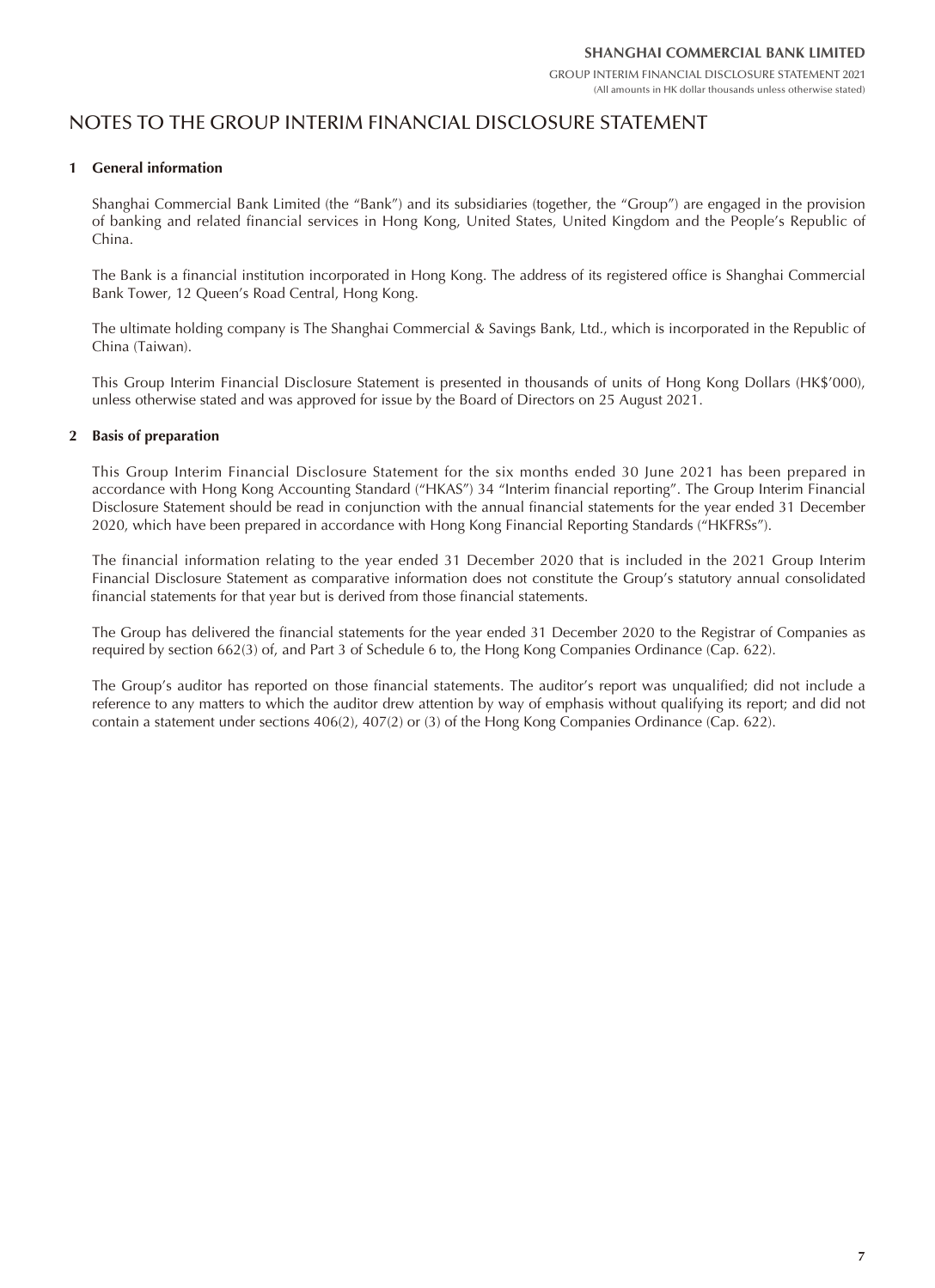# NOTES TO THE GROUP INTERIM FINANCIAL DISCLOSURE STATEMENT

## 1 General information

Shanghai Commercial Bank Limited (the "Bank") and its subsidiaries (together, the "Group") are engaged in the provision of banking and related financial services in Hong Kong, United States, United Kingdom and the People's Republic of China.

The Bank is a financial institution incorporated in Hong Kong. The address of its registered office is Shanghai Commercial Bank Tower, 12 Queen's Road Central, Hong Kong.

The ultimate holding company is The Shanghai Commercial & Savings Bank, Ltd., which is incorporated in the Republic of China (Taiwan).

This Group Interim Financial Disclosure Statement is presented in thousands of units of Hong Kong Dollars (HK$'000), unless otherwise stated and was approved for issue by the Board of Directors on 25 August 2021.

## 2 Basis of preparation

This Group Interim Financial Disclosure Statement for the six months ended 30 June 2021 has been prepared in accordance with Hong Kong Accounting Standard ("HKAS") 34 "Interim financial reporting". The Group Interim Financial Disclosure Statement should be read in conjunction with the annual financial statements for the year ended 31 December 2020, which have been prepared in accordance with Hong Kong Financial Reporting Standards ("HKFRSs").

The financial information relating to the year ended 31 December 2020 that is included in the 2021 Group Interim Financial Disclosure Statement as comparative information does not constitute the Group's statutory annual consolidated financial statements for that year but is derived from those financial statements.

The Group has delivered the financial statements for the year ended 31 December 2020 to the Registrar of Companies as required by section 662(3) of, and Part 3 of Schedule 6 to, the Hong Kong Companies Ordinance (Cap. 622).

The Group's auditor has reported on those financial statements. The auditor's report was unqualified; did not include a reference to any matters to which the auditor drew attention by way of emphasis without qualifying its report; and did not contain a statement under sections 406(2), 407(2) or (3) of the Hong Kong Companies Ordinance (Cap. 622).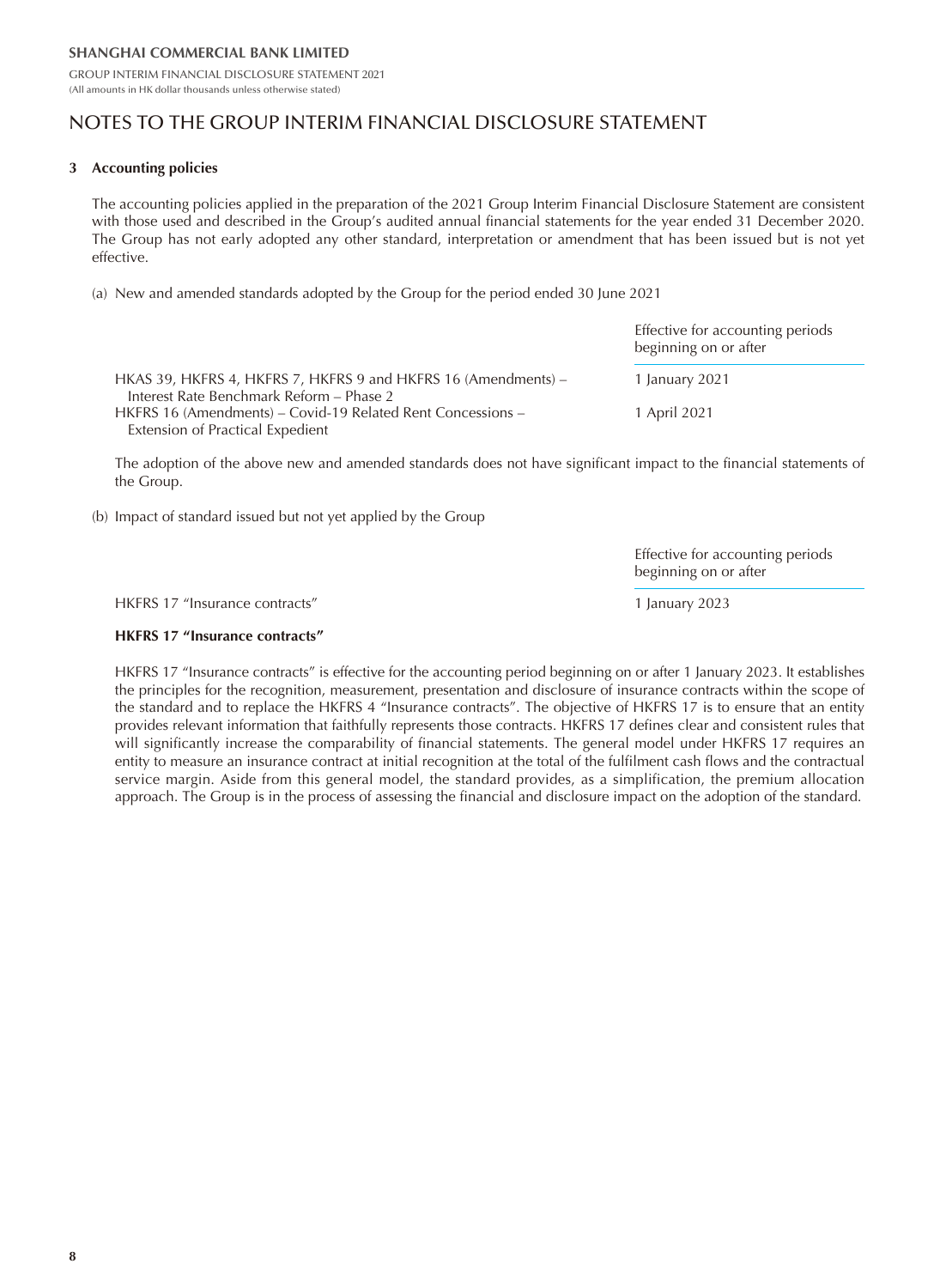# NOTES TO THE GROUP INTERIM FINANCIAL DISCLOSURE STATEMENT

## 3 Accounting policies

The accounting policies applied in the preparation of the 2021 Group Interim Financial Disclosure Statement are consistent with those used and described in the Group's audited annual financial statements for the year ended 31 December 2020. The Group has not early adopted any other standard, interpretation or amendment that has been issued but is not yet effective.

(a) New and amended standards adopted by the Group for the period ended 30 June 2021

| | Effective for accounting periods beginning on or after |
|---|---|
| HKAS 39, HKFRS 4, HKFRS 7, HKFRS 9 and HKFRS 16 (Amendments) – Interest Rate Benchmark Reform – Phase 2 | 1 January 2021 |
| HKFRS 16 (Amendments) – Covid-19 Related Rent Concessions – Extension of Practical Expedient | 1 April 2021 |

The adoption of the above new and amended standards does not have significant impact to the financial statements of the Group.

(b) Impact of standard issued but not yet applied by the Group

| | Effective for accounting periods beginning on or after |
|---|---|
| HKFRS 17 "Insurance contracts" | 1 January 2023 |

**HKFRS 17 "Insurance contracts"**

HKFRS 17 "Insurance contracts" is effective for the accounting period beginning on or after 1 January 2023. It establishes the principles for the recognition, measurement, presentation and disclosure of insurance contracts within the scope of the standard and to replace the HKFRS 4 "Insurance contracts". The objective of HKFRS 17 is to ensure that an entity provides relevant information that faithfully represents those contracts. HKFRS 17 defines clear and consistent rules that will significantly increase the comparability of financial statements. The general model under HKFRS 17 requires an entity to measure an insurance contract at initial recognition at the total of the fulfilment cash flows and the contractual service margin. Aside from this general model, the standard provides, as a simplification, the premium allocation approach. The Group is in the process of assessing the financial and disclosure impact on the adoption of the standard.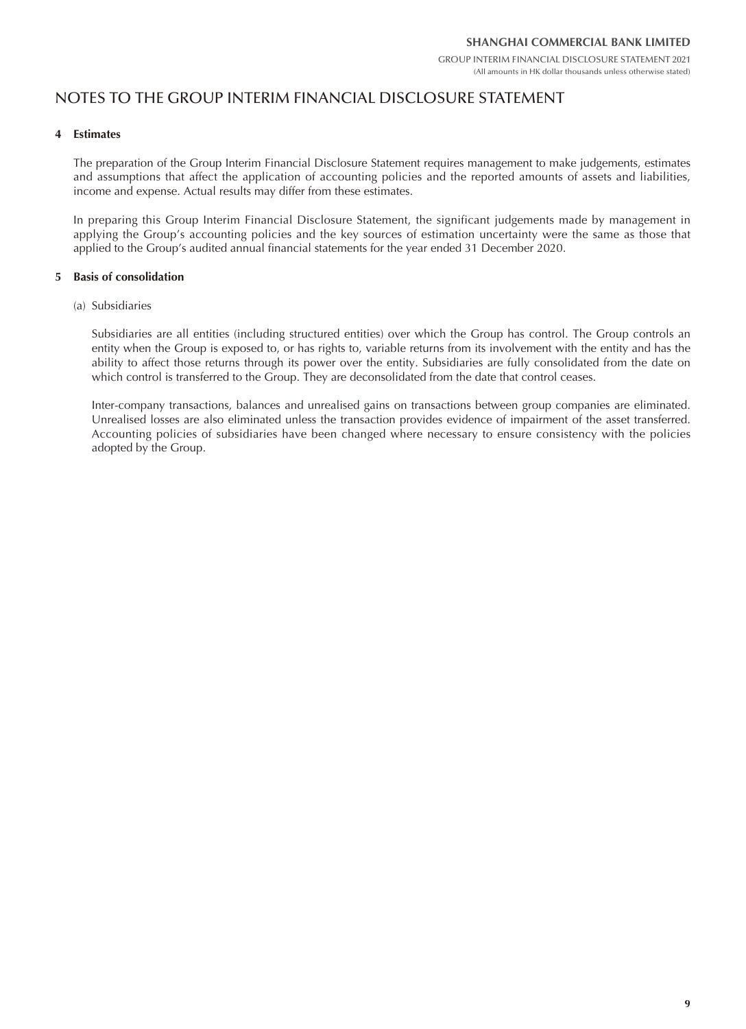# NOTES TO THE GROUP INTERIM FINANCIAL DISCLOSURE STATEMENT

## 4 Estimates

The preparation of the Group Interim Financial Disclosure Statement requires management to make judgements, estimates and assumptions that affect the application of accounting policies and the reported amounts of assets and liabilities, income and expense. Actual results may differ from these estimates.

In preparing this Group Interim Financial Disclosure Statement, the significant judgements made by management in applying the Group's accounting policies and the key sources of estimation uncertainty were the same as those that applied to the Group's audited annual financial statements for the year ended 31 December 2020.

## 5 Basis of consolidation

(a) Subsidiaries

Subsidiaries are all entities (including structured entities) over which the Group has control. The Group controls an entity when the Group is exposed to, or has rights to, variable returns from its involvement with the entity and has the ability to affect those returns through its power over the entity. Subsidiaries are fully consolidated from the date on which control is transferred to the Group. They are deconsolidated from the date that control ceases.

Inter-company transactions, balances and unrealised gains on transactions between group companies are eliminated. Unrealised losses are also eliminated unless the transaction provides evidence of impairment of the asset transferred. Accounting policies of subsidiaries have been changed where necessary to ensure consistency with the policies adopted by the Group.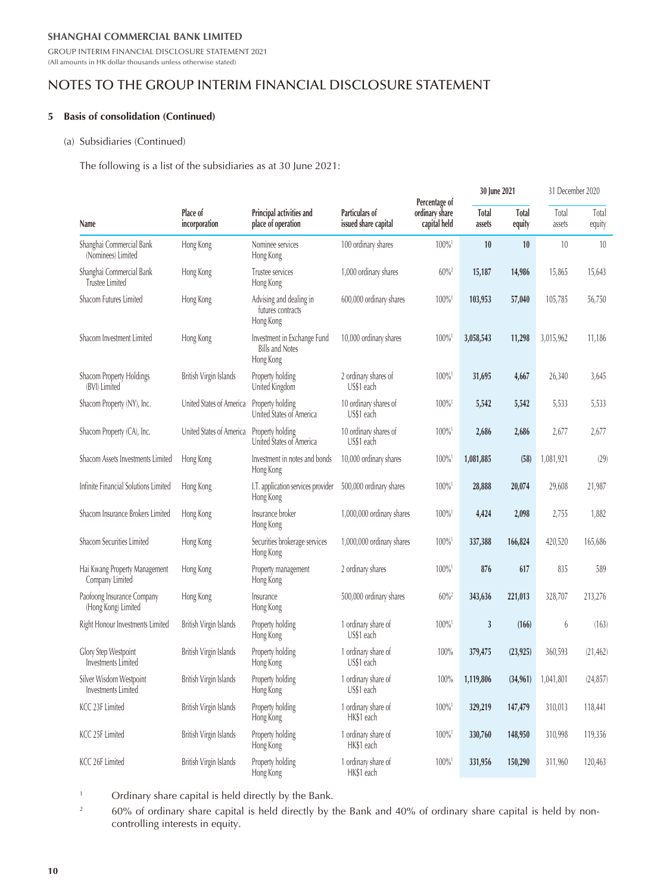## NOTES TO THE GROUP INTERIM FINANCIAL DISCLOSURE STATEMENT

### 5 Basis of consolidation (Continued)

(a) Subsidiaries (Continued)

The following is a list of the subsidiaries as at 30 June 2021:

| Name | Place of incorporation | Principal activities and place of operation | Particulars of issued share capital | Percentage of ordinary share capital held | 30 June 2021 | | 31 December 2020 | |
|---|---|---|---|---|---|---|---|---|
| | | | | | **Total assets** | **Total equity** | Total assets | Total equity |
| Shanghai Commercial Bank (Nominees) Limited | Hong Kong | Nominee services Hong Kong | 100 ordinary shares | 100%[1] | **10** | **10** | 10 | 10 |
| Shanghai Commercial Bank Trustee Limited | Hong Kong | Trustee services Hong Kong | 1,000 ordinary shares | 60%[2] | **15,187** | **14,986** | 15,865 | 15,643 |
| Shacom Futures Limited | Hong Kong | Advising and dealing in futures contracts Hong Kong | 600,000 ordinary shares | 100%[1] | **103,953** | **57,040** | 105,785 | 56,750 |
| Shacom Investment Limited | Hong Kong | Investment in Exchange Fund Bills and Notes Hong Kong | 10,000 ordinary shares | 100%[1] | **3,058,543** | **11,298** | 3,015,962 | 11,186 |
| Shacom Property Holdings (BVI) Limited | British Virgin Islands | Property holding United Kingdom | 2 ordinary shares of US$1 each | 100%[1] | **31,695** | **4,667** | 26,340 | 3,645 |
| Shacom Property (NY), Inc. | United States of America | Property holding United States of America | 10 ordinary shares of US$1 each | 100%[1] | **5,542** | **5,542** | 5,533 | 5,533 |
| Shacom Property (CA), Inc. | United States of America | Property holding United States of America | 10 ordinary shares of US$1 each | 100%[1] | **2,686** | **2,686** | 2,677 | 2,677 |
| Shacom Assets Investments Limited | Hong Kong | Investment in notes and bonds Hong Kong | 10,000 ordinary shares | 100%[1] | **1,081,885** | **(58)** | 1,081,921 | (29) |
| Infinite Financial Solutions Limited | Hong Kong | I.T. application services provider Hong Kong | 500,000 ordinary shares | 100%[1] | **28,888** | **20,074** | 29,608 | 21,987 |
| Shacom Insurance Brokers Limited | Hong Kong | Insurance broker Hong Kong | 1,000,000 ordinary shares | 100%[1] | **4,424** | **2,098** | 2,755 | 1,882 |
| Shacom Securities Limited | Hong Kong | Securities brokerage services Hong Kong | 1,000,000 ordinary shares | 100%[1] | **337,388** | **166,824** | 420,520 | 165,686 |
| Hai Kwang Property Management Company Limited | Hong Kong | Property management Hong Kong | 2 ordinary shares | 100%[1] | **876** | **617** | 835 | 589 |
| Paofoong Insurance Company (Hong Kong) Limited | Hong Kong | Insurance Hong Kong | 500,000 ordinary shares | 60%[2] | **343,636** | **221,013** | 328,707 | 213,276 |
| Right Honour Investments Limited | British Virgin Islands | Property holding Hong Kong | 1 ordinary share of US$1 each | 100%[1] | **3** | **(166)** | 6 | (163) |
| Glory Step Westpoint Investments Limited | British Virgin Islands | Property holding Hong Kong | 1 ordinary share of US$1 each | 100% | **379,475** | **(23,925)** | 360,593 | (21,462) |
| Silver Wisdom Westpoint Investments Limited | British Virgin Islands | Property holding Hong Kong | 1 ordinary share of US$1 each | 100% | **1,119,806** | **(34,961)** | 1,041,801 | (24,857) |
| KCC 23F Limited | British Virgin Islands | Property holding Hong Kong | 1 ordinary share of HK$1 each | 100%[1] | **329,219** | **147,479** | 310,013 | 118,441 |
| KCC 25F Limited | British Virgin Islands | Property holding Hong Kong | 1 ordinary share of HK$1 each | 100%[1] | **330,760** | **148,950** | 310,998 | 119,356 |
| KCC 26F Limited | British Virgin Islands | Property holding Hong Kong | 1 ordinary share of HK$1 each | 100%[1] | **331,956** | **150,290** | 311,960 | 120,463 |

[1] Ordinary share capital is held directly by the Bank.

[2] 60% of ordinary share capital is held directly by the Bank and 40% of ordinary share capital is held by non-controlling interests in equity.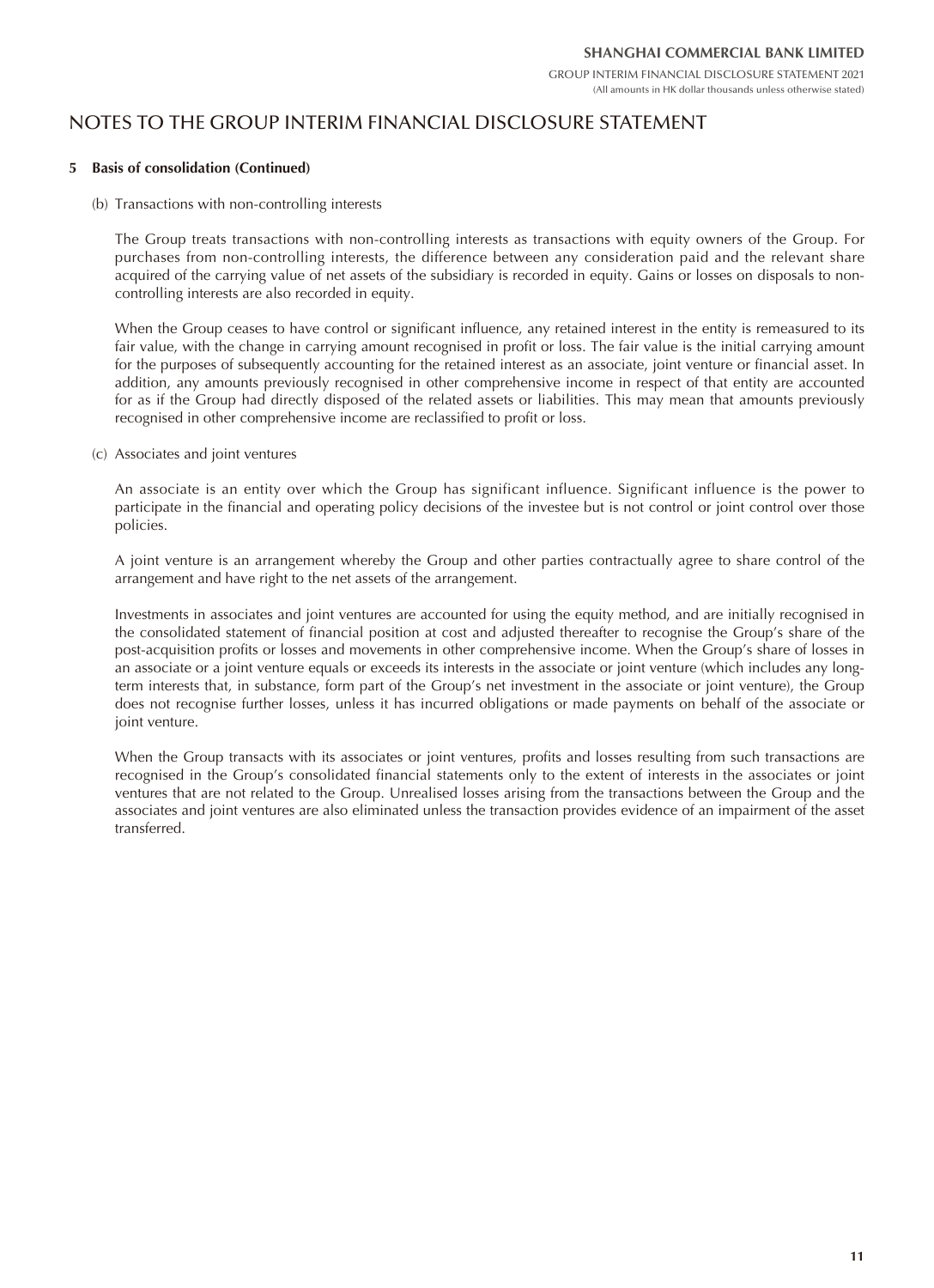## NOTES TO THE GROUP INTERIM FINANCIAL DISCLOSURE STATEMENT

### 5 Basis of consolidation (Continued)

(b) Transactions with non-controlling interests

The Group treats transactions with non-controlling interests as transactions with equity owners of the Group. For purchases from non-controlling interests, the difference between any consideration paid and the relevant share acquired of the carrying value of net assets of the subsidiary is recorded in equity. Gains or losses on disposals to non-controlling interests are also recorded in equity.

When the Group ceases to have control or significant influence, any retained interest in the entity is remeasured to its fair value, with the change in carrying amount recognised in profit or loss. The fair value is the initial carrying amount for the purposes of subsequently accounting for the retained interest as an associate, joint venture or financial asset. In addition, any amounts previously recognised in other comprehensive income in respect of that entity are accounted for as if the Group had directly disposed of the related assets or liabilities. This may mean that amounts previously recognised in other comprehensive income are reclassified to profit or loss.

(c) Associates and joint ventures

An associate is an entity over which the Group has significant influence. Significant influence is the power to participate in the financial and operating policy decisions of the investee but is not control or joint control over those policies.

A joint venture is an arrangement whereby the Group and other parties contractually agree to share control of the arrangement and have right to the net assets of the arrangement.

Investments in associates and joint ventures are accounted for using the equity method, and are initially recognised in the consolidated statement of financial position at cost and adjusted thereafter to recognise the Group's share of the post-acquisition profits or losses and movements in other comprehensive income. When the Group's share of losses in an associate or a joint venture equals or exceeds its interests in the associate or joint venture (which includes any long-term interests that, in substance, form part of the Group's net investment in the associate or joint venture), the Group does not recognise further losses, unless it has incurred obligations or made payments on behalf of the associate or joint venture.

When the Group transacts with its associates or joint ventures, profits and losses resulting from such transactions are recognised in the Group's consolidated financial statements only to the extent of interests in the associates or joint ventures that are not related to the Group. Unrealised losses arising from the transactions between the Group and the associates and joint ventures are also eliminated unless the transaction provides evidence of an impairment of the asset transferred.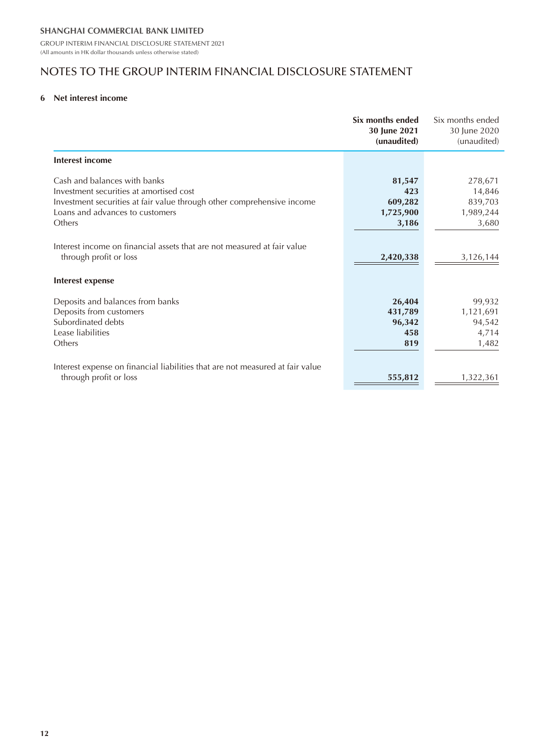# NOTES TO THE GROUP INTERIM FINANCIAL DISCLOSURE STATEMENT

(All amounts in HK dollar thousands unless otherwise stated)

## 6 Net interest income

| | **Six months ended 30 June 2021 (unaudited)** | Six months ended 30 June 2020 (unaudited) |
|---|---|---|
| **Interest income** | | |
| Cash and balances with banks | **81,547** | 278,671 |
| Investment securities at amortised cost | **423** | 14,846 |
| Investment securities at fair value through other comprehensive income | **609,282** | 839,703 |
| Loans and advances to customers | **1,725,900** | 1,989,244 |
| Others | **3,186** | 3,680 |
| Interest income on financial assets that are not measured at fair value through profit or loss | **2,420,338** | 3,126,144 |
| **Interest expense** | | |
| Deposits and balances from banks | **26,404** | 99,932 |
| Deposits from customers | **431,789** | 1,121,691 |
| Subordinated debts | **96,342** | 94,542 |
| Lease liabilities | **458** | 4,714 |
| Others | **819** | 1,482 |
| Interest expense on financial liabilities that are not measured at fair value through profit or loss | **555,812** | 1,322,361 |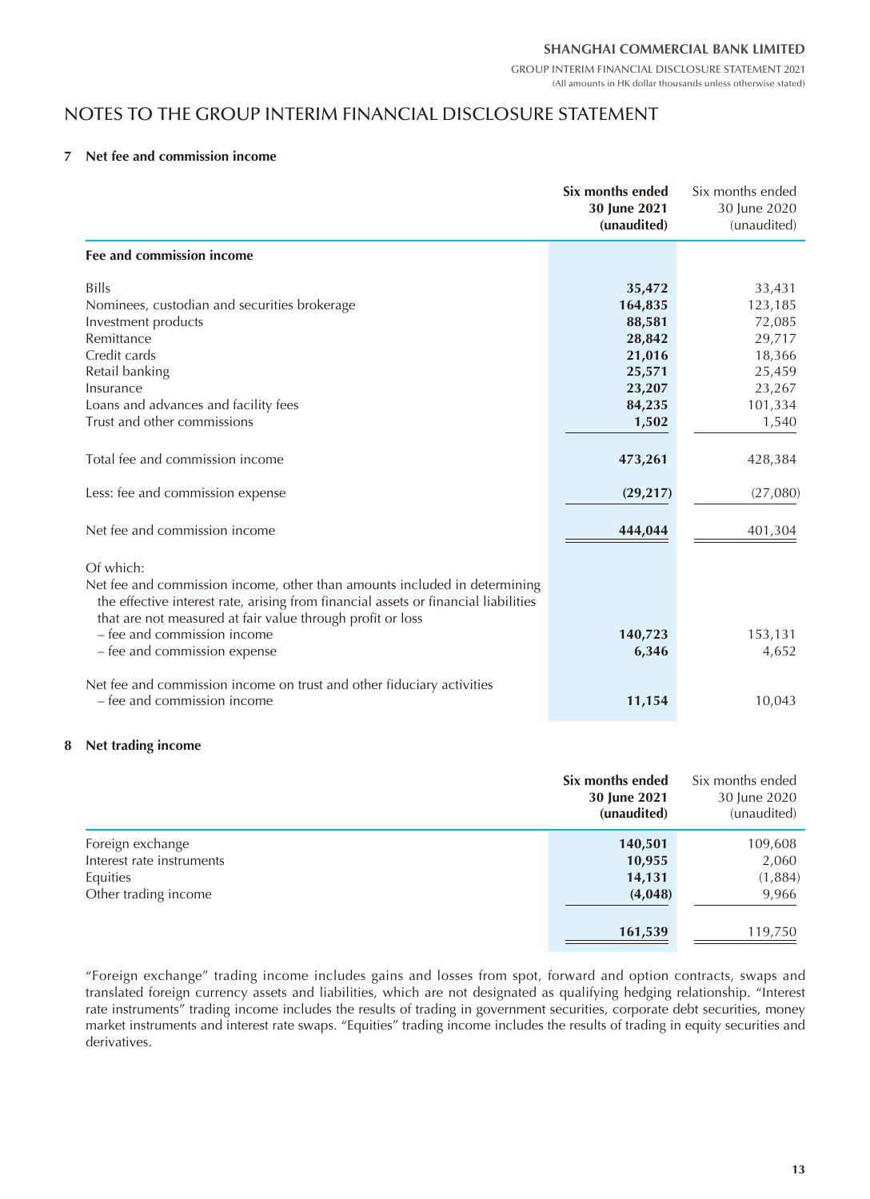# NOTES TO THE GROUP INTERIM FINANCIAL DISCLOSURE STATEMENT

(All amounts in HK dollar thousands unless otherwise stated)

## 7 Net fee and commission income

| | **Six months ended 30 June 2021 (unaudited)** | Six months ended 30 June 2020 (unaudited) |
|---|---|---|
| **Fee and commission income** | | |
| Bills | **35,472** | 33,431 |
| Nominees, custodian and securities brokerage | **164,835** | 123,185 |
| Investment products | **88,581** | 72,085 |
| Remittance | **28,842** | 29,717 |
| Credit cards | **21,016** | 18,366 |
| Retail banking | **25,571** | 25,459 |
| Insurance | **23,207** | 23,267 |
| Loans and advances and facility fees | **84,235** | 101,334 |
| Trust and other commissions | **1,502** | 1,540 |
| Total fee and commission income | **473,261** | 428,384 |
| Less: fee and commission expense | **(29,217)** | (27,080) |
| Net fee and commission income | **444,044** | 401,304 |
| Of which: | | |
| Net fee and commission income, other than amounts included in determining the effective interest rate, arising from financial assets or financial liabilities that are not measured at fair value through profit or loss | | |
| – fee and commission income | **140,723** | 153,131 |
| – fee and commission expense | **6,346** | 4,652 |
| Net fee and commission income on trust and other fiduciary activities | | |
| – fee and commission income | **11,154** | 10,043 |

## 8 Net trading income

| | **Six months ended 30 June 2021 (unaudited)** | Six months ended 30 June 2020 (unaudited) |
|---|---|---|
| Foreign exchange | **140,501** | 109,608 |
| Interest rate instruments | **10,955** | 2,060 |
| Equities | **14,131** | (1,884) |
| Other trading income | **(4,048)** | 9,966 |
| | **161,539** | 119,750 |

"Foreign exchange" trading income includes gains and losses from spot, forward and option contracts, swaps and translated foreign currency assets and liabilities, which are not designated as qualifying hedging relationship. "Interest rate instruments" trading income includes the results of trading in government securities, corporate debt securities, money market instruments and interest rate swaps. "Equities" trading income includes the results of trading in equity securities and derivatives.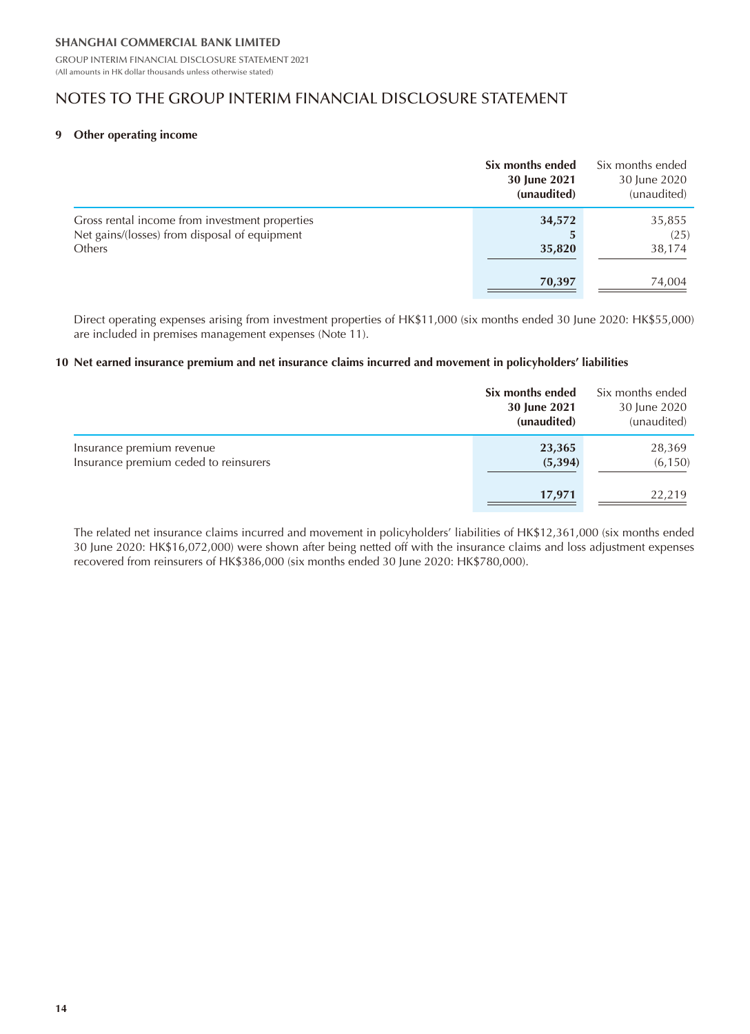## NOTES TO THE GROUP INTERIM FINANCIAL DISCLOSURE STATEMENT

### 9 Other operating income

| | **Six months ended 30 June 2021 (unaudited)** | Six months ended 30 June 2020 (unaudited) |
|---|---|---|
| Gross rental income from investment properties | **34,572** | 35,855 |
| Net gains/(losses) from disposal of equipment | **5** | (25) |
| Others | **35,820** | 38,174 |
| | **70,397** | 74,004 |

Direct operating expenses arising from investment properties of HK$11,000 (six months ended 30 June 2020: HK$55,000) are included in premises management expenses (Note 11).

### 10 Net earned insurance premium and net insurance claims incurred and movement in policyholders' liabilities

| | **Six months ended 30 June 2021 (unaudited)** | Six months ended 30 June 2020 (unaudited) |
|---|---|---|
| Insurance premium revenue | **23,365** | 28,369 |
| Insurance premium ceded to reinsurers | **(5,394)** | (6,150) |
| | **17,971** | 22,219 |

The related net insurance claims incurred and movement in policyholders' liabilities of HK$12,361,000 (six months ended 30 June 2020: HK$16,072,000) were shown after being netted off with the insurance claims and loss adjustment expenses recovered from reinsurers of HK$386,000 (six months ended 30 June 2020: HK$780,000).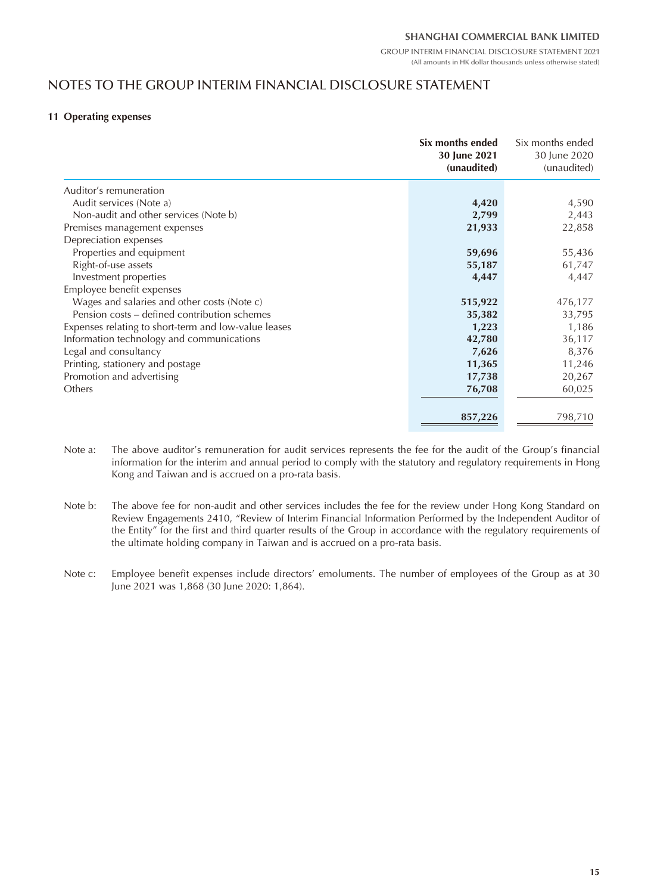# NOTES TO THE GROUP INTERIM FINANCIAL DISCLOSURE STATEMENT

### 11 Operating expenses

| | **Six months ended 30 June 2021 (unaudited)** | Six months ended 30 June 2020 (unaudited) |
|---|---|---|
| Auditor's remuneration | | |
| Audit services (Note a) | **4,420** | 4,590 |
| Non-audit and other services (Note b) | **2,799** | 2,443 |
| Premises management expenses | **21,933** | 22,858 |
| Depreciation expenses | | |
| Properties and equipment | **59,696** | 55,436 |
| Right-of-use assets | **55,187** | 61,747 |
| Investment properties | **4,447** | 4,447 |
| Employee benefit expenses | | |
| Wages and salaries and other costs (Note c) | **515,922** | 476,177 |
| Pension costs – defined contribution schemes | **35,382** | 33,795 |
| Expenses relating to short-term and low-value leases | **1,223** | 1,186 |
| Information technology and communications | **42,780** | 36,117 |
| Legal and consultancy | **7,626** | 8,376 |
| Printing, stationery and postage | **11,365** | 11,246 |
| Promotion and advertising | **17,738** | 20,267 |
| Others | **76,708** | 60,025 |
| | **857,226** | 798,710 |

Note a: The above auditor's remuneration for audit services represents the fee for the audit of the Group's financial information for the interim and annual period to comply with the statutory and regulatory requirements in Hong Kong and Taiwan and is accrued on a pro-rata basis.

Note b: The above fee for non-audit and other services includes the fee for the review under Hong Kong Standard on Review Engagements 2410, "Review of Interim Financial Information Performed by the Independent Auditor of the Entity" for the first and third quarter results of the Group in accordance with the regulatory requirements of the ultimate holding company in Taiwan and is accrued on a pro-rata basis.

Note c: Employee benefit expenses include directors' emoluments. The number of employees of the Group as at 30 June 2021 was 1,868 (30 June 2020: 1,864).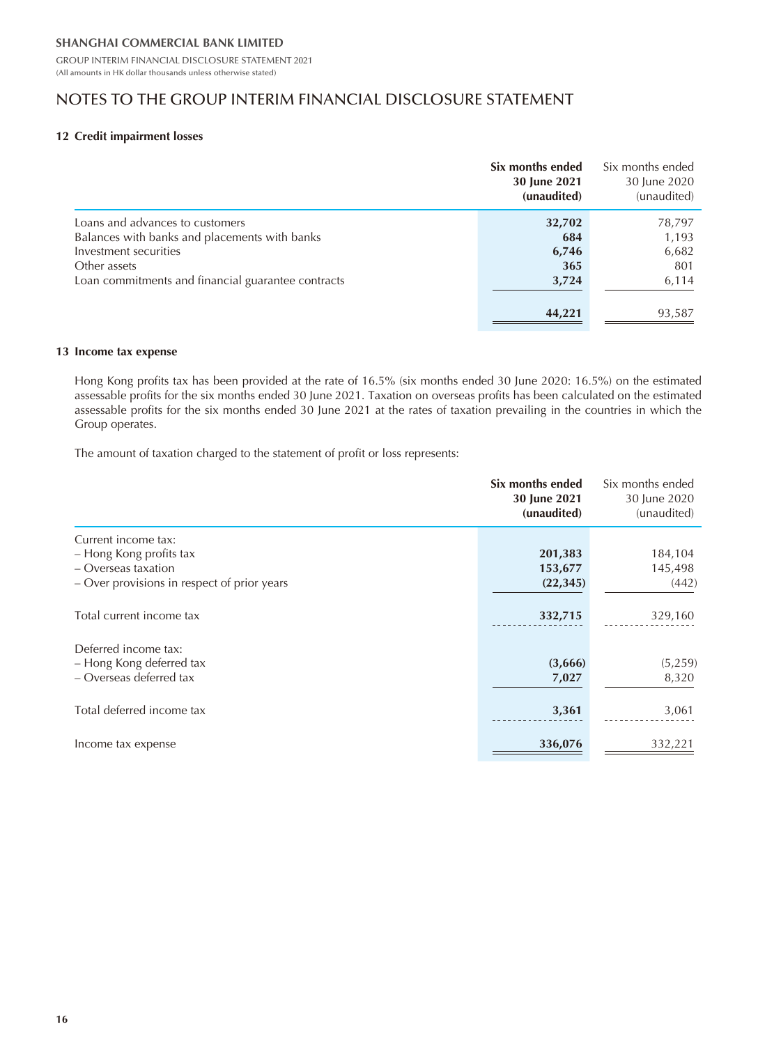# NOTES TO THE GROUP INTERIM FINANCIAL DISCLOSURE STATEMENT

## 12 Credit impairment losses

| | **Six months ended 30 June 2021 (unaudited)** | Six months ended 30 June 2020 (unaudited) |
|---|---|---|
| Loans and advances to customers | **32,702** | 78,797 |
| Balances with banks and placements with banks | **684** | 1,193 |
| Investment securities | **6,746** | 6,682 |
| Other assets | **365** | 801 |
| Loan commitments and financial guarantee contracts | **3,724** | 6,114 |
| | **44,221** | 93,587 |

## 13 Income tax expense

Hong Kong profits tax has been provided at the rate of 16.5% (six months ended 30 June 2020: 16.5%) on the estimated assessable profits for the six months ended 30 June 2021. Taxation on overseas profits has been calculated on the estimated assessable profits for the six months ended 30 June 2021 at the rates of taxation prevailing in the countries in which the Group operates.

The amount of taxation charged to the statement of profit or loss represents:

| | **Six months ended 30 June 2021 (unaudited)** | Six months ended 30 June 2020 (unaudited) |
|---|---|---|
| Current income tax: | | |
| – Hong Kong profits tax | **201,383** | 184,104 |
| – Overseas taxation | **153,677** | 145,498 |
| – Over provisions in respect of prior years | **(22,345)** | (442) |
| Total current income tax | **332,715** | 329,160 |
| Deferred income tax: | | |
| – Hong Kong deferred tax | **(3,666)** | (5,259) |
| – Overseas deferred tax | **7,027** | 8,320 |
| Total deferred income tax | **3,361** | 3,061 |
| Income tax expense | **336,076** | 332,221 |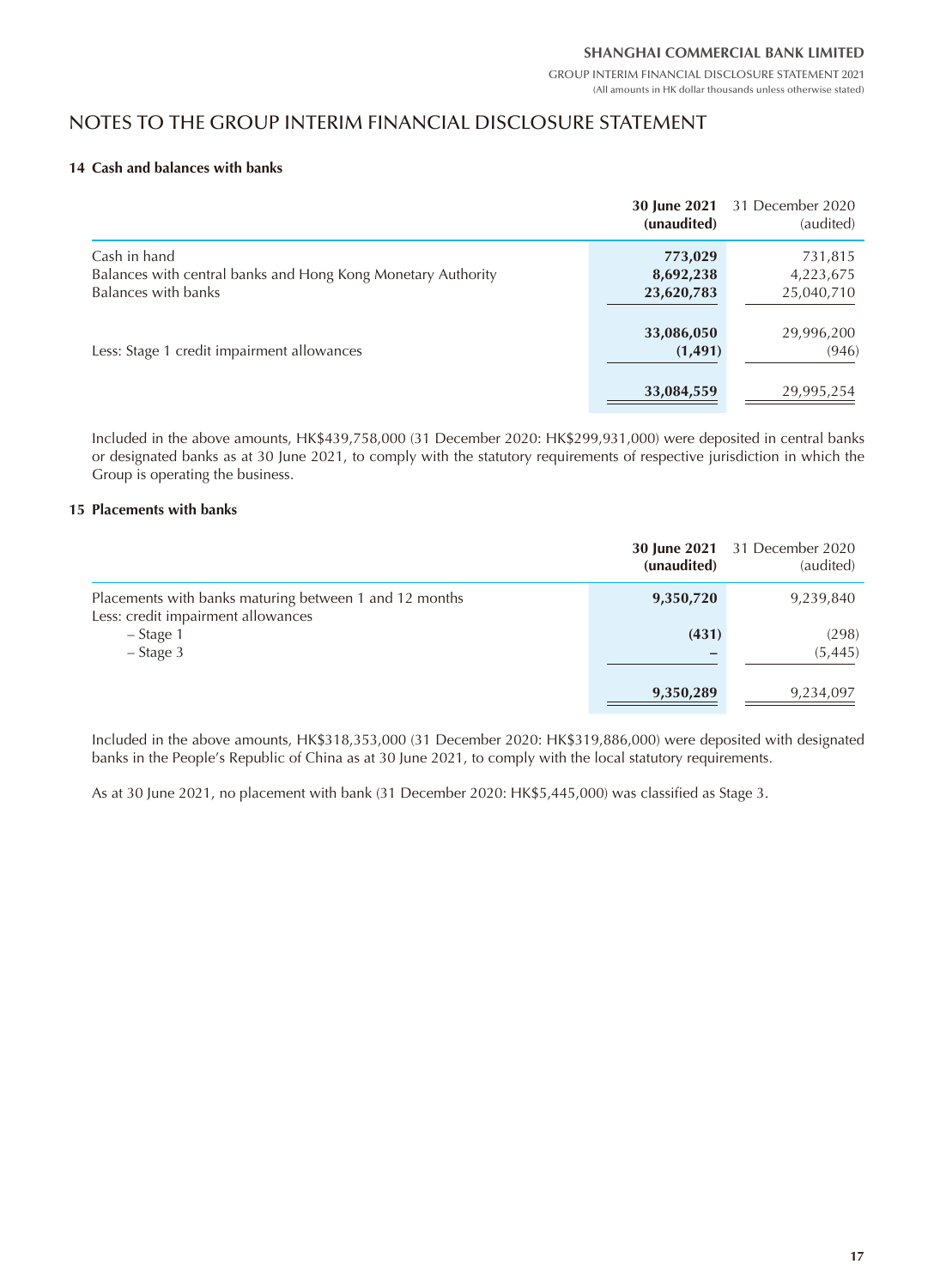# NOTES TO THE GROUP INTERIM FINANCIAL DISCLOSURE STATEMENT

### 14 Cash and balances with banks

| | **30 June 2021 (unaudited)** | 31 December 2020 (audited) |
|---|---|---|
| Cash in hand | **773,029** | 731,815 |
| Balances with central banks and Hong Kong Monetary Authority | **8,692,238** | 4,223,675 |
| Balances with banks | **23,620,783** | 25,040,710 |
| | **33,086,050** | 29,996,200 |
| Less: Stage 1 credit impairment allowances | **(1,491)** | (946) |
| | **33,084,559** | 29,995,254 |

Included in the above amounts, HK$439,758,000 (31 December 2020: HK$299,931,000) were deposited in central banks or designated banks as at 30 June 2021, to comply with the statutory requirements of respective jurisdiction in which the Group is operating the business.

### 15 Placements with banks

| | **30 June 2021 (unaudited)** | 31 December 2020 (audited) |
|---|---|---|
| Placements with banks maturing between 1 and 12 months | **9,350,720** | 9,239,840 |
| Less: credit impairment allowances | | |
| – Stage 1 | **(431)** | (298) |
| – Stage 3 | **–** | (5,445) |
| | **9,350,289** | 9,234,097 |

Included in the above amounts, HK$318,353,000 (31 December 2020: HK$319,886,000) were deposited with designated banks in the People's Republic of China as at 30 June 2021, to comply with the local statutory requirements.

As at 30 June 2021, no placement with bank (31 December 2020: HK$5,445,000) was classified as Stage 3.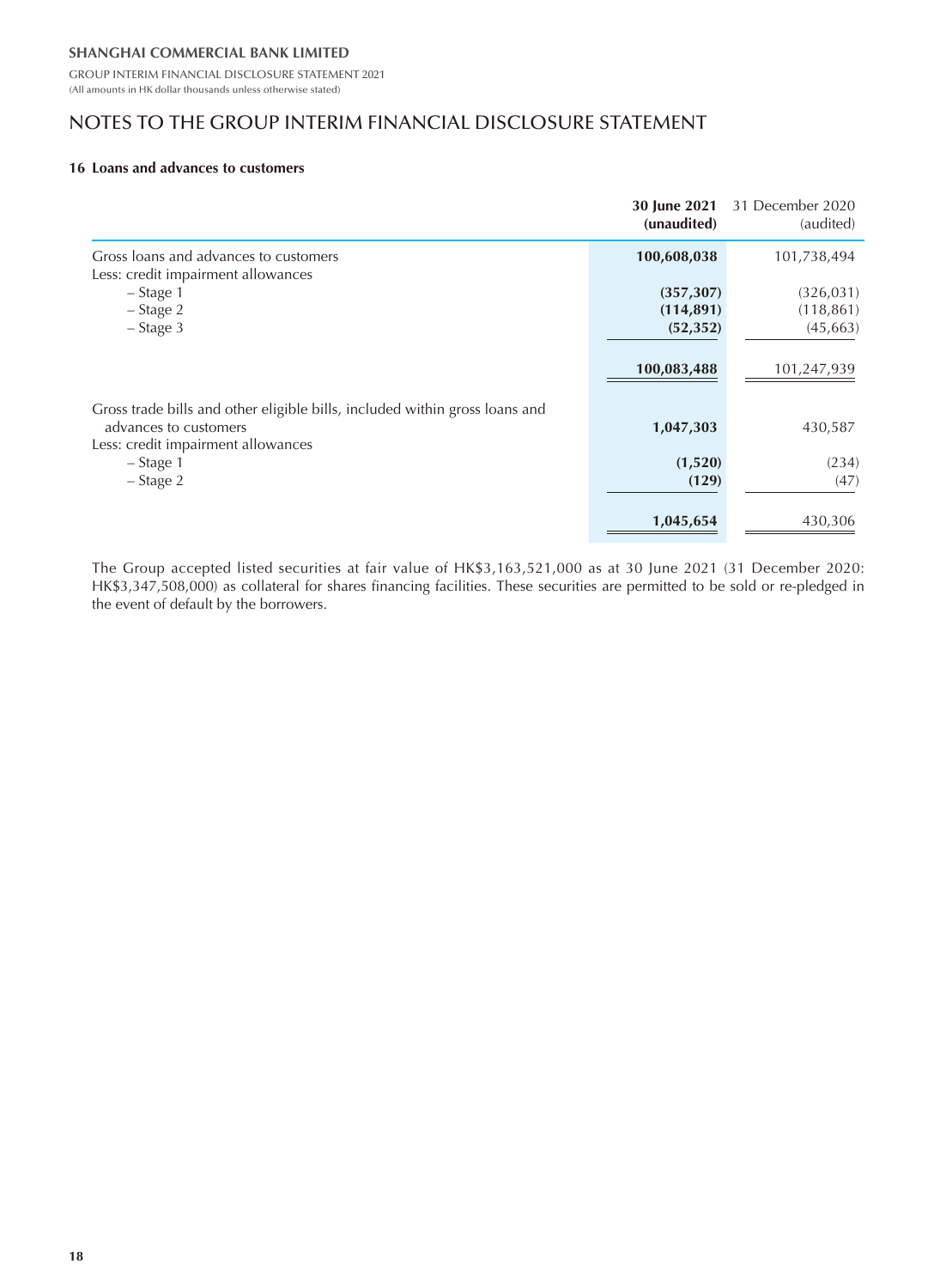# NOTES TO THE GROUP INTERIM FINANCIAL DISCLOSURE STATEMENT

### 16 Loans and advances to customers

| | **30 June 2021 (unaudited)** | 31 December 2020 (audited) |
|---|---|---|
| Gross loans and advances to customers | **100,608,038** | 101,738,494 |
| Less: credit impairment allowances | | |
| – Stage 1 | **(357,307)** | (326,031) |
| – Stage 2 | **(114,891)** | (118,861) |
| – Stage 3 | **(52,352)** | (45,663) |
| | **100,083,488** | 101,247,939 |
| Gross trade bills and other eligible bills, included within gross loans and advances to customers | **1,047,303** | 430,587 |
| Less: credit impairment allowances | | |
| – Stage 1 | **(1,520)** | (234) |
| – Stage 2 | **(129)** | (47) |
| | **1,045,654** | 430,306 |

The Group accepted listed securities at fair value of HK$3,163,521,000 as at 30 June 2021 (31 December 2020: HK$3,347,508,000) as collateral for shares financing facilities. These securities are permitted to be sold or re-pledged in the event of default by the borrowers.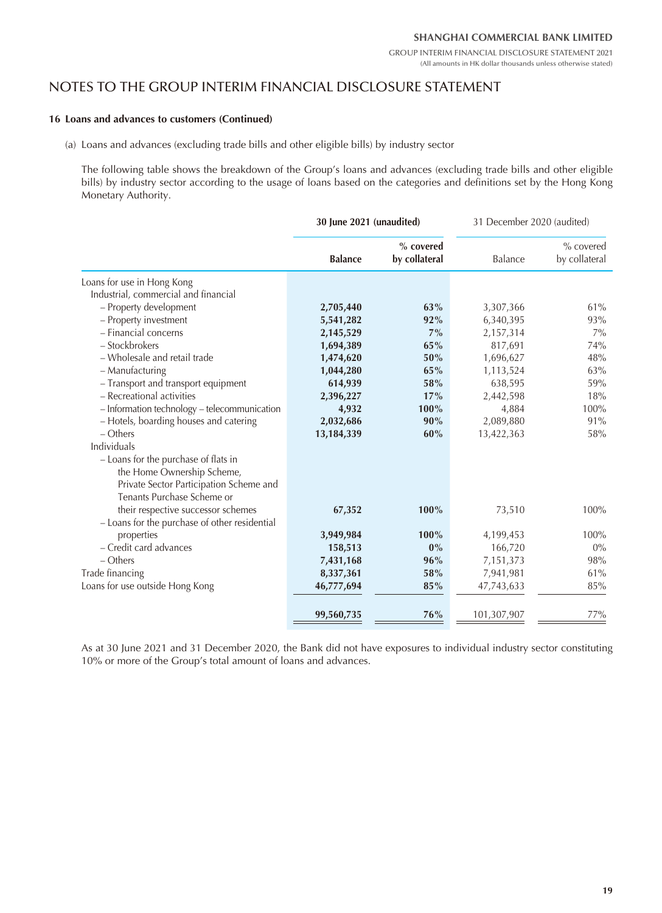## NOTES TO THE GROUP INTERIM FINANCIAL DISCLOSURE STATEMENT

### 16 Loans and advances to customers (Continued)

(a) Loans and advances (excluding trade bills and other eligible bills) by industry sector

The following table shows the breakdown of the Group's loans and advances (excluding trade bills and other eligible bills) by industry sector according to the usage of loans based on the categories and definitions set by the Hong Kong Monetary Authority.

| | **30 June 2021 (unaudited)** | | 31 December 2020 (audited) | |
|---|---|---|---|---|
| | **Balance** | **% covered by collateral** | Balance | % covered by collateral |
| Loans for use in Hong Kong | | | | |
| Industrial, commercial and financial | | | | |
| – Property development | **2,705,440** | **63%** | 3,307,366 | 61% |
| – Property investment | **5,541,282** | **92%** | 6,340,395 | 93% |
| – Financial concerns | **2,145,529** | **7%** | 2,157,314 | 7% |
| – Stockbrokers | **1,694,389** | **65%** | 817,691 | 74% |
| – Wholesale and retail trade | **1,474,620** | **50%** | 1,696,627 | 48% |
| – Manufacturing | **1,044,280** | **65%** | 1,113,524 | 63% |
| – Transport and transport equipment | **614,939** | **58%** | 638,595 | 59% |
| – Recreational activities | **2,396,227** | **17%** | 2,442,598 | 18% |
| – Information technology – telecommunication | **4,932** | **100%** | 4,884 | 100% |
| – Hotels, boarding houses and catering | **2,032,686** | **90%** | 2,089,880 | 91% |
| – Others | **13,184,339** | **60%** | 13,422,363 | 58% |
| Individuals | | | | |
| – Loans for the purchase of flats in the Home Ownership Scheme, Private Sector Participation Scheme and Tenants Purchase Scheme or their respective successor schemes | **67,352** | **100%** | 73,510 | 100% |
| – Loans for the purchase of other residential properties | **3,949,984** | **100%** | 4,199,453 | 100% |
| – Credit card advances | **158,513** | **0%** | 166,720 | 0% |
| – Others | **7,431,168** | **96%** | 7,151,373 | 98% |
| Trade financing | **8,337,361** | **58%** | 7,941,981 | 61% |
| Loans for use outside Hong Kong | **46,777,694** | **85%** | 47,743,633 | 85% |
| | **99,560,735** | **76%** | 101,307,907 | 77% |

As at 30 June 2021 and 31 December 2020, the Bank did not have exposures to individual industry sector constituting 10% or more of the Group's total amount of loans and advances.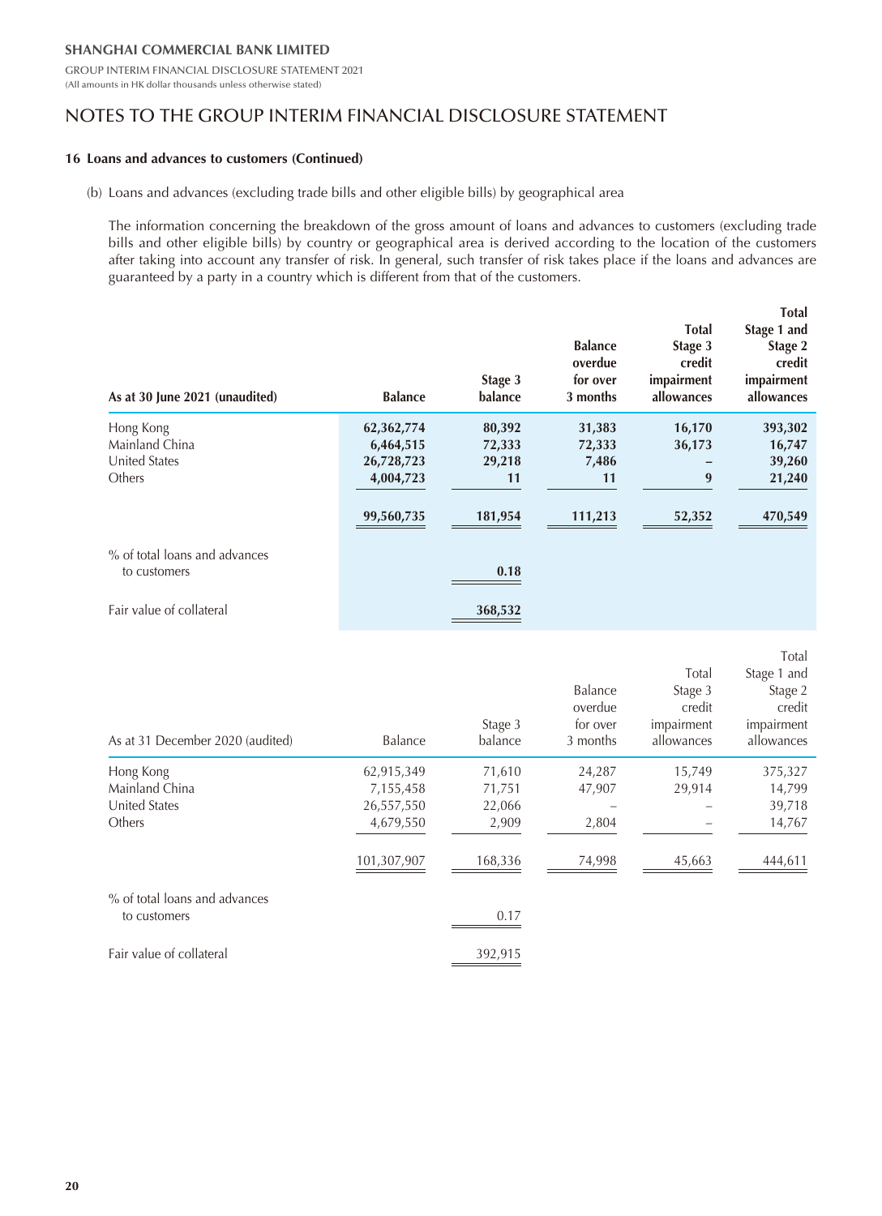# NOTES TO THE GROUP INTERIM FINANCIAL DISCLOSURE STATEMENT

**16 Loans and advances to customers (Continued)**

(b) Loans and advances (excluding trade bills and other eligible bills) by geographical area

The information concerning the breakdown of the gross amount of loans and advances to customers (excluding trade bills and other eligible bills) by country or geographical area is derived according to the location of the customers after taking into account any transfer of risk. In general, such transfer of risk takes place if the loans and advances are guaranteed by a party in a country which is different from that of the customers.

| **As at 30 June 2021 (unaudited)** | **Balance** | **Stage 3 balance** | **Balance overdue for over 3 months** | **Total Stage 3 credit impairment allowances** | **Total Stage 1 and Stage 2 credit impairment allowances** |
|---|---|---|---|---|---|
| Hong Kong | **62,362,774** | **80,392** | **31,383** | **16,170** | **393,302** |
| Mainland China | **6,464,515** | **72,333** | **72,333** | **36,173** | **16,747** |
| United States | **26,728,723** | **29,218** | **7,486** | **–** | **39,260** |
| Others | **4,004,723** | **11** | **11** | **9** | **21,240** |
| | **99,560,735** | **181,954** | **111,213** | **52,352** | **470,549** |
| % of total loans and advances to customers | | **0.18** | | | |
| Fair value of collateral | | **368,532** | | | |

| As at 31 December 2020 (audited) | Balance | Stage 3 balance | Balance overdue for over 3 months | Total Stage 3 credit impairment allowances | Total Stage 1 and Stage 2 credit impairment allowances |
|---|---|---|---|---|---|
| Hong Kong | 62,915,349 | 71,610 | 24,287 | 15,749 | 375,327 |
| Mainland China | 7,155,458 | 71,751 | 47,907 | 29,914 | 14,799 |
| United States | 26,557,550 | 22,066 | – | – | 39,718 |
| Others | 4,679,550 | 2,909 | 2,804 | – | 14,767 |
| | 101,307,907 | 168,336 | 74,998 | 45,663 | 444,611 |
| % of total loans and advances to customers | | 0.17 | | | |
| Fair value of collateral | | 392,915 | | | |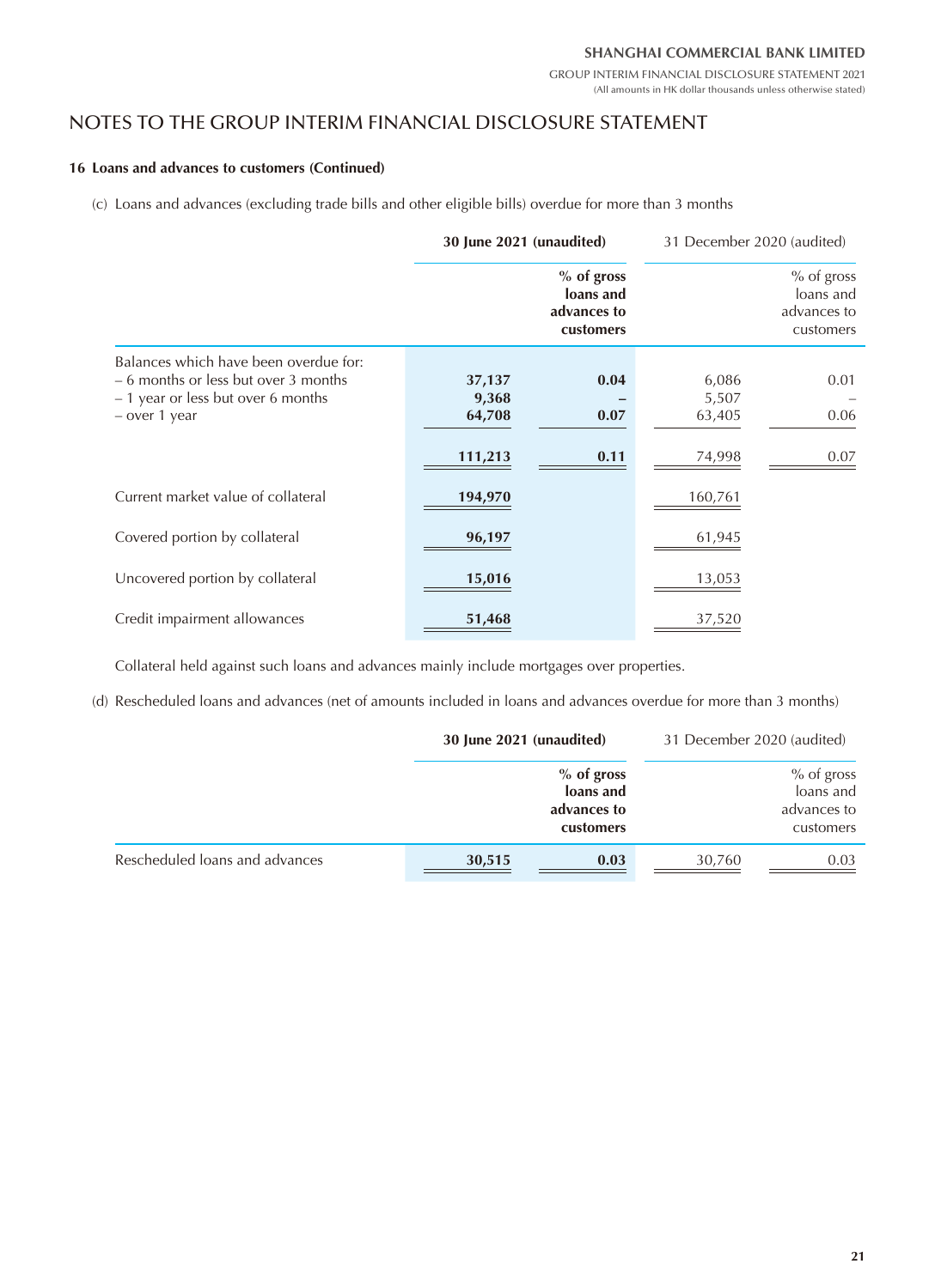# NOTES TO THE GROUP INTERIM FINANCIAL DISCLOSURE STATEMENT

**16 Loans and advances to customers (Continued)**

(c) Loans and advances (excluding trade bills and other eligible bills) overdue for more than 3 months

| | **30 June 2021 (unaudited)** | | 31 December 2020 (audited) | |
|---|---|---|---|---|
| | | **% of gross loans and advances to customers** | | % of gross loans and advances to customers |
| Balances which have been overdue for: | | | | |
| – 6 months or less but over 3 months | **37,137** | **0.04** | 6,086 | 0.01 |
| – 1 year or less but over 6 months | **9,368** | **–** | 5,507 | – |
| – over 1 year | **64,708** | **0.07** | 63,405 | 0.06 |
| | **111,213** | **0.11** | 74,998 | 0.07 |
| Current market value of collateral | **194,970** | | 160,761 | |
| Covered portion by collateral | **96,197** | | 61,945 | |
| Uncovered portion by collateral | **15,016** | | 13,053 | |
| Credit impairment allowances | **51,468** | | 37,520 | |

Collateral held against such loans and advances mainly include mortgages over properties.

(d) Rescheduled loans and advances (net of amounts included in loans and advances overdue for more than 3 months)

| | **30 June 2021 (unaudited)** | | 31 December 2020 (audited) | |
|---|---|---|---|---|
| | | **% of gross loans and advances to customers** | | % of gross loans and advances to customers |
| Rescheduled loans and advances | **30,515** | **0.03** | 30,760 | 0.03 |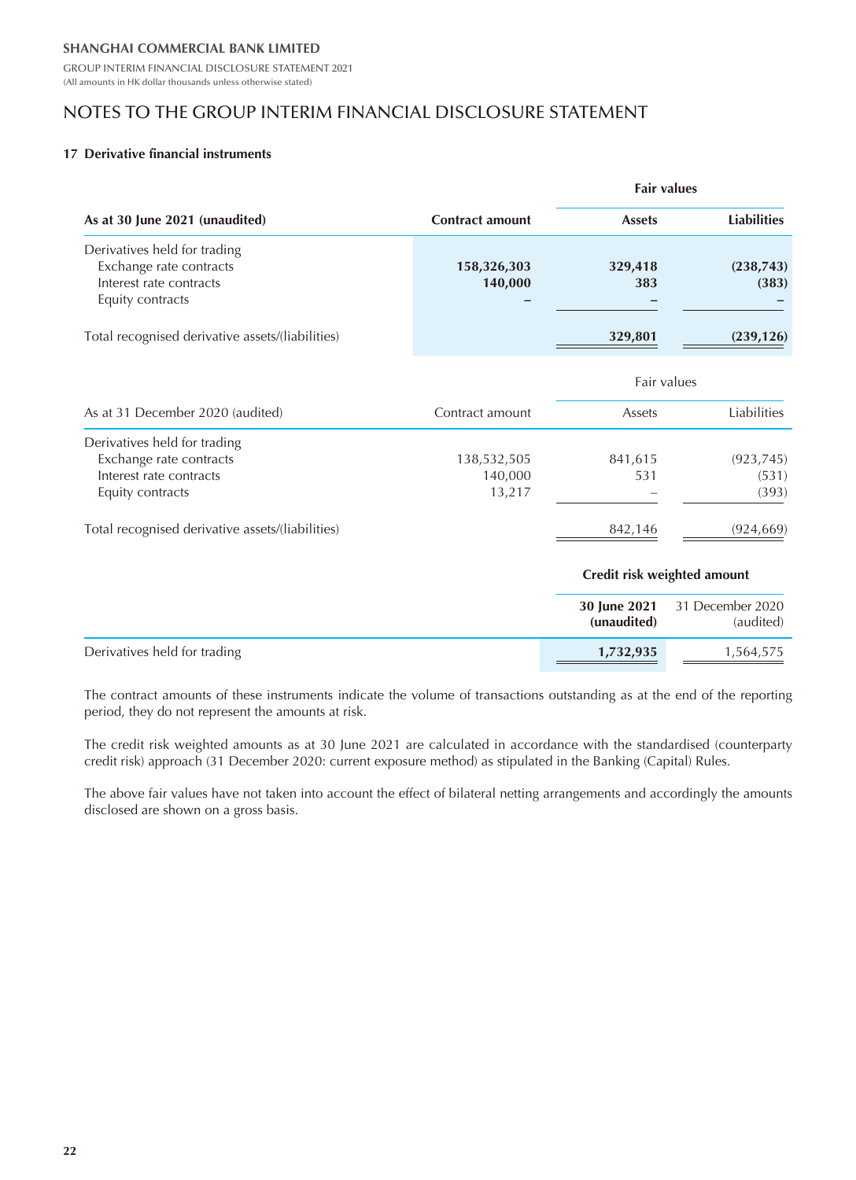## 17 Derivative financial instruments

| As at 30 June 2021 (unaudited) | Contract amount | Fair values | |
|---|---|---|---|
| | | **Assets** | **Liabilities** |
| Derivatives held for trading | | | |
| Exchange rate contracts | **158,326,303** | **329,418** | **(238,743)** |
| Interest rate contracts | **140,000** | **383** | **(383)** |
| Equity contracts | **–** | **–** | **–** |
| Total recognised derivative assets/(liabilities) | | **329,801** | **(239,126)** |

| As at 31 December 2020 (audited) | Contract amount | Fair values | |
|---|---|---|---|
| | | Assets | Liabilities |
| Derivatives held for trading | | | |
| Exchange rate contracts | 138,532,505 | 841,615 | (923,745) |
| Interest rate contracts | 140,000 | 531 | (531) |
| Equity contracts | 13,217 | – | (393) |
| Total recognised derivative assets/(liabilities) | | 842,146 | (924,669) |

| | Credit risk weighted amount | |
|---|---|---|
| | **30 June 2021 (unaudited)** | 31 December 2020 (audited) |
| Derivatives held for trading | **1,732,935** | 1,564,575 |

The contract amounts of these instruments indicate the volume of transactions outstanding as at the end of the reporting period, they do not represent the amounts at risk.

The credit risk weighted amounts as at 30 June 2021 are calculated in accordance with the standardised (counterparty credit risk) approach (31 December 2020: current exposure method) as stipulated in the Banking (Capital) Rules.

The above fair values have not taken into account the effect of bilateral netting arrangements and accordingly the amounts disclosed are shown on a gross basis.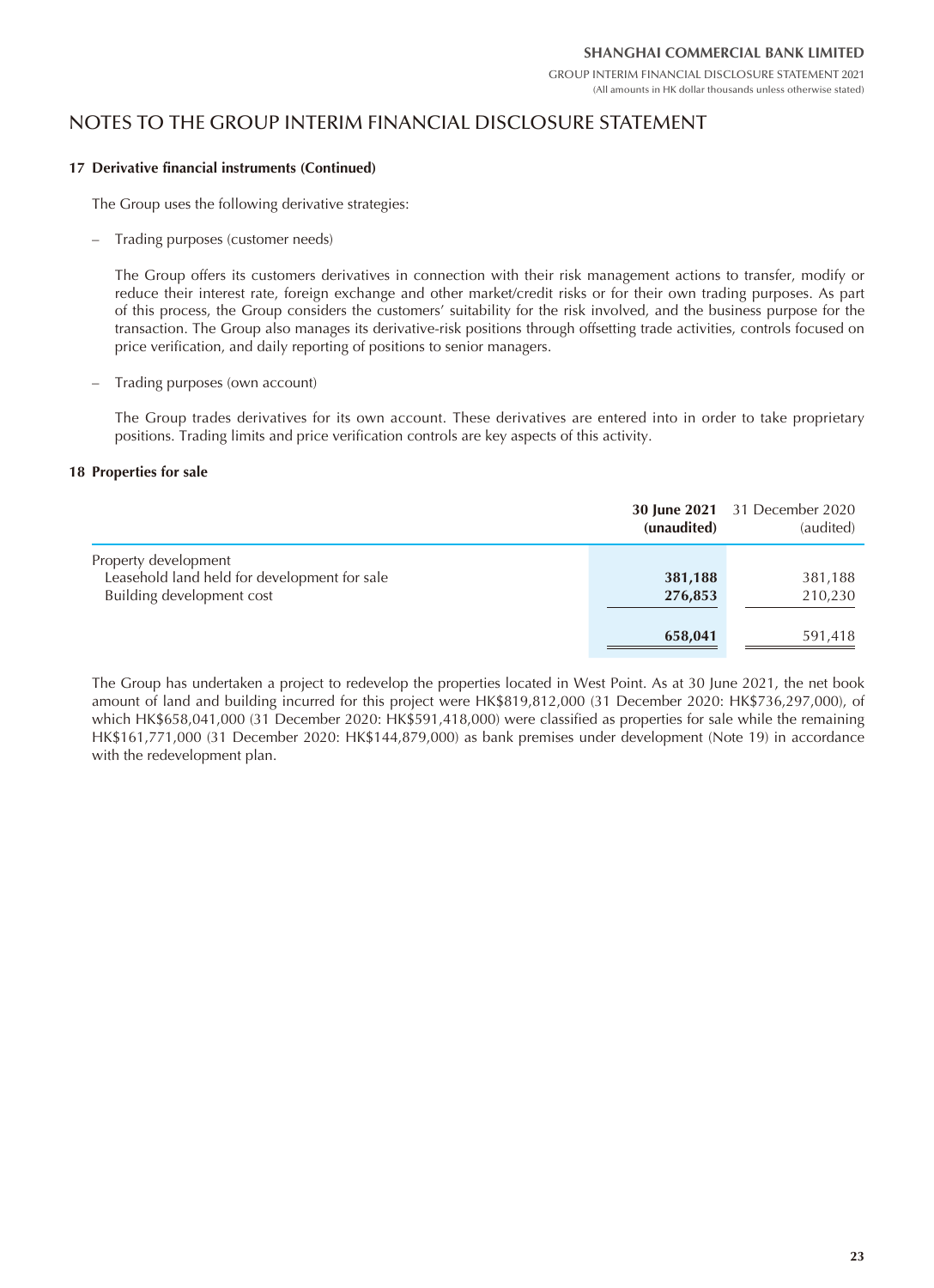## NOTES TO THE GROUP INTERIM FINANCIAL DISCLOSURE STATEMENT

### 17 Derivative financial instruments (Continued)

The Group uses the following derivative strategies:

– Trading purposes (customer needs)

  The Group offers its customers derivatives in connection with their risk management actions to transfer, modify or reduce their interest rate, foreign exchange and other market/credit risks or for their own trading purposes. As part of this process, the Group considers the customers' suitability for the risk involved, and the business purpose for the transaction. The Group also manages its derivative-risk positions through offsetting trade activities, controls focused on price verification, and daily reporting of positions to senior managers.

– Trading purposes (own account)

  The Group trades derivatives for its own account. These derivatives are entered into in order to take proprietary positions. Trading limits and price verification controls are key aspects of this activity.

### 18 Properties for sale

| | **30 June 2021 (unaudited)** | 31 December 2020 (audited) |
|---|---|---|
| Property development | | |
| Leasehold land held for development for sale | **381,188** | 381,188 |
| Building development cost | **276,853** | 210,230 |
| | **658,041** | 591,418 |

The Group has undertaken a project to redevelop the properties located in West Point. As at 30 June 2021, the net book amount of land and building incurred for this project were HK$819,812,000 (31 December 2020: HK$736,297,000), of which HK$658,041,000 (31 December 2020: HK$591,418,000) were classified as properties for sale while the remaining HK$161,771,000 (31 December 2020: HK$144,879,000) as bank premises under development (Note 19) in accordance with the redevelopment plan.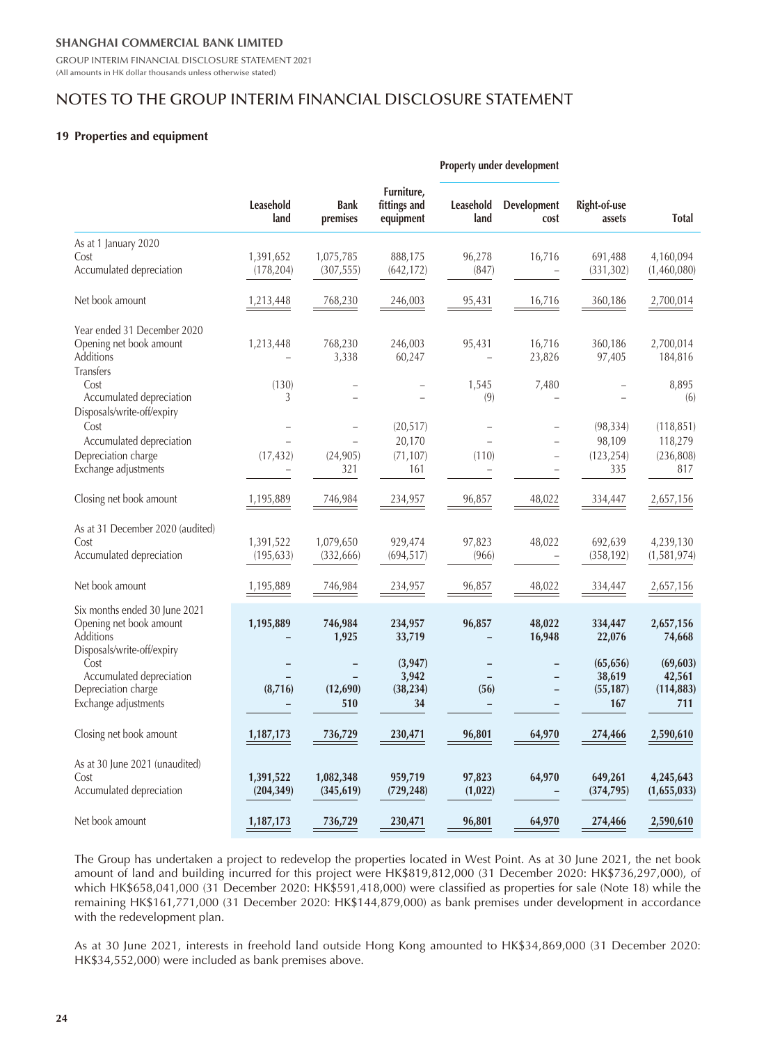SHANGHAI COMMERCIAL BANK LIMITED

GROUP INTERIM FINANCIAL DISCLOSURE STATEMENT 2021
(All amounts in HK dollar thousands unless otherwise stated)

# NOTES TO THE GROUP INTERIM FINANCIAL DISCLOSURE STATEMENT

## 19 Properties and equipment

| | Leasehold land | Bank premises | Furniture, fittings and equipment | Property under development | | Right-of-use assets | Total |
|---|---|---|---|---|---|---|---|
| | | | | Leasehold land | Development cost | | |
| **As at 1 January 2020** | | | | | | | |
| Cost | 1,391,652 | 1,075,785 | 888,175 | 96,278 | 16,716 | 691,488 | 4,160,094 |
| Accumulated depreciation | (178,204) | (307,555) | (642,172) | (847) | – | (331,302) | (1,460,080) |
| Net book amount | 1,213,448 | 768,230 | 246,003 | 95,431 | 16,716 | 360,186 | 2,700,014 |
| **Year ended 31 December 2020** | | | | | | | |
| Opening net book amount | 1,213,448 | 768,230 | 246,003 | 95,431 | 16,716 | 360,186 | 2,700,014 |
| Additions | – | 3,338 | 60,247 | – | 23,826 | 97,405 | 184,816 |
| Transfers | | | | | | | |
| Cost | (130) | – | – | 1,545 | 7,480 | – | 8,895 |
| Accumulated depreciation | 3 | – | – | (9) | – | – | (6) |
| Disposals/write-off/expiry | | | | | | | |
| Cost | – | – | (20,517) | – | – | (98,334) | (118,851) |
| Accumulated depreciation | – | – | 20,170 | – | – | 98,109 | 118,279 |
| Depreciation charge | (17,432) | (24,905) | (71,107) | (110) | – | (123,254) | (236,808) |
| Exchange adjustments | – | 321 | 161 | – | – | 335 | 817 |
| Closing net book amount | 1,195,889 | 746,984 | 234,957 | 96,857 | 48,022 | 334,447 | 2,657,156 |
| **As at 31 December 2020 (audited)** | | | | | | | |
| Cost | 1,391,522 | 1,079,650 | 929,474 | 97,823 | 48,022 | 692,639 | 4,239,130 |
| Accumulated depreciation | (195,633) | (332,666) | (694,517) | (966) | – | (358,192) | (1,581,974) |
| Net book amount | 1,195,889 | 746,984 | 234,957 | 96,857 | 48,022 | 334,447 | 2,657,156 |
| **Six months ended 30 June 2021** | | | | | | | |
| Opening net book amount | **1,195,889** | **746,984** | **234,957** | **96,857** | **48,022** | **334,447** | **2,657,156** |
| Additions | **–** | **1,925** | **33,719** | **–** | **16,948** | **22,076** | **74,668** |
| Disposals/write-off/expiry | | | | | | | |
| Cost | **–** | **–** | **(3,947)** | **–** | **–** | **(65,656)** | **(69,603)** |
| Accumulated depreciation | **–** | **–** | **3,942** | **–** | **–** | **38,619** | **42,561** |
| Depreciation charge | **(8,716)** | **(12,690)** | **(38,234)** | **(56)** | **–** | **(55,187)** | **(114,883)** |
| Exchange adjustments | **–** | **510** | **34** | **–** | **–** | **167** | **711** |
| Closing net book amount | **1,187,173** | **736,729** | **230,471** | **96,801** | **64,970** | **274,466** | **2,590,610** |
| **As at 30 June 2021 (unaudited)** | | | | | | | |
| Cost | **1,391,522** | **1,082,348** | **959,719** | **97,823** | **64,970** | **649,261** | **4,245,643** |
| Accumulated depreciation | **(204,349)** | **(345,619)** | **(729,248)** | **(1,022)** | **–** | **(374,795)** | **(1,655,033)** |
| Net book amount | **1,187,173** | **736,729** | **230,471** | **96,801** | **64,970** | **274,466** | **2,590,610** |

The Group has undertaken a project to redevelop the properties located in West Point. As at 30 June 2021, the net book amount of land and building incurred for this project were HK$819,812,000 (31 December 2020: HK$736,297,000), of which HK$658,041,000 (31 December 2020: HK$591,418,000) were classified as properties for sale (Note 18) while the remaining HK$161,771,000 (31 December 2020: HK$144,879,000) as bank premises under development in accordance with the redevelopment plan.

As at 30 June 2021, interests in freehold land outside Hong Kong amounted to HK$34,869,000 (31 December 2020: HK$34,552,000) were included as bank premises above.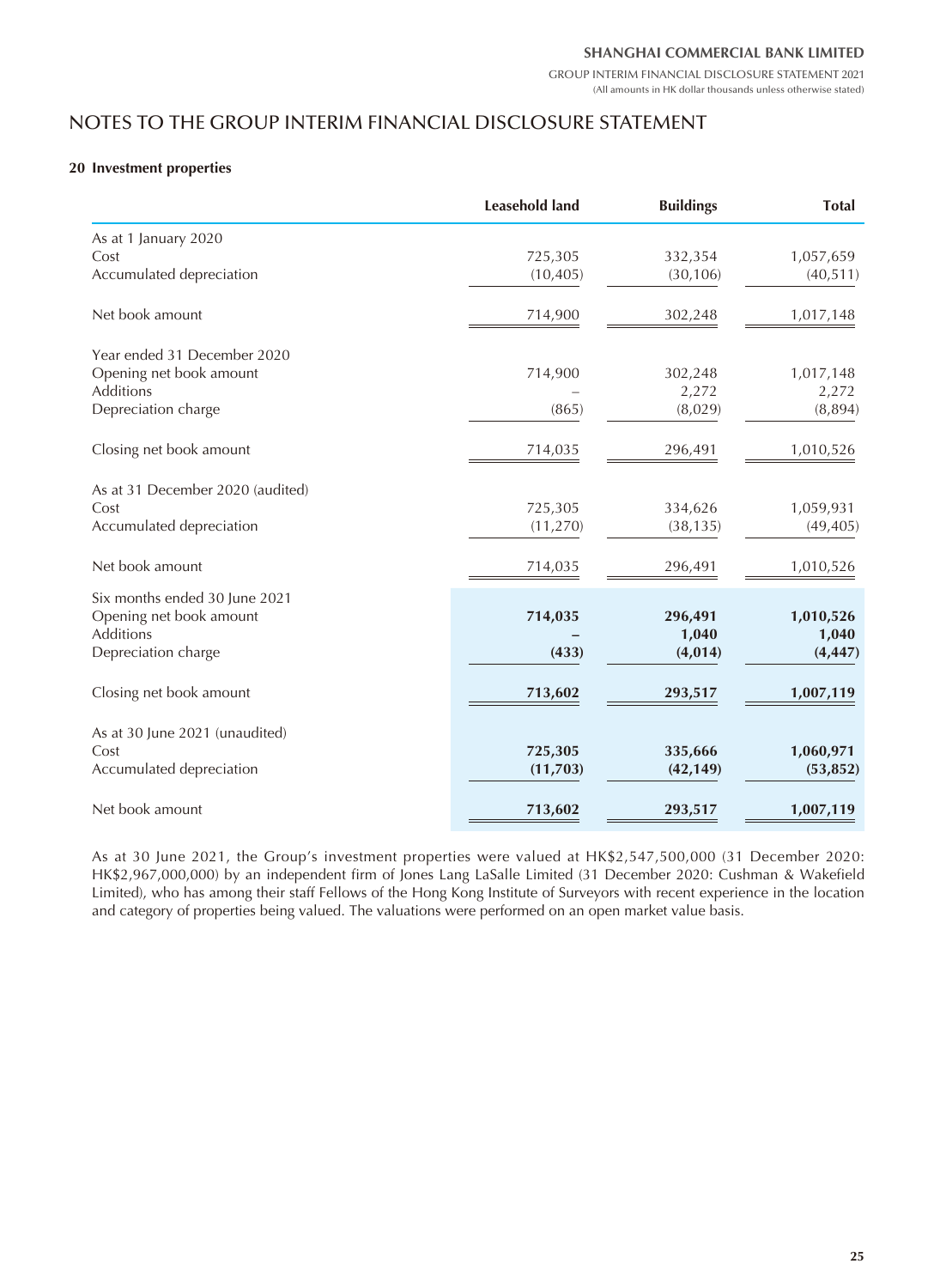## NOTES TO THE GROUP INTERIM FINANCIAL DISCLOSURE STATEMENT

### 20 Investment properties

| | Leasehold land | Buildings | Total |
|---|---|---|---|
| As at 1 January 2020 | | | |
| Cost | 725,305 | 332,354 | 1,057,659 |
| Accumulated depreciation | (10,405) | (30,106) | (40,511) |
| Net book amount | 714,900 | 302,248 | 1,017,148 |
| Year ended 31 December 2020 | | | |
| Opening net book amount | 714,900 | 302,248 | 1,017,148 |
| Additions | – | 2,272 | 2,272 |
| Depreciation charge | (865) | (8,029) | (8,894) |
| Closing net book amount | 714,035 | 296,491 | 1,010,526 |
| As at 31 December 2020 (audited) | | | |
| Cost | 725,305 | 334,626 | 1,059,931 |
| Accumulated depreciation | (11,270) | (38,135) | (49,405) |
| Net book amount | 714,035 | 296,491 | 1,010,526 |
| Six months ended 30 June 2021 | | | |
| Opening net book amount | **714,035** | **296,491** | **1,010,526** |
| Additions | **–** | **1,040** | **1,040** |
| Depreciation charge | **(433)** | **(4,014)** | **(4,447)** |
| Closing net book amount | **713,602** | **293,517** | **1,007,119** |
| As at 30 June 2021 (unaudited) | | | |
| Cost | **725,305** | **335,666** | **1,060,971** |
| Accumulated depreciation | **(11,703)** | **(42,149)** | **(53,852)** |
| Net book amount | **713,602** | **293,517** | **1,007,119** |

As at 30 June 2021, the Group's investment properties were valued at HK$2,547,500,000 (31 December 2020: HK$2,967,000,000) by an independent firm of Jones Lang LaSalle Limited (31 December 2020: Cushman & Wakefield Limited), who has among their staff Fellows of the Hong Kong Institute of Surveyors with recent experience in the location and category of properties being valued. The valuations were performed on an open market value basis.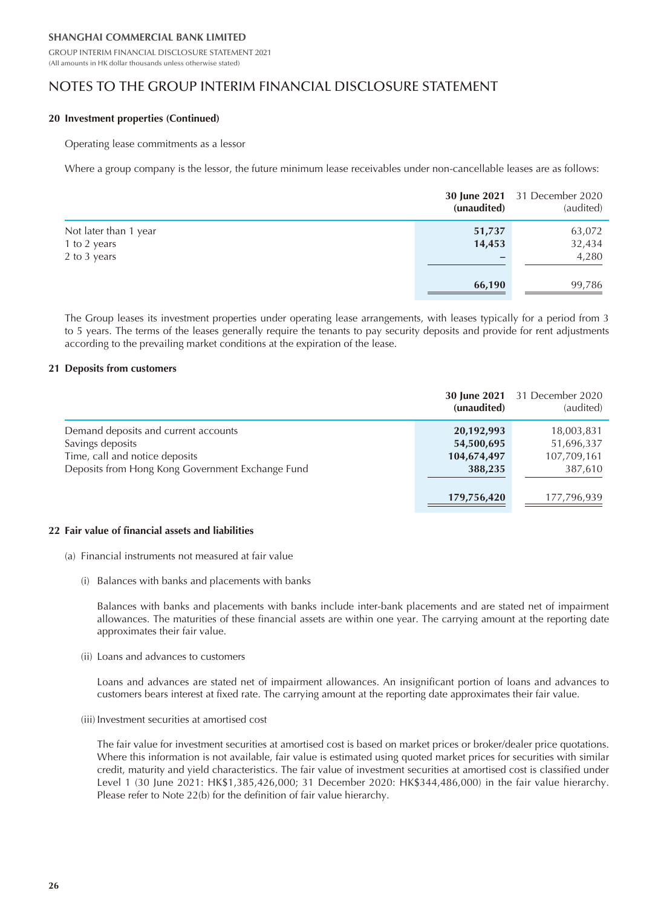# NOTES TO THE GROUP INTERIM FINANCIAL DISCLOSURE STATEMENT

**20 Investment properties (Continued)**

Operating lease commitments as a lessor

Where a group company is the lessor, the future minimum lease receivables under non-cancellable leases are as follows:

| | **30 June 2021 (unaudited)** | 31 December 2020 (audited) |
|---|---|---|
| Not later than 1 year | **51,737** | 63,072 |
| 1 to 2 years | **14,453** | 32,434 |
| 2 to 3 years | **–** | 4,280 |
| | **66,190** | 99,786 |

The Group leases its investment properties under operating lease arrangements, with leases typically for a period from 3 to 5 years. The terms of the leases generally require the tenants to pay security deposits and provide for rent adjustments according to the prevailing market conditions at the expiration of the lease.

**21 Deposits from customers**

| | **30 June 2021 (unaudited)** | 31 December 2020 (audited) |
|---|---|---|
| Demand deposits and current accounts | **20,192,993** | 18,003,831 |
| Savings deposits | **54,500,695** | 51,696,337 |
| Time, call and notice deposits | **104,674,497** | 107,709,161 |
| Deposits from Hong Kong Government Exchange Fund | **388,235** | 387,610 |
| | **179,756,420** | 177,796,939 |

**22 Fair value of financial assets and liabilities**

(a) Financial instruments not measured at fair value

(i) Balances with banks and placements with banks

Balances with banks and placements with banks include inter-bank placements and are stated net of impairment allowances. The maturities of these financial assets are within one year. The carrying amount at the reporting date approximates their fair value.

(ii) Loans and advances to customers

Loans and advances are stated net of impairment allowances. An insignificant portion of loans and advances to customers bears interest at fixed rate. The carrying amount at the reporting date approximates their fair value.

(iii) Investment securities at amortised cost

The fair value for investment securities at amortised cost is based on market prices or broker/dealer price quotations. Where this information is not available, fair value is estimated using quoted market prices for securities with similar credit, maturity and yield characteristics. The fair value of investment securities at amortised cost is classified under Level 1 (30 June 2021: HK$1,385,426,000; 31 December 2020: HK$344,486,000) in the fair value hierarchy. Please refer to Note 22(b) for the definition of fair value hierarchy.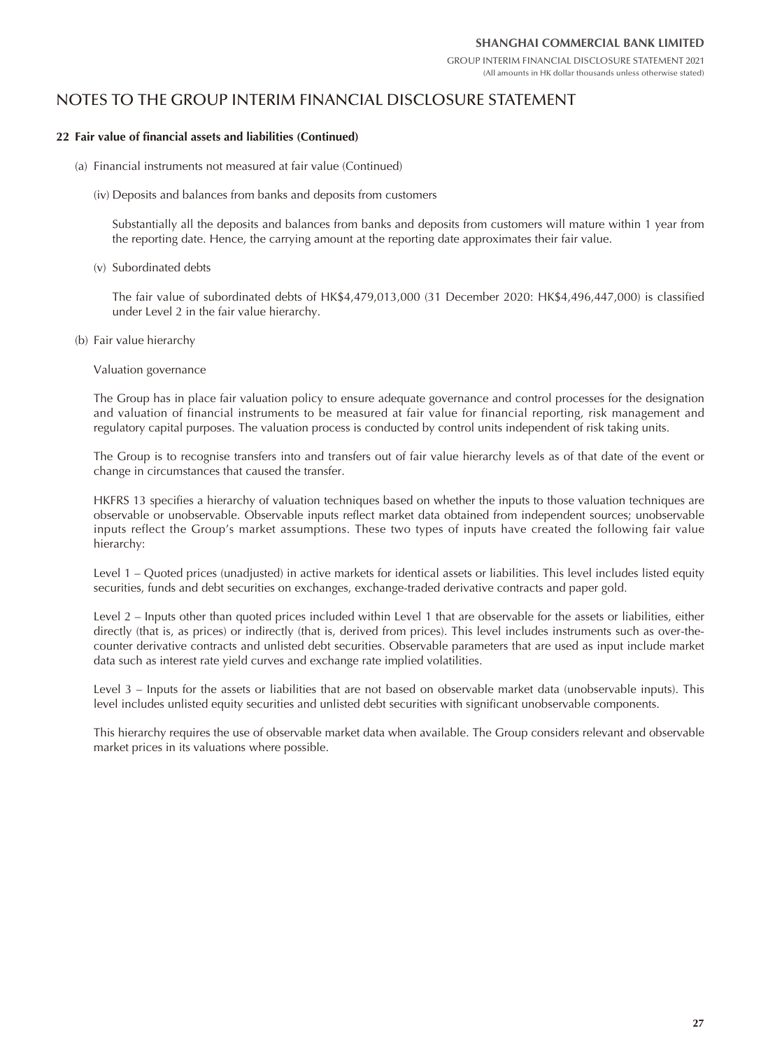# NOTES TO THE GROUP INTERIM FINANCIAL DISCLOSURE STATEMENT

**22 Fair value of financial assets and liabilities (Continued)**

(a) Financial instruments not measured at fair value (Continued)

(iv) Deposits and balances from banks and deposits from customers

Substantially all the deposits and balances from banks and deposits from customers will mature within 1 year from the reporting date. Hence, the carrying amount at the reporting date approximates their fair value.

(v) Subordinated debts

The fair value of subordinated debts of HK$4,479,013,000 (31 December 2020: HK$4,496,447,000) is classified under Level 2 in the fair value hierarchy.

(b) Fair value hierarchy

Valuation governance

The Group has in place fair valuation policy to ensure adequate governance and control processes for the designation and valuation of financial instruments to be measured at fair value for financial reporting, risk management and regulatory capital purposes. The valuation process is conducted by control units independent of risk taking units.

The Group is to recognise transfers into and transfers out of fair value hierarchy levels as of that date of the event or change in circumstances that caused the transfer.

HKFRS 13 specifies a hierarchy of valuation techniques based on whether the inputs to those valuation techniques are observable or unobservable. Observable inputs reflect market data obtained from independent sources; unobservable inputs reflect the Group's market assumptions. These two types of inputs have created the following fair value hierarchy:

Level 1 – Quoted prices (unadjusted) in active markets for identical assets or liabilities. This level includes listed equity securities, funds and debt securities on exchanges, exchange-traded derivative contracts and paper gold.

Level 2 – Inputs other than quoted prices included within Level 1 that are observable for the assets or liabilities, either directly (that is, as prices) or indirectly (that is, derived from prices). This level includes instruments such as over-the-counter derivative contracts and unlisted debt securities. Observable parameters that are used as input include market data such as interest rate yield curves and exchange rate implied volatilities.

Level 3 – Inputs for the assets or liabilities that are not based on observable market data (unobservable inputs). This level includes unlisted equity securities and unlisted debt securities with significant unobservable components.

This hierarchy requires the use of observable market data when available. The Group considers relevant and observable market prices in its valuations where possible.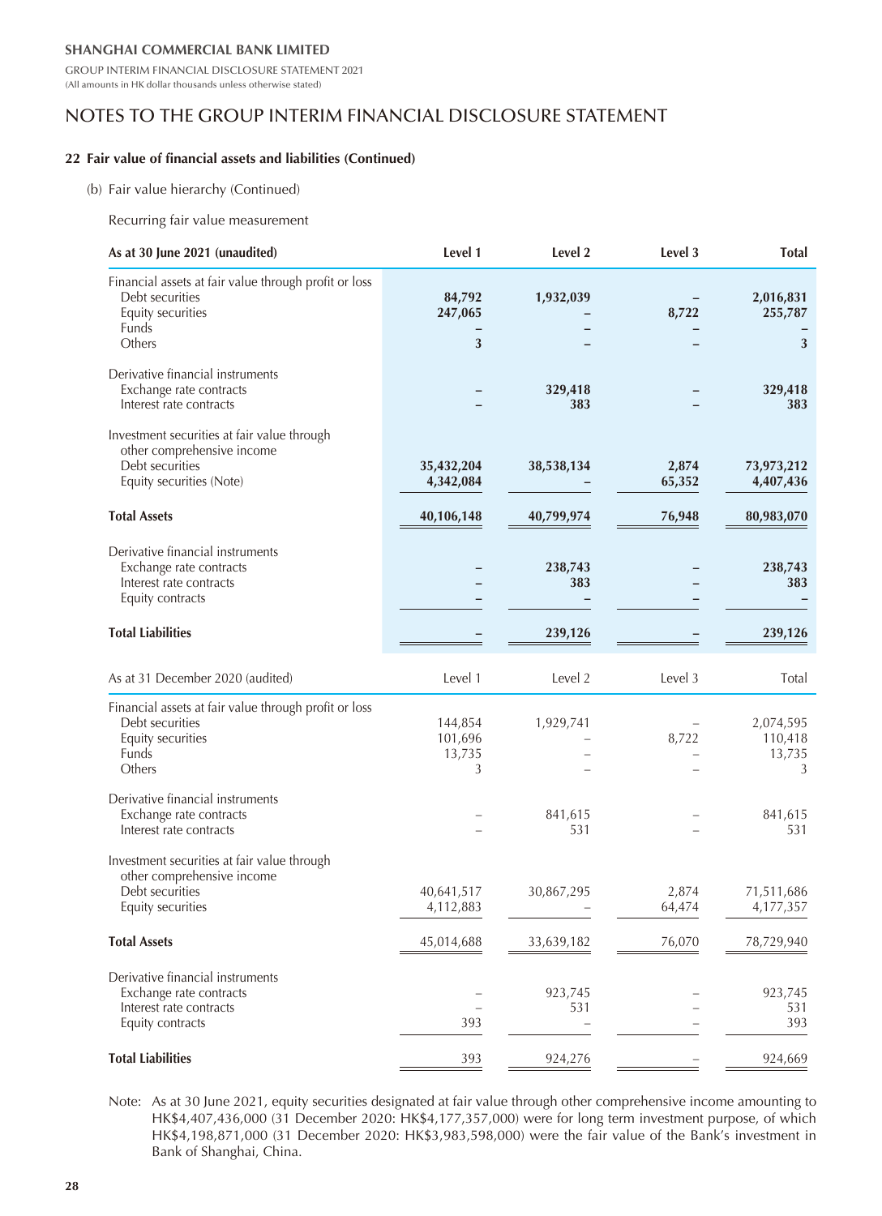## NOTES TO THE GROUP INTERIM FINANCIAL DISCLOSURE STATEMENT

### 22 Fair value of financial assets and liabilities (Continued)

(b) Fair value hierarchy (Continued)

Recurring fair value measurement

| **As at 30 June 2021 (unaudited)** | **Level 1** | **Level 2** | **Level 3** | **Total** |
|---|---|---|---|---|
| Financial assets at fair value through profit or loss | | | | |
| Debt securities | **84,792** | **1,932,039** | **–** | **2,016,831** |
| Equity securities | **247,065** | **–** | **8,722** | **255,787** |
| Funds | **–** | **–** | **–** | **–** |
| Others | **3** | **–** | **–** | **3** |
| Derivative financial instruments | | | | |
| Exchange rate contracts | **–** | **329,418** | **–** | **329,418** |
| Interest rate contracts | **–** | **383** | **–** | **383** |
| Investment securities at fair value through other comprehensive income | | | | |
| Debt securities | **35,432,204** | **38,538,134** | **2,874** | **73,973,212** |
| Equity securities (Note) | **4,342,084** | **–** | **65,352** | **4,407,436** |
| **Total Assets** | **40,106,148** | **40,799,974** | **76,948** | **80,983,070** |
| Derivative financial instruments | | | | |
| Exchange rate contracts | **–** | **238,743** | **–** | **238,743** |
| Interest rate contracts | **–** | **383** | **–** | **383** |
| Equity contracts | **–** | **–** | **–** | **–** |
| **Total Liabilities** | **–** | **239,126** | **–** | **239,126** |

| As at 31 December 2020 (audited) | Level 1 | Level 2 | Level 3 | Total |
|---|---|---|---|---|
| Financial assets at fair value through profit or loss | | | | |
| Debt securities | 144,854 | 1,929,741 | – | 2,074,595 |
| Equity securities | 101,696 | – | 8,722 | 110,418 |
| Funds | 13,735 | – | – | 13,735 |
| Others | 3 | – | – | 3 |
| Derivative financial instruments | | | | |
| Exchange rate contracts | – | 841,615 | – | 841,615 |
| Interest rate contracts | – | 531 | – | 531 |
| Investment securities at fair value through other comprehensive income | | | | |
| Debt securities | 40,641,517 | 30,867,295 | 2,874 | 71,511,686 |
| Equity securities | 4,112,883 | – | 64,474 | 4,177,357 |
| **Total Assets** | 45,014,688 | 33,639,182 | 76,070 | 78,729,940 |
| Derivative financial instruments | | | | |
| Exchange rate contracts | – | 923,745 | – | 923,745 |
| Interest rate contracts | – | 531 | – | 531 |
| Equity contracts | 393 | – | – | 393 |
| **Total Liabilities** | 393 | 924,276 | – | 924,669 |

Note: As at 30 June 2021, equity securities designated at fair value through other comprehensive income amounting to HK$4,407,436,000 (31 December 2020: HK$4,177,357,000) were for long term investment purpose, of which HK$4,198,871,000 (31 December 2020: HK$3,983,598,000) were the fair value of the Bank's investment in Bank of Shanghai, China.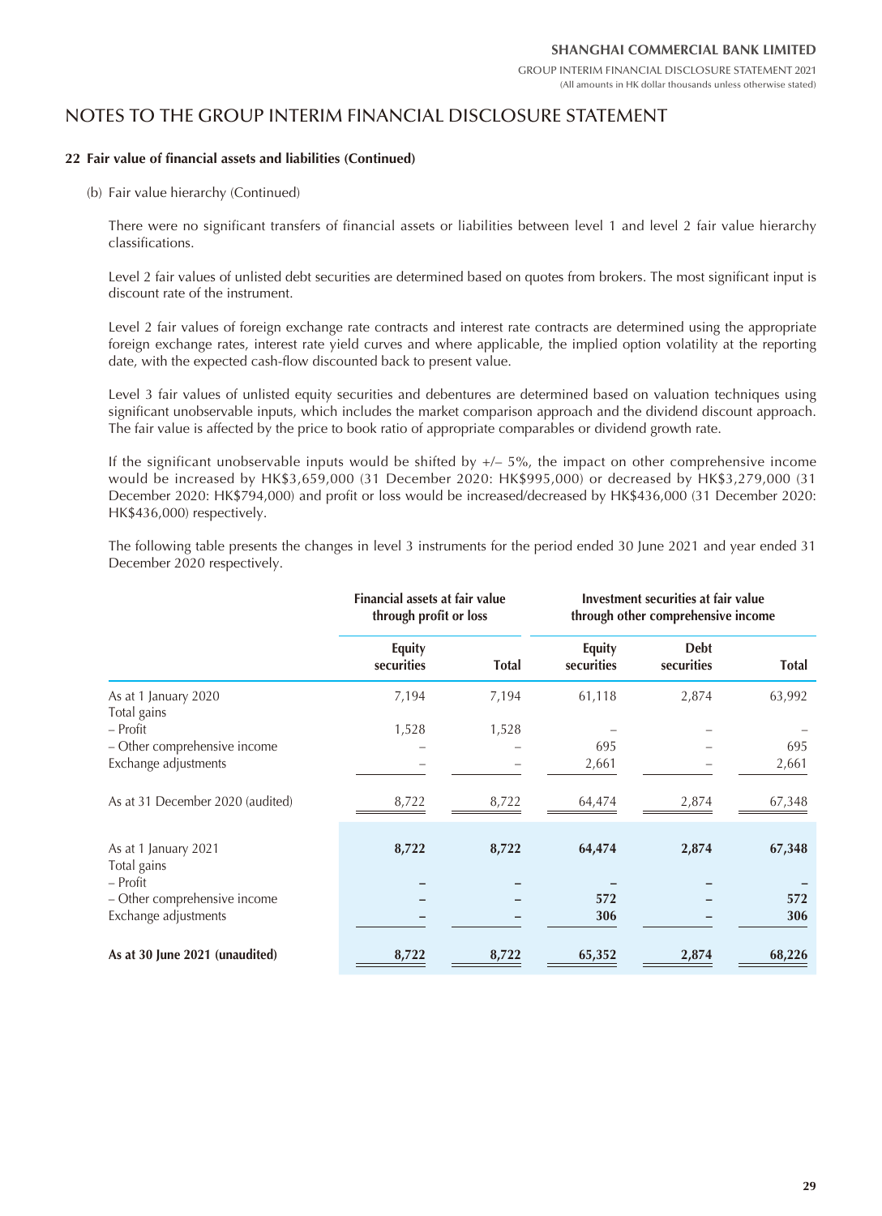# NOTES TO THE GROUP INTERIM FINANCIAL DISCLOSURE STATEMENT

**22 Fair value of financial assets and liabilities (Continued)**

(b) Fair value hierarchy (Continued)

There were no significant transfers of financial assets or liabilities between level 1 and level 2 fair value hierarchy classifications.

Level 2 fair values of unlisted debt securities are determined based on quotes from brokers. The most significant input is discount rate of the instrument.

Level 2 fair values of foreign exchange rate contracts and interest rate contracts are determined using the appropriate foreign exchange rates, interest rate yield curves and where applicable, the implied option volatility at the reporting date, with the expected cash-flow discounted back to present value.

Level 3 fair values of unlisted equity securities and debentures are determined based on valuation techniques using significant unobservable inputs, which includes the market comparison approach and the dividend discount approach. The fair value is affected by the price to book ratio of appropriate comparables or dividend growth rate.

If the significant unobservable inputs would be shifted by +/– 5%, the impact on other comprehensive income would be increased by HK$3,659,000 (31 December 2020: HK$995,000) or decreased by HK$3,279,000 (31 December 2020: HK$794,000) and profit or loss would be increased/decreased by HK$436,000 (31 December 2020: HK$436,000) respectively.

The following table presents the changes in level 3 instruments for the period ended 30 June 2021 and year ended 31 December 2020 respectively.

| | Financial assets at fair value through profit or loss | | Investment securities at fair value through other comprehensive income | | |
|---|---|---|---|---|---|
| | **Equity securities** | **Total** | **Equity securities** | **Debt securities** | **Total** |
| As at 1 January 2020 | 7,194 | 7,194 | 61,118 | 2,874 | 63,992 |
| Total gains | | | | | |
| – Profit | 1,528 | 1,528 | – | – | – |
| – Other comprehensive income | – | – | 695 | – | 695 |
| Exchange adjustments | – | – | 2,661 | – | 2,661 |
| As at 31 December 2020 (audited) | 8,722 | 8,722 | 64,474 | 2,874 | 67,348 |
| As at 1 January 2021 | **8,722** | **8,722** | **64,474** | **2,874** | **67,348** |
| Total gains | | | | | |
| – Profit | **–** | **–** | **–** | **–** | **–** |
| – Other comprehensive income | **–** | **–** | **572** | **–** | **572** |
| Exchange adjustments | **–** | **–** | **306** | **–** | **306** |
| **As at 30 June 2021 (unaudited)** | **8,722** | **8,722** | **65,352** | **2,874** | **68,226** |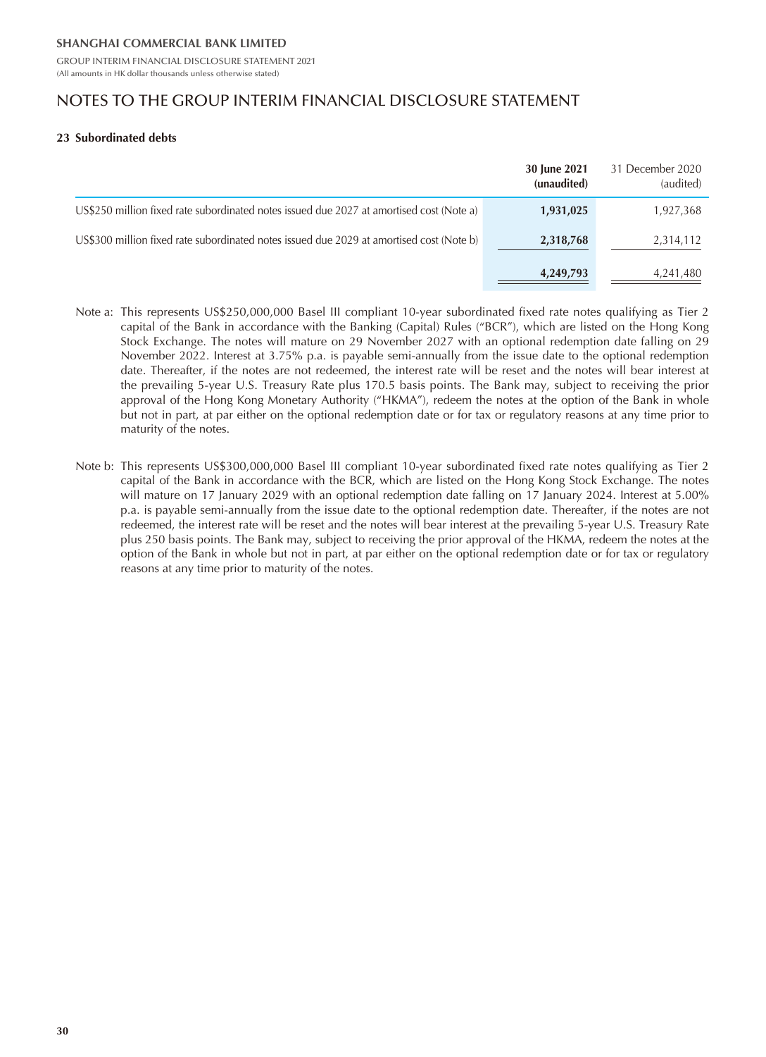# NOTES TO THE GROUP INTERIM FINANCIAL DISCLOSURE STATEMENT

## 23 Subordinated debts

| | **30 June 2021 (unaudited)** | 31 December 2020 (audited) |
|---|---|---|
| US$250 million fixed rate subordinated notes issued due 2027 at amortised cost (Note a) | **1,931,025** | 1,927,368 |
| US$300 million fixed rate subordinated notes issued due 2029 at amortised cost (Note b) | **2,318,768** | 2,314,112 |
| | **4,249,793** | 4,241,480 |

Note a: This represents US$250,000,000 Basel III compliant 10-year subordinated fixed rate notes qualifying as Tier 2 capital of the Bank in accordance with the Banking (Capital) Rules ("BCR"), which are listed on the Hong Kong Stock Exchange. The notes will mature on 29 November 2027 with an optional redemption date falling on 29 November 2022. Interest at 3.75% p.a. is payable semi-annually from the issue date to the optional redemption date. Thereafter, if the notes are not redeemed, the interest rate will be reset and the notes will bear interest at the prevailing 5-year U.S. Treasury Rate plus 170.5 basis points. The Bank may, subject to receiving the prior approval of the Hong Kong Monetary Authority ("HKMA"), redeem the notes at the option of the Bank in whole but not in part, at par either on the optional redemption date or for tax or regulatory reasons at any time prior to maturity of the notes.

Note b: This represents US$300,000,000 Basel III compliant 10-year subordinated fixed rate notes qualifying as Tier 2 capital of the Bank in accordance with the BCR, which are listed on the Hong Kong Stock Exchange. The notes will mature on 17 January 2029 with an optional redemption date falling on 17 January 2024. Interest at 5.00% p.a. is payable semi-annually from the issue date to the optional redemption date. Thereafter, if the notes are not redeemed, the interest rate will be reset and the notes will bear interest at the prevailing 5-year U.S. Treasury Rate plus 250 basis points. The Bank may, subject to receiving the prior approval of the HKMA, redeem the notes at the option of the Bank in whole but not in part, at par either on the optional redemption date or for tax or regulatory reasons at any time prior to maturity of the notes.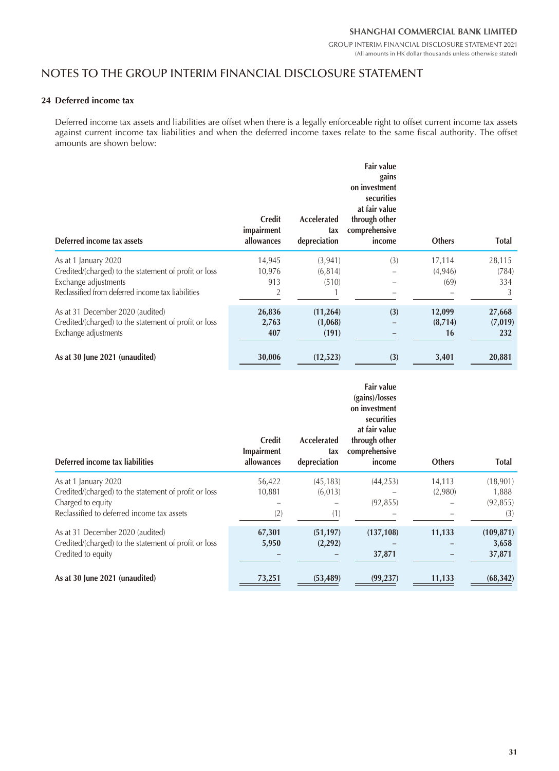## NOTES TO THE GROUP INTERIM FINANCIAL DISCLOSURE STATEMENT

### 24 Deferred income tax

Deferred income tax assets and liabilities are offset when there is a legally enforceable right to offset current income tax assets against current income tax liabilities and when the deferred income taxes relate to the same fiscal authority. The offset amounts are shown below:

| Deferred income tax assets | Credit impairment allowances | Accelerated tax depreciation | Fair value gains on investment securities at fair value through other comprehensive income | Others | Total |
|---|---|---|---|---|---|
| As at 1 January 2020 | 14,945 | (3,941) | (3) | 17,114 | 28,115 |
| Credited/(charged) to the statement of profit or loss | 10,976 | (6,814) | – | (4,946) | (784) |
| Exchange adjustments | 913 | (510) | – | (69) | 334 |
| Reclassified from deferred income tax liabilities | 2 | 1 | – | – | 3 |
| As at 31 December 2020 (audited) | **26,836** | **(11,264)** | **(3)** | **12,099** | **27,668** |
| Credited/(charged) to the statement of profit or loss | **2,763** | **(1,068)** | **–** | **(8,714)** | **(7,019)** |
| Exchange adjustments | **407** | **(191)** | **–** | **16** | **232** |
| **As at 30 June 2021 (unaudited)** | **30,006** | **(12,523)** | **(3)** | **3,401** | **20,881** |

| Deferred income tax liabilities | Credit Impairment allowances | Accelerated tax depreciation | Fair value (gains)/losses on investment securities at fair value through other comprehensive income | Others | Total |
|---|---|---|---|---|---|
| As at 1 January 2020 | 56,422 | (45,183) | (44,253) | 14,113 | (18,901) |
| Credited/(charged) to the statement of profit or loss | 10,881 | (6,013) | – | (2,980) | 1,888 |
| Charged to equity | – | – | (92,855) | – | (92,855) |
| Reclassified to deferred income tax assets | (2) | (1) | – | – | (3) |
| As at 31 December 2020 (audited) | **67,301** | **(51,197)** | **(137,108)** | **11,133** | **(109,871)** |
| Credited/(charged) to the statement of profit or loss | **5,950** | **(2,292)** | **–** | **–** | **3,658** |
| Credited to equity | **–** | **–** | **37,871** | **–** | **37,871** |
| **As at 30 June 2021 (unaudited)** | **73,251** | **(53,489)** | **(99,237)** | **11,133** | **(68,342)** |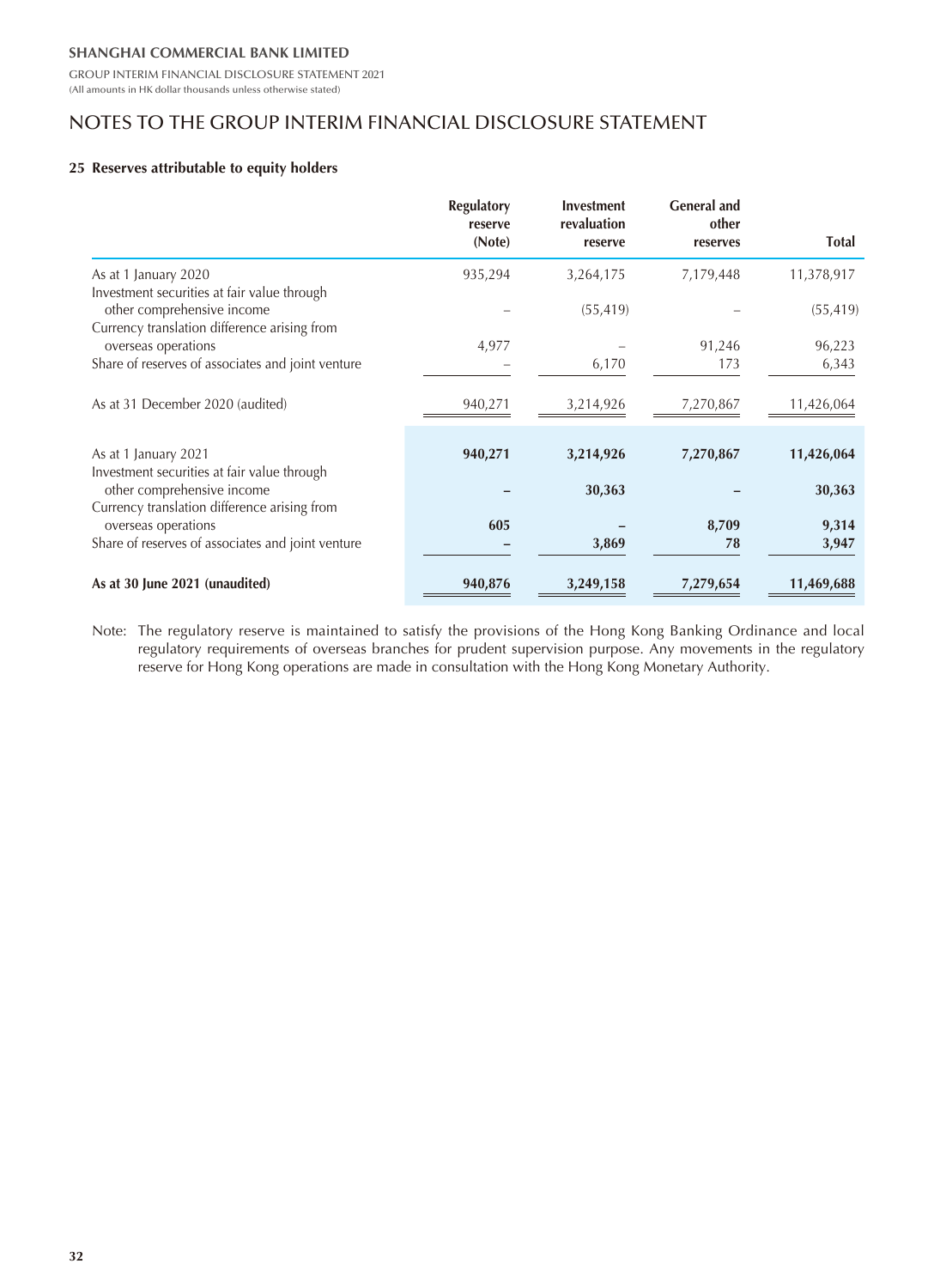## NOTES TO THE GROUP INTERIM FINANCIAL DISCLOSURE STATEMENT

### 25 Reserves attributable to equity holders

| | Regulatory reserve (Note) | Investment revaluation reserve | General and other reserves | Total |
|---|---|---|---|---|
| As at 1 January 2020 | 935,294 | 3,264,175 | 7,179,448 | 11,378,917 |
| Investment securities at fair value through other comprehensive income | – | (55,419) | – | (55,419) |
| Currency translation difference arising from overseas operations | 4,977 | – | 91,246 | 96,223 |
| Share of reserves of associates and joint venture | – | 6,170 | 173 | 6,343 |
| As at 31 December 2020 (audited) | 940,271 | 3,214,926 | 7,270,867 | 11,426,064 |
| **As at 1 January 2021** | **940,271** | **3,214,926** | **7,270,867** | **11,426,064** |
| Investment securities at fair value through other comprehensive income | **–** | **30,363** | **–** | **30,363** |
| Currency translation difference arising from overseas operations | **605** | **–** | **8,709** | **9,314** |
| Share of reserves of associates and joint venture | **–** | **3,869** | **78** | **3,947** |
| **As at 30 June 2021 (unaudited)** | **940,876** | **3,249,158** | **7,279,654** | **11,469,688** |

Note: The regulatory reserve is maintained to satisfy the provisions of the Hong Kong Banking Ordinance and local regulatory requirements of overseas branches for prudent supervision purpose. Any movements in the regulatory reserve for Hong Kong operations are made in consultation with the Hong Kong Monetary Authority.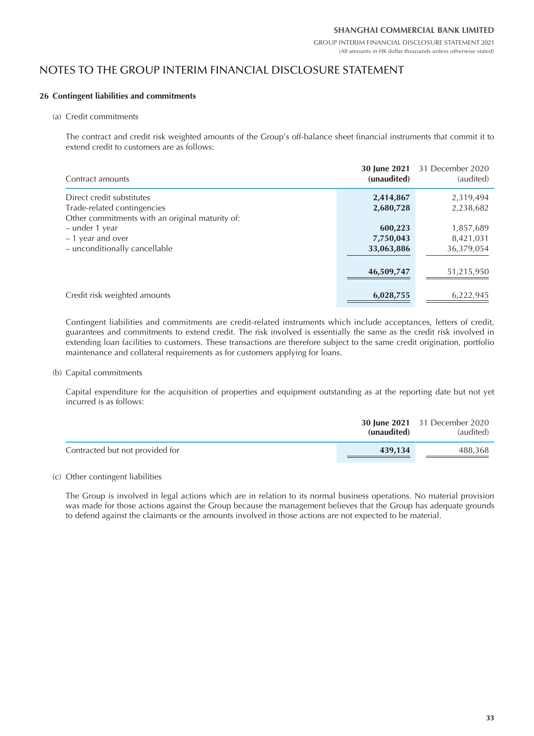## NOTES TO THE GROUP INTERIM FINANCIAL DISCLOSURE STATEMENT

### 26 Contingent liabilities and commitments

(a) Credit commitments

The contract and credit risk weighted amounts of the Group's off-balance sheet financial instruments that commit it to extend credit to customers are as follows:

| Contract amounts | **30 June 2021 (unaudited)** | 31 December 2020 (audited) |
|---|---|---|
| Direct credit substitutes | **2,414,867** | 2,319,494 |
| Trade-related contingencies | **2,680,728** | 2,238,682 |
| Other commitments with an original maturity of: | | |
| – under 1 year | **600,223** | 1,857,689 |
| – 1 year and over | **7,750,043** | 8,421,031 |
| – unconditionally cancellable | **33,063,886** | 36,379,054 |
| | **46,509,747** | 51,215,950 |
| Credit risk weighted amounts | **6,028,755** | 6,222,945 |

Contingent liabilities and commitments are credit-related instruments which include acceptances, letters of credit, guarantees and commitments to extend credit. The risk involved is essentially the same as the credit risk involved in extending loan facilities to customers. These transactions are therefore subject to the same credit origination, portfolio maintenance and collateral requirements as for customers applying for loans.

(b) Capital commitments

Capital expenditure for the acquisition of properties and equipment outstanding as at the reporting date but not yet incurred is as follows:

| | **30 June 2021 (unaudited)** | 31 December 2020 (audited) |
|---|---|---|
| Contracted but not provided for | **439,134** | 488,368 |

(c) Other contingent liabilities

The Group is involved in legal actions which are in relation to its normal business operations. No material provision was made for those actions against the Group because the management believes that the Group has adequate grounds to defend against the claimants or the amounts involved in those actions are not expected to be material.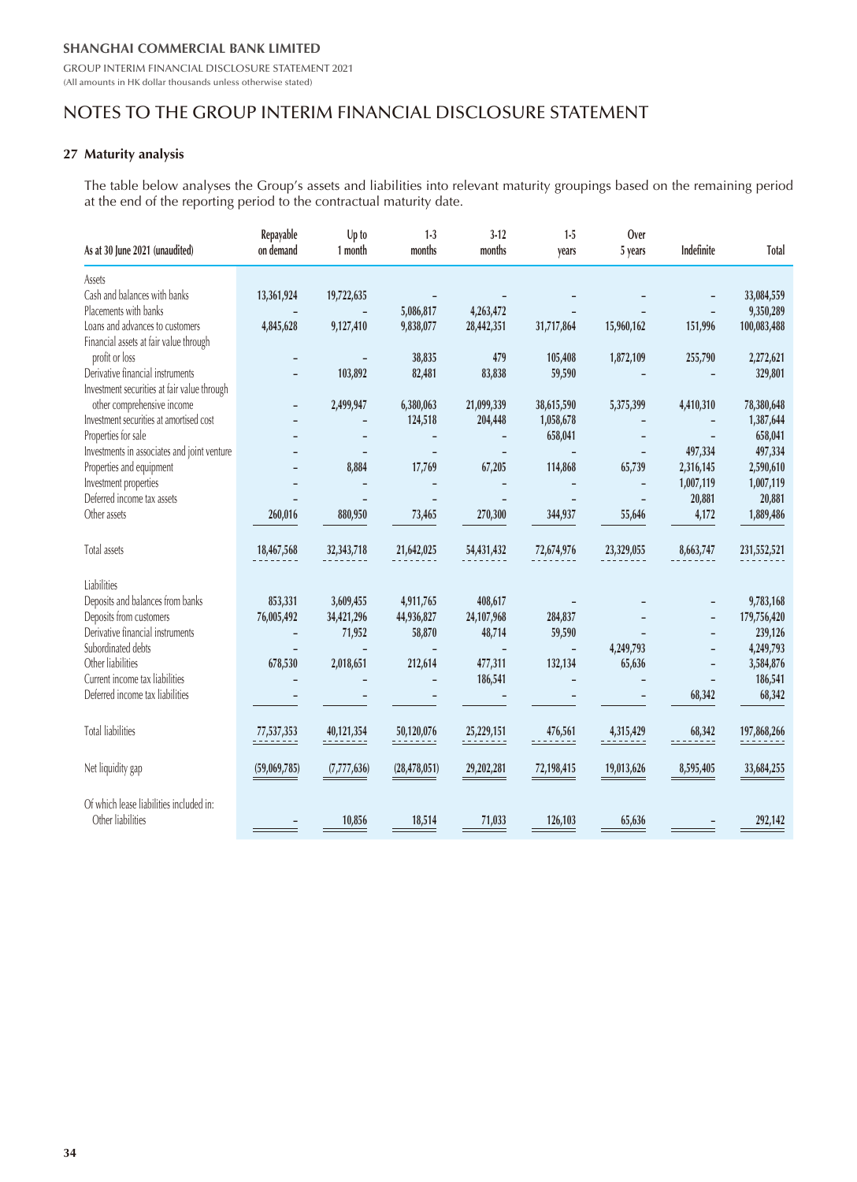SHANGHAI COMMERCIAL BANK LIMITED

GROUP INTERIM FINANCIAL DISCLOSURE STATEMENT 2021
(All amounts in HK dollar thousands unless otherwise stated)

# NOTES TO THE GROUP INTERIM FINANCIAL DISCLOSURE STATEMENT

## 27 Maturity analysis

The table below analyses the Group's assets and liabilities into relevant maturity groupings based on the remaining period at the end of the reporting period to the contractual maturity date.

| As at 30 June 2021 (unaudited) | Repayable on demand | Up to 1 month | 1-3 months | 3-12 months | 1-5 years | Over 5 years | Indefinite | Total |
|---|---|---|---|---|---|---|---|---|
| Assets | | | | | | | | |
| Cash and balances with banks | 13,361,924 | 19,722,635 | – | – | – | – | – | 33,084,559 |
| Placements with banks | – | – | 5,086,817 | 4,263,472 | – | – | – | 9,350,289 |
| Loans and advances to customers | 4,845,628 | 9,127,410 | 9,838,077 | 28,442,351 | 31,717,864 | 15,960,162 | 151,996 | 100,083,488 |
| Financial assets at fair value through profit or loss | – | – | 38,835 | 479 | 105,408 | 1,872,109 | 255,790 | 2,272,621 |
| Derivative financial instruments | – | 103,892 | 82,481 | 83,838 | 59,590 | – | – | 329,801 |
| Investment securities at fair value through other comprehensive income | – | 2,499,947 | 6,380,063 | 21,099,339 | 38,615,590 | 5,375,399 | 4,410,310 | 78,380,648 |
| Investment securities at amortised cost | – | – | 124,518 | 204,448 | 1,058,678 | – | – | 1,387,644 |
| Properties for sale | – | – | – | – | 658,041 | – | – | 658,041 |
| Investments in associates and joint venture | – | – | – | – | – | – | 497,334 | 497,334 |
| Properties and equipment | – | 8,884 | 17,769 | 67,205 | 114,868 | 65,739 | 2,316,145 | 2,590,610 |
| Investment properties | – | – | – | – | – | – | 1,007,119 | 1,007,119 |
| Deferred income tax assets | – | – | – | – | – | – | 20,881 | 20,881 |
| Other assets | 260,016 | 880,950 | 73,465 | 270,300 | 344,937 | 55,646 | 4,172 | 1,889,486 |
| Total assets | 18,467,568 | 32,343,718 | 21,642,025 | 54,431,432 | 72,674,976 | 23,329,055 | 8,663,747 | 231,552,521 |
| Liabilities | | | | | | | | |
| Deposits and balances from banks | 853,331 | 3,609,455 | 4,911,765 | 408,617 | – | – | – | 9,783,168 |
| Deposits from customers | 76,005,492 | 34,421,296 | 44,936,827 | 24,107,968 | 284,837 | – | – | 179,756,420 |
| Derivative financial instruments | – | 71,952 | 58,870 | 48,714 | 59,590 | – | – | 239,126 |
| Subordinated debts | – | – | – | – | – | 4,249,793 | – | 4,249,793 |
| Other liabilities | 678,530 | 2,018,651 | 212,614 | 477,311 | 132,134 | 65,636 | – | 3,584,876 |
| Current income tax liabilities | – | – | – | 186,541 | – | – | – | 186,541 |
| Deferred income tax liabilities | – | – | – | – | – | – | 68,342 | 68,342 |
| Total liabilities | 77,537,353 | 40,121,354 | 50,120,076 | 25,229,151 | 476,561 | 4,315,429 | 68,342 | 197,868,266 |
| Net liquidity gap | (59,069,785) | (7,777,636) | (28,478,051) | 29,202,281 | 72,198,415 | 19,013,626 | 8,595,405 | 33,684,255 |
| Of which lease liabilities included in: Other liabilities | – | 10,856 | 18,514 | 71,033 | 126,103 | 65,636 | – | 292,142 |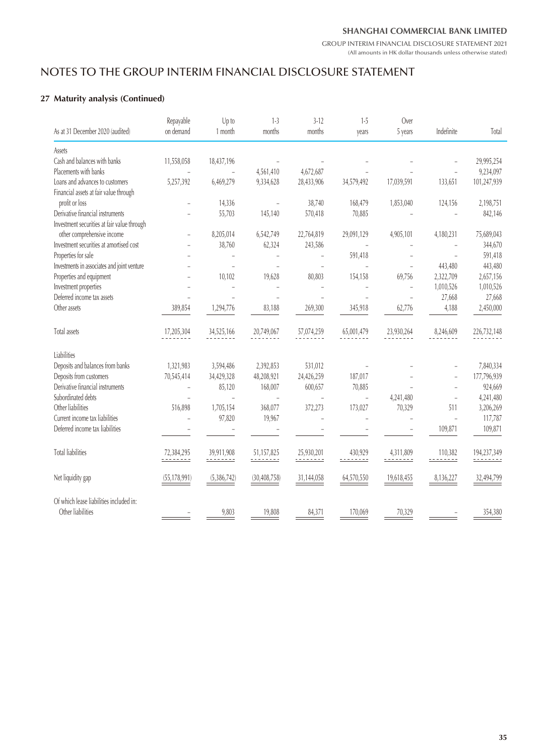# NOTES TO THE GROUP INTERIM FINANCIAL DISCLOSURE STATEMENT

## 27 Maturity analysis (Continued)

| As at 31 December 2020 (audited) | Repayable on demand | Up to 1 month | 1-3 months | 3-12 months | 1-5 years | Over 5 years | Indefinite | Total |
|---|---|---|---|---|---|---|---|---|
| **Assets** | | | | | | | | |
| Cash and balances with banks | 11,558,058 | 18,437,196 | – | – | – | – | – | 29,995,254 |
| Placements with banks | – | – | 4,561,410 | 4,672,687 | – | – | – | 9,234,097 |
| Loans and advances to customers | 5,257,392 | 6,469,279 | 9,334,628 | 28,433,906 | 34,579,492 | 17,039,591 | 133,651 | 101,247,939 |
| Financial assets at fair value through profit or loss | – | 14,336 | – | 38,740 | 168,479 | 1,853,040 | 124,156 | 2,198,751 |
| Derivative financial instruments | – | 55,703 | 145,140 | 570,418 | 70,885 | – | – | 842,146 |
| Investment securities at fair value through other comprehensive income | – | 8,205,014 | 6,542,749 | 22,764,819 | 29,091,129 | 4,905,101 | 4,180,231 | 75,689,043 |
| Investment securities at amortised cost | – | 38,760 | 62,324 | 243,586 | – | – | – | 344,670 |
| Properties for sale | – | – | – | – | 591,418 | – | – | 591,418 |
| Investments in associates and joint venture | – | – | – | – | – | – | 443,480 | 443,480 |
| Properties and equipment | – | 10,102 | 19,628 | 80,803 | 154,158 | 69,756 | 2,322,709 | 2,657,156 |
| Investment properties | – | – | – | – | – | – | 1,010,526 | 1,010,526 |
| Deferred income tax assets | – | – | – | – | – | – | 27,668 | 27,668 |
| Other assets | 389,854 | 1,294,776 | 83,188 | 269,300 | 345,918 | 62,776 | 4,188 | 2,450,000 |
| Total assets | 17,205,304 | 34,525,166 | 20,749,067 | 57,074,259 | 65,001,479 | 23,930,264 | 8,246,609 | 226,732,148 |
| **Liabilities** | | | | | | | | |
| Deposits and balances from banks | 1,321,983 | 3,594,486 | 2,392,853 | 531,012 | – | – | – | 7,840,334 |
| Deposits from customers | 70,545,414 | 34,429,328 | 48,208,921 | 24,426,259 | 187,017 | – | – | 177,796,939 |
| Derivative financial instruments | – | 85,120 | 168,007 | 600,657 | 70,885 | – | – | 924,669 |
| Subordinated debts | – | – | – | – | – | 4,241,480 | – | 4,241,480 |
| Other liabilities | 516,898 | 1,705,154 | 368,077 | 372,273 | 173,027 | 70,329 | 511 | 3,206,269 |
| Current income tax liabilities | – | 97,820 | 19,967 | – | – | – | – | 117,787 |
| Deferred income tax liabilities | – | – | – | – | – | – | 109,871 | 109,871 |
| Total liabilities | 72,384,295 | 39,911,908 | 51,157,825 | 25,930,201 | 430,929 | 4,311,809 | 110,382 | 194,237,349 |
| Net liquidity gap | (55,178,991) | (5,386,742) | (30,408,758) | 31,144,058 | 64,570,550 | 19,618,455 | 8,136,227 | 32,494,799 |
| Of which lease liabilities included in: Other liabilities | – | 9,803 | 19,808 | 84,371 | 170,069 | 70,329 | – | 354,380 |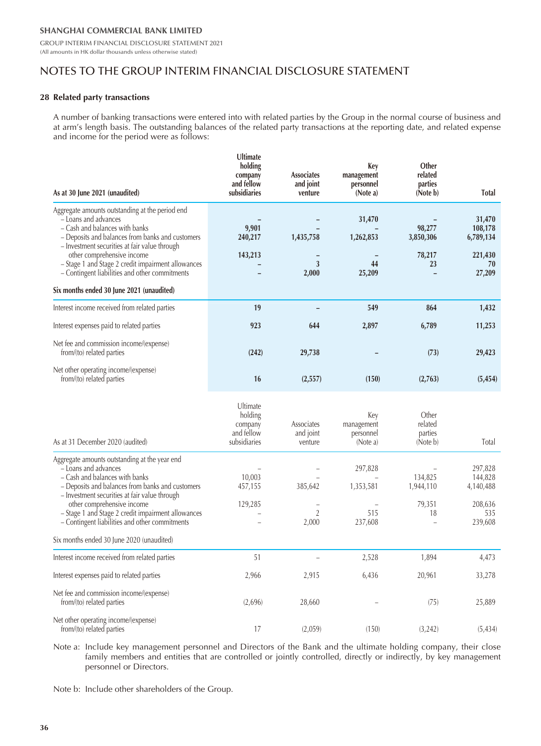# NOTES TO THE GROUP INTERIM FINANCIAL DISCLOSURE STATEMENT

## 28 Related party transactions

A number of banking transactions were entered into with related parties by the Group in the normal course of business and at arm's length basis. The outstanding balances of the related party transactions at the reporting date, and related expense and income for the period were as follows:

| **As at 30 June 2021 (unaudited)** | **Ultimate holding company and fellow subsidiaries** | **Associates and joint venture** | **Key management personnel (Note a)** | **Other related parties (Note b)** | **Total** |
|---|---|---|---|---|---|
| Aggregate amounts outstanding at the period end | | | | | |
| – Loans and advances | – | – | **31,470** | – | **31,470** |
| – Cash and balances with banks | **9,901** | – | – | **98,277** | **108,178** |
| – Deposits and balances from banks and customers | **240,217** | **1,435,758** | **1,262,853** | **3,850,306** | **6,789,134** |
| – Investment securities at fair value through other comprehensive income | **143,213** | – | – | **78,217** | **221,430** |
| – Stage 1 and Stage 2 credit impairment allowances | – | **3** | **44** | **23** | **70** |
| – Contingent liabilities and other commitments | – | **2,000** | **25,209** | – | **27,209** |
| **Six months ended 30 June 2021 (unaudited)** | | | | | |
| Interest income received from related parties | **19** | – | **549** | **864** | **1,432** |
| Interest expenses paid to related parties | **923** | **644** | **2,897** | **6,789** | **11,253** |
| Net fee and commission income/(expense) from/(to) related parties | **(242)** | **29,738** | – | **(73)** | **29,423** |
| Net other operating income/(expense) from/(to) related parties | **16** | **(2,557)** | **(150)** | **(2,763)** | **(5,454)** |

| As at 31 December 2020 (audited) | Ultimate holding company and fellow subsidiaries | Associates and joint venture | Key management personnel (Note a) | Other related parties (Note b) | Total |
|---|---|---|---|---|---|
| Aggregate amounts outstanding at the year end | | | | | |
| – Loans and advances | – | – | 297,828 | – | 297,828 |
| – Cash and balances with banks | 10,003 | – | – | 134,825 | 144,828 |
| – Deposits and balances from banks and customers | 457,155 | 385,642 | 1,353,581 | 1,944,110 | 4,140,488 |
| – Investment securities at fair value through other comprehensive income | 129,285 | – | – | 79,351 | 208,636 |
| – Stage 1 and Stage 2 credit impairment allowances | – | 2 | 515 | 18 | 535 |
| – Contingent liabilities and other commitments | – | 2,000 | 237,608 | – | 239,608 |
| Six months ended 30 June 2020 (unaudited) | | | | | |
| Interest income received from related parties | 51 | – | 2,528 | 1,894 | 4,473 |
| Interest expenses paid to related parties | 2,966 | 2,915 | 6,436 | 20,961 | 33,278 |
| Net fee and commission income/(expense) from/(to) related parties | (2,696) | 28,660 | – | (75) | 25,889 |
| Net other operating income/(expense) from/(to) related parties | 17 | (2,059) | (150) | (3,242) | (5,434) |

Note a: Include key management personnel and Directors of the Bank and the ultimate holding company, their close family members and entities that are controlled or jointly controlled, directly or indirectly, by key management personnel or Directors.

Note b: Include other shareholders of the Group.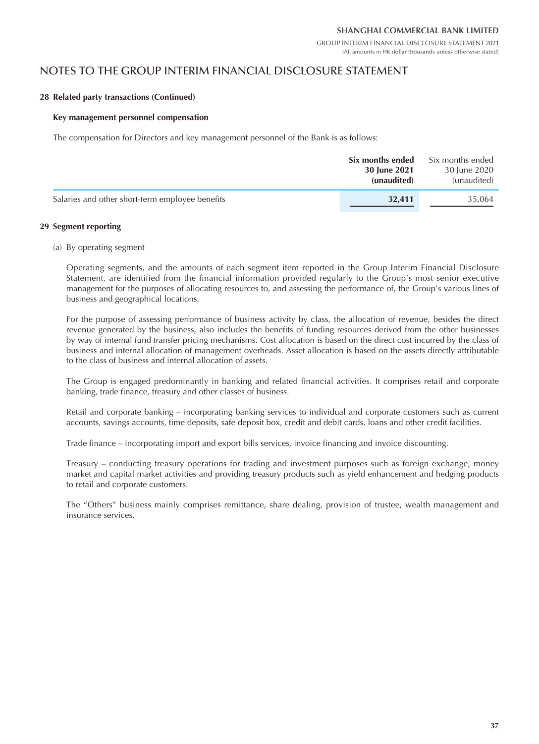## NOTES TO THE GROUP INTERIM FINANCIAL DISCLOSURE STATEMENT

### 28 Related party transactions (Continued)

#### Key management personnel compensation

The compensation for Directors and key management personnel of the Bank is as follows:

| | **Six months ended 30 June 2021 (unaudited)** | Six months ended 30 June 2020 (unaudited) |
|---|---|---|
| Salaries and other short-term employee benefits | **32,411** | 35,064 |

### 29 Segment reporting

(a) By operating segment

Operating segments, and the amounts of each segment item reported in the Group Interim Financial Disclosure Statement, are identified from the financial information provided regularly to the Group's most senior executive management for the purposes of allocating resources to, and assessing the performance of, the Group's various lines of business and geographical locations.

For the purpose of assessing performance of business activity by class, the allocation of revenue, besides the direct revenue generated by the business, also includes the benefits of funding resources derived from the other businesses by way of internal fund transfer pricing mechanisms. Cost allocation is based on the direct cost incurred by the class of business and internal allocation of management overheads. Asset allocation is based on the assets directly attributable to the class of business and internal allocation of assets.

The Group is engaged predominantly in banking and related financial activities. It comprises retail and corporate banking, trade finance, treasury and other classes of business.

Retail and corporate banking – incorporating banking services to individual and corporate customers such as current accounts, savings accounts, time deposits, safe deposit box, credit and debit cards, loans and other credit facilities.

Trade finance – incorporating import and export bills services, invoice financing and invoice discounting.

Treasury – conducting treasury operations for trading and investment purposes such as foreign exchange, money market and capital market activities and providing treasury products such as yield enhancement and hedging products to retail and corporate customers.

The "Others" business mainly comprises remittance, share dealing, provision of trustee, wealth management and insurance services.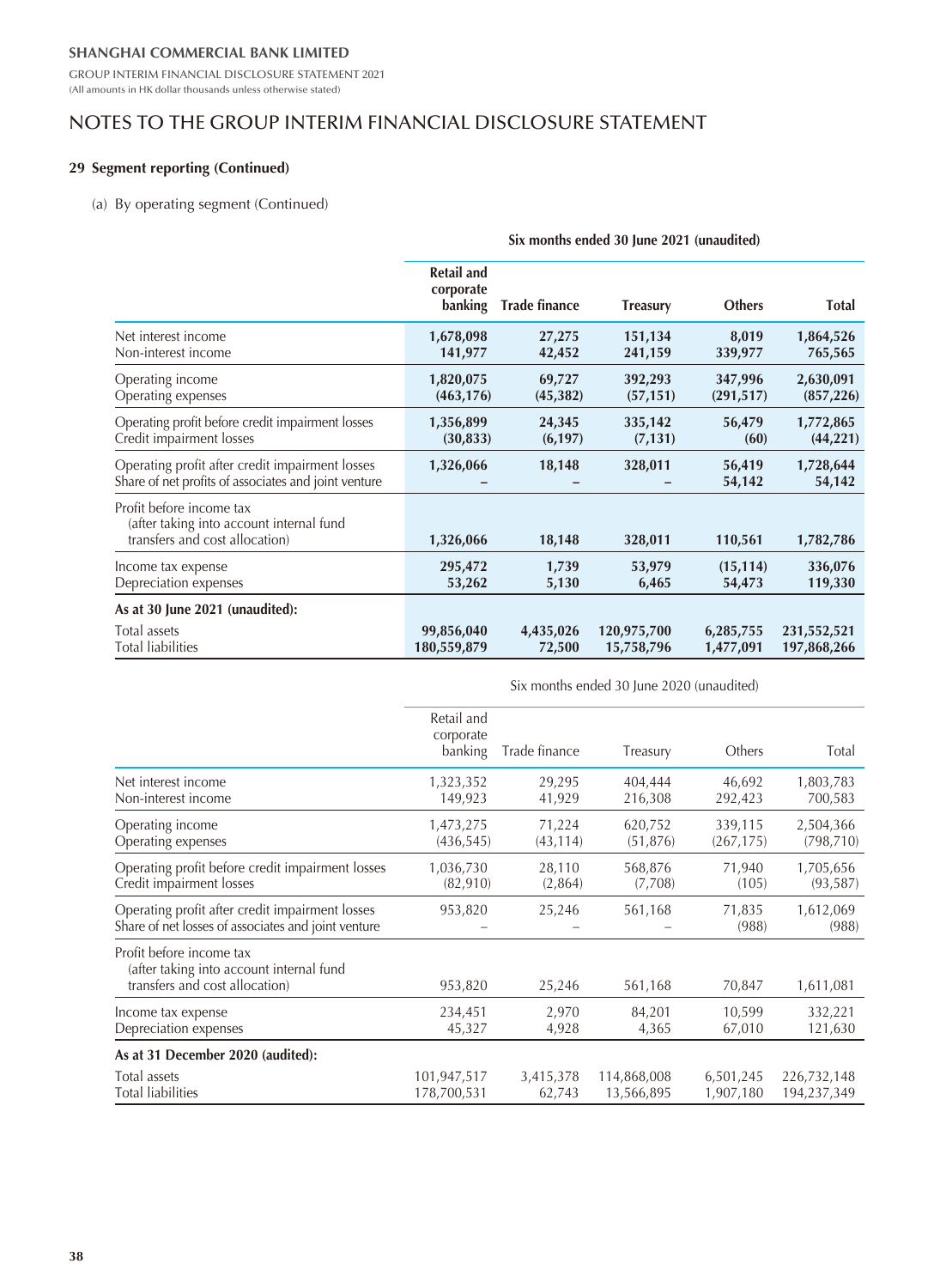# NOTES TO THE GROUP INTERIM FINANCIAL DISCLOSURE STATEMENT

## 29 Segment reporting (Continued)

(a) By operating segment (Continued)

| | Six months ended 30 June 2021 (unaudited) | | | | |
|---|---|---|---|---|---|
| | **Retail and corporate banking** | **Trade finance** | **Treasury** | **Others** | **Total** |
| Net interest income | **1,678,098** | **27,275** | **151,134** | **8,019** | **1,864,526** |
| Non-interest income | **141,977** | **42,452** | **241,159** | **339,977** | **765,565** |
| Operating income | **1,820,075** | **69,727** | **392,293** | **347,996** | **2,630,091** |
| Operating expenses | **(463,176)** | **(45,382)** | **(57,151)** | **(291,517)** | **(857,226)** |
| Operating profit before credit impairment losses | **1,356,899** | **24,345** | **335,142** | **56,479** | **1,772,865** |
| Credit impairment losses | **(30,833)** | **(6,197)** | **(7,131)** | **(60)** | **(44,221)** |
| Operating profit after credit impairment losses | **1,326,066** | **18,148** | **328,011** | **56,419** | **1,728,644** |
| Share of net profits of associates and joint venture | **–** | **–** | **–** | **54,142** | **54,142** |
| Profit before income tax (after taking into account internal fund transfers and cost allocation) | **1,326,066** | **18,148** | **328,011** | **110,561** | **1,782,786** |
| Income tax expense | **295,472** | **1,739** | **53,979** | **(15,114)** | **336,076** |
| Depreciation expenses | **53,262** | **5,130** | **6,465** | **54,473** | **119,330** |
| **As at 30 June 2021 (unaudited):** | | | | | |
| Total assets | **99,856,040** | **4,435,026** | **120,975,700** | **6,285,755** | **231,552,521** |
| Total liabilities | **180,559,879** | **72,500** | **15,758,796** | **1,477,091** | **197,868,266** |

| | Six months ended 30 June 2020 (unaudited) | | | | |
|---|---|---|---|---|---|
| | Retail and corporate banking | Trade finance | Treasury | Others | Total |
| Net interest income | 1,323,352 | 29,295 | 404,444 | 46,692 | 1,803,783 |
| Non-interest income | 149,923 | 41,929 | 216,308 | 292,423 | 700,583 |
| Operating income | 1,473,275 | 71,224 | 620,752 | 339,115 | 2,504,366 |
| Operating expenses | (436,545) | (43,114) | (51,876) | (267,175) | (798,710) |
| Operating profit before credit impairment losses | 1,036,730 | 28,110 | 568,876 | 71,940 | 1,705,656 |
| Credit impairment losses | (82,910) | (2,864) | (7,708) | (105) | (93,587) |
| Operating profit after credit impairment losses | 953,820 | 25,246 | 561,168 | 71,835 | 1,612,069 |
| Share of net losses of associates and joint venture | – | – | – | (988) | (988) |
| Profit before income tax (after taking into account internal fund transfers and cost allocation) | 953,820 | 25,246 | 561,168 | 70,847 | 1,611,081 |
| Income tax expense | 234,451 | 2,970 | 84,201 | 10,599 | 332,221 |
| Depreciation expenses | 45,327 | 4,928 | 4,365 | 67,010 | 121,630 |
| **As at 31 December 2020 (audited):** | | | | | |
| Total assets | 101,947,517 | 3,415,378 | 114,868,008 | 6,501,245 | 226,732,148 |
| Total liabilities | 178,700,531 | 62,743 | 13,566,895 | 1,907,180 | 194,237,349 |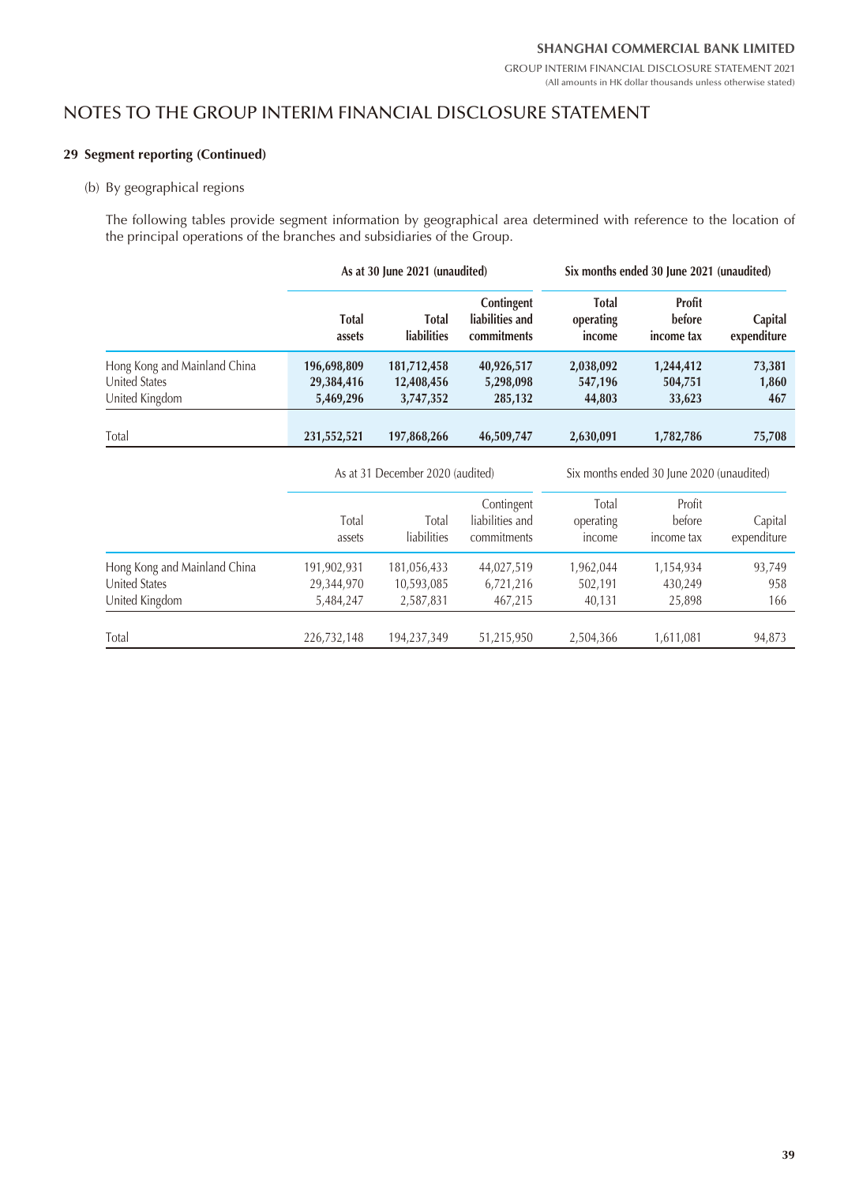# NOTES TO THE GROUP INTERIM FINANCIAL DISCLOSURE STATEMENT

(All amounts in HK dollar thousands unless otherwise stated)

**29 Segment reporting (Continued)**

(b) By geographical regions

The following tables provide segment information by geographical area determined with reference to the location of the principal operations of the branches and subsidiaries of the Group.

| | **As at 30 June 2021 (unaudited)** | | | **Six months ended 30 June 2021 (unaudited)** | | |
|---|---|---|---|---|---|---|
| | **Total assets** | **Total liabilities** | **Contingent liabilities and commitments** | **Total operating income** | **Profit before income tax** | **Capital expenditure** |
| Hong Kong and Mainland China | **196,698,809** | **181,712,458** | **40,926,517** | **2,038,092** | **1,244,412** | **73,381** |
| United States | **29,384,416** | **12,408,456** | **5,298,098** | **547,196** | **504,751** | **1,860** |
| United Kingdom | **5,469,296** | **3,747,352** | **285,132** | **44,803** | **33,623** | **467** |
| Total | **231,552,521** | **197,868,266** | **46,509,747** | **2,630,091** | **1,782,786** | **75,708** |

| | As at 31 December 2020 (audited) | | | Six months ended 30 June 2020 (unaudited) | | |
|---|---|---|---|---|---|---|
| | Total assets | Total liabilities | Contingent liabilities and commitments | Total operating income | Profit before income tax | Capital expenditure |
| Hong Kong and Mainland China | 191,902,931 | 181,056,433 | 44,027,519 | 1,962,044 | 1,154,934 | 93,749 |
| United States | 29,344,970 | 10,593,085 | 6,721,216 | 502,191 | 430,249 | 958 |
| United Kingdom | 5,484,247 | 2,587,831 | 467,215 | 40,131 | 25,898 | 166 |
| Total | 226,732,148 | 194,237,349 | 51,215,950 | 2,504,366 | 1,611,081 | 94,873 |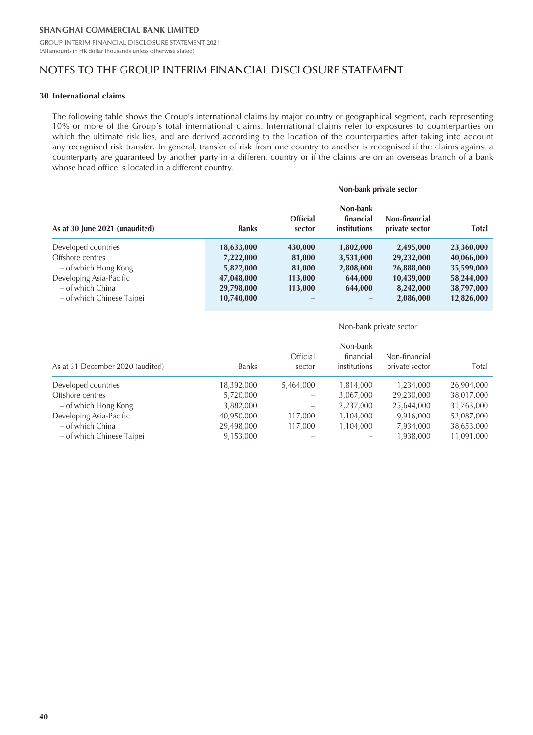## NOTES TO THE GROUP INTERIM FINANCIAL DISCLOSURE STATEMENT

### 30 International claims

The following table shows the Group's international claims by major country or geographical segment, each representing 10% or more of the Group's total international claims. International claims refer to exposures to counterparties on which the ultimate risk lies, and are derived according to the location of the counterparties after taking into account any recognised risk transfer. In general, transfer of risk from one country to another is recognised if the claims against a counterparty are guaranteed by another party in a different country or if the claims are on an overseas branch of a bank whose head office is located in a different country.

| | | | Non-bank private sector | | |
|---|---|---|---|---|---|
| **As at 30 June 2021 (unaudited)** | **Banks** | **Official sector** | **Non-bank financial institutions** | **Non-financial private sector** | **Total** |
| Developed countries | **18,633,000** | **430,000** | **1,802,000** | **2,495,000** | **23,360,000** |
| Offshore centres | **7,222,000** | **81,000** | **3,531,000** | **29,232,000** | **40,066,000** |
| – of which Hong Kong | **5,822,000** | **81,000** | **2,808,000** | **26,888,000** | **35,599,000** |
| Developing Asia-Pacific | **47,048,000** | **113,000** | **644,000** | **10,439,000** | **58,244,000** |
| – of which China | **29,798,000** | **113,000** | **644,000** | **8,242,000** | **38,797,000** |
| – of which Chinese Taipei | **10,740,000** | **–** | **–** | **2,086,000** | **12,826,000** |

| | | | Non-bank private sector | | |
|---|---|---|---|---|---|
| As at 31 December 2020 (audited) | Banks | Official sector | Non-bank financial institutions | Non-financial private sector | Total |
| Developed countries | 18,392,000 | 5,464,000 | 1,814,000 | 1,234,000 | 26,904,000 |
| Offshore centres | 5,720,000 | – | 3,067,000 | 29,230,000 | 38,017,000 |
| – of which Hong Kong | 3,882,000 | – | 2,237,000 | 25,644,000 | 31,763,000 |
| Developing Asia-Pacific | 40,950,000 | 117,000 | 1,104,000 | 9,916,000 | 52,087,000 |
| – of which China | 29,498,000 | 117,000 | 1,104,000 | 7,934,000 | 38,653,000 |
| – of which Chinese Taipei | 9,153,000 | – | – | 1,938,000 | 11,091,000 |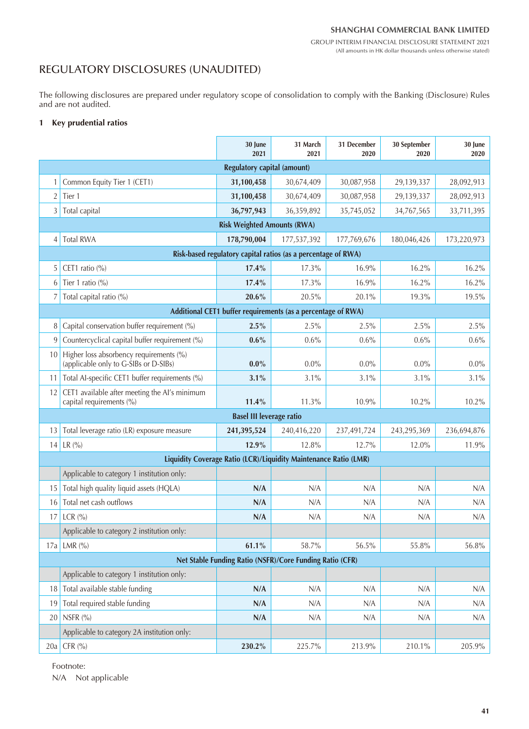# REGULATORY DISCLOSURES (UNAUDITED)

The following disclosures are prepared under regulatory scope of consolidation to comply with the Banking (Disclosure) Rules and are not audited.

## 1 Key prudential ratios

| | | 30 June 2021 | 31 March 2021 | 31 December 2020 | 30 September 2020 | 30 June 2020 |
|---|---|---|---|---|---|---|
| | **Regulatory capital (amount)** | | | | | |
| 1 | Common Equity Tier 1 (CET1) | **31,100,458** | 30,674,409 | 30,087,958 | 29,139,337 | 28,092,913 |
| 2 | Tier 1 | **31,100,458** | 30,674,409 | 30,087,958 | 29,139,337 | 28,092,913 |
| 3 | Total capital | **36,797,943** | 36,359,892 | 35,745,052 | 34,767,565 | 33,711,395 |
| | **Risk Weighted Amounts (RWA)** | | | | | |
| 4 | Total RWA | **178,790,004** | 177,537,392 | 177,769,676 | 180,046,426 | 173,220,973 |
| | **Risk-based regulatory capital ratios (as a percentage of RWA)** | | | | | |
| 5 | CET1 ratio (%) | **17.4%** | 17.3% | 16.9% | 16.2% | 16.2% |
| 6 | Tier 1 ratio (%) | **17.4%** | 17.3% | 16.9% | 16.2% | 16.2% |
| 7 | Total capital ratio (%) | **20.6%** | 20.5% | 20.1% | 19.3% | 19.5% |
| | **Additional CET1 buffer requirements (as a percentage of RWA)** | | | | | |
| 8 | Capital conservation buffer requirement (%) | **2.5%** | 2.5% | 2.5% | 2.5% | 2.5% |
| 9 | Countercyclical capital buffer requirement (%) | **0.6%** | 0.6% | 0.6% | 0.6% | 0.6% |
| 10 | Higher loss absorbency requirements (%) (applicable only to G-SIBs or D-SIBs) | **0.0%** | 0.0% | 0.0% | 0.0% | 0.0% |
| 11 | Total AI-specific CET1 buffer requirements (%) | **3.1%** | 3.1% | 3.1% | 3.1% | 3.1% |
| 12 | CET1 available after meeting the AI's minimum capital requirements (%) | **11.4%** | 11.3% | 10.9% | 10.2% | 10.2% |
| | **Basel III leverage ratio** | | | | | |
| 13 | Total leverage ratio (LR) exposure measure | **241,395,524** | 240,416,220 | 237,491,724 | 243,295,369 | 236,694,876 |
| 14 | LR (%) | **12.9%** | 12.8% | 12.7% | 12.0% | 11.9% |
| | **Liquidity Coverage Ratio (LCR)/Liquidity Maintenance Ratio (LMR)** | | | | | |
| | Applicable to category 1 institution only: | | | | | |
| 15 | Total high quality liquid assets (HQLA) | **N/A** | N/A | N/A | N/A | N/A |
| 16 | Total net cash outflows | **N/A** | N/A | N/A | N/A | N/A |
| 17 | LCR (%) | **N/A** | N/A | N/A | N/A | N/A |
| | Applicable to category 2 institution only: | | | | | |
| 17a | LMR (%) | **61.1%** | 58.7% | 56.5% | 55.8% | 56.8% |
| | **Net Stable Funding Ratio (NSFR)/Core Funding Ratio (CFR)** | | | | | |
| | Applicable to category 1 institution only: | | | | | |
| 18 | Total available stable funding | **N/A** | N/A | N/A | N/A | N/A |
| 19 | Total required stable funding | **N/A** | N/A | N/A | N/A | N/A |
| 20 | NSFR (%) | **N/A** | N/A | N/A | N/A | N/A |
| | Applicable to category 2A institution only: | | | | | |
| 20a | CFR (%) | **230.2%** | 225.7% | 213.9% | 210.1% | 205.9% |

Footnote:

N/A Not applicable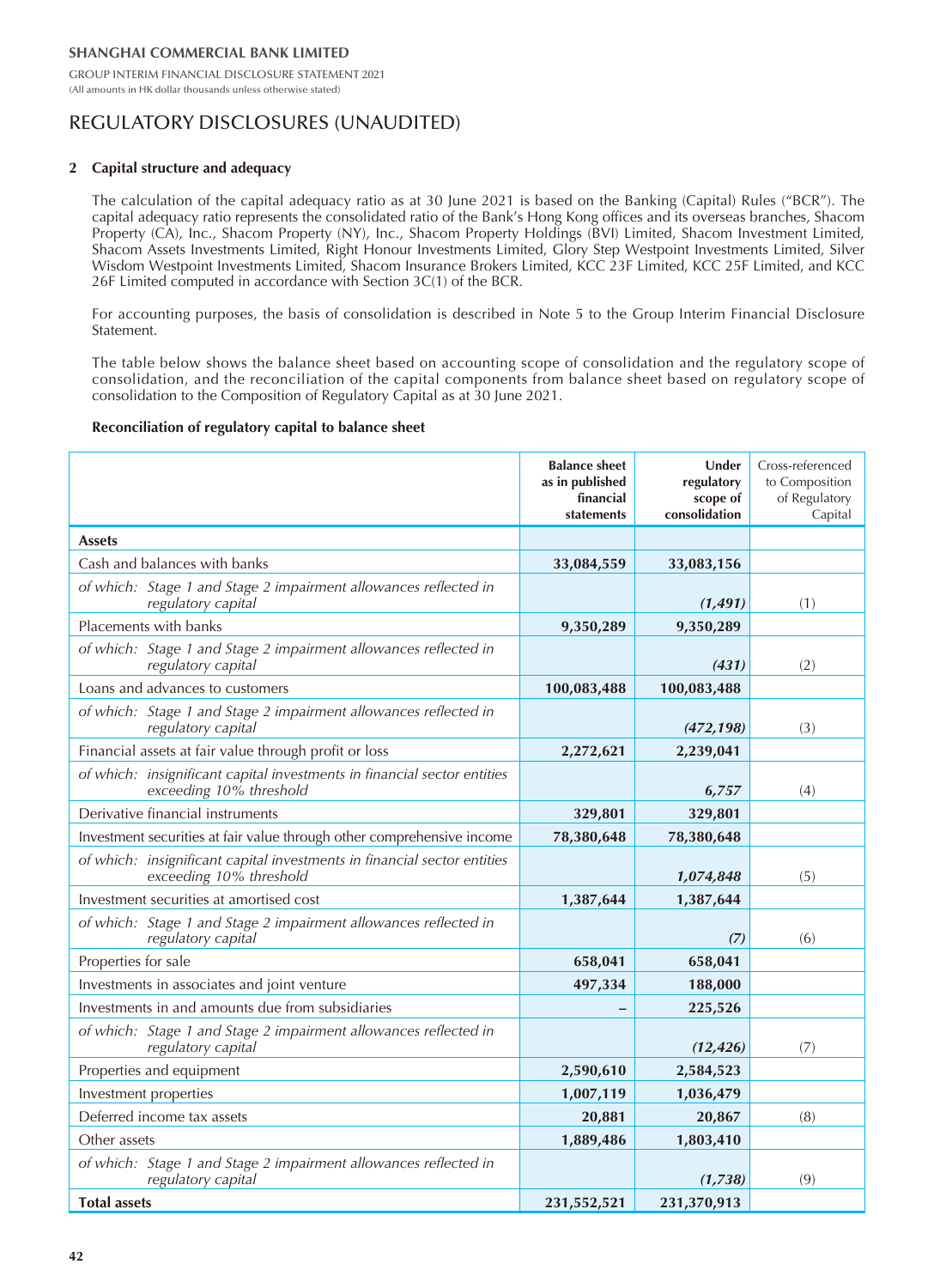# REGULATORY DISCLOSURES (UNAUDITED)

## 2 Capital structure and adequacy

The calculation of the capital adequacy ratio as at 30 June 2021 is based on the Banking (Capital) Rules ("BCR"). The capital adequacy ratio represents the consolidated ratio of the Bank's Hong Kong offices and its overseas branches, Shacom Property (CA), Inc., Shacom Property (NY), Inc., Shacom Property Holdings (BVI) Limited, Shacom Investment Limited, Shacom Assets Investments Limited, Right Honour Investments Limited, Glory Step Westpoint Investments Limited, Silver Wisdom Westpoint Investments Limited, Shacom Insurance Brokers Limited, KCC 23F Limited, KCC 25F Limited, and KCC 26F Limited computed in accordance with Section 3C(1) of the BCR.

For accounting purposes, the basis of consolidation is described in Note 5 to the Group Interim Financial Disclosure Statement.

The table below shows the balance sheet based on accounting scope of consolidation and the regulatory scope of consolidation, and the reconciliation of the capital components from balance sheet based on regulatory scope of consolidation to the Composition of Regulatory Capital as at 30 June 2021.

**Reconciliation of regulatory capital to balance sheet**

| | **Balance sheet as in published financial statements** | **Under regulatory scope of consolidation** | Cross-referenced to Composition of Regulatory Capital |
|---|---|---|---|
| **Assets** | | | |
| Cash and balances with banks | **33,084,559** | **33,083,156** | |
| *of which: Stage 1 and Stage 2 impairment allowances reflected in regulatory capital* | | ***(1,491)*** | (1) |
| Placements with banks | **9,350,289** | **9,350,289** | |
| *of which: Stage 1 and Stage 2 impairment allowances reflected in regulatory capital* | | ***(431)*** | (2) |
| Loans and advances to customers | **100,083,488** | **100,083,488** | |
| *of which: Stage 1 and Stage 2 impairment allowances reflected in regulatory capital* | | ***(472,198)*** | (3) |
| Financial assets at fair value through profit or loss | **2,272,621** | **2,239,041** | |
| *of which: insignificant capital investments in financial sector entities exceeding 10% threshold* | | ***6,757*** | (4) |
| Derivative financial instruments | **329,801** | **329,801** | |
| Investment securities at fair value through other comprehensive income | **78,380,648** | **78,380,648** | |
| *of which: insignificant capital investments in financial sector entities exceeding 10% threshold* | | ***1,074,848*** | (5) |
| Investment securities at amortised cost | **1,387,644** | **1,387,644** | |
| *of which: Stage 1 and Stage 2 impairment allowances reflected in regulatory capital* | | ***(7)*** | (6) |
| Properties for sale | **658,041** | **658,041** | |
| Investments in associates and joint venture | **497,334** | **188,000** | |
| Investments in and amounts due from subsidiaries | **–** | **225,526** | |
| *of which: Stage 1 and Stage 2 impairment allowances reflected in regulatory capital* | | ***(12,426)*** | (7) |
| Properties and equipment | **2,590,610** | **2,584,523** | |
| Investment properties | **1,007,119** | **1,036,479** | |
| Deferred income tax assets | **20,881** | **20,867** | (8) |
| Other assets | **1,889,486** | **1,803,410** | |
| *of which: Stage 1 and Stage 2 impairment allowances reflected in regulatory capital* | | ***(1,738)*** | (9) |
| **Total assets** | **231,552,521** | **231,370,913** | |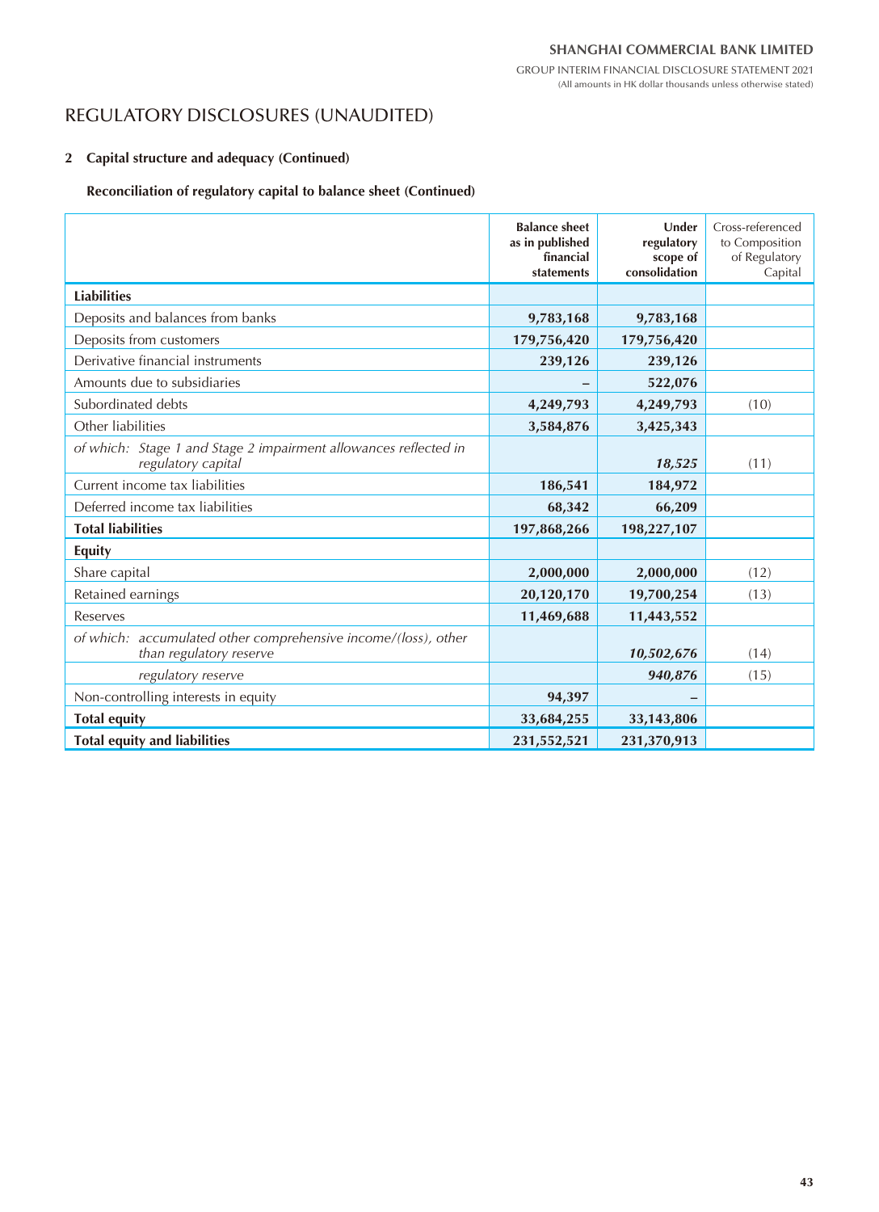# REGULATORY DISCLOSURES (UNAUDITED)

## 2 Capital structure and adequacy (Continued)

### Reconciliation of regulatory capital to balance sheet (Continued)

| | Balance sheet as in published financial statements | Under regulatory scope of consolidation | Cross-referenced to Composition of Regulatory Capital |
|---|---|---|---|
| **Liabilities** | | | |
| Deposits and balances from banks | **9,783,168** | **9,783,168** | |
| Deposits from customers | **179,756,420** | **179,756,420** | |
| Derivative financial instruments | **239,126** | **239,126** | |
| Amounts due to subsidiaries | **–** | **522,076** | |
| Subordinated debts | **4,249,793** | **4,249,793** | (10) |
| Other liabilities | **3,584,876** | **3,425,343** | |
| *of which: Stage 1 and Stage 2 impairment allowances reflected in regulatory capital* | | ***18,525*** | (11) |
| Current income tax liabilities | **186,541** | **184,972** | |
| Deferred income tax liabilities | **68,342** | **66,209** | |
| **Total liabilities** | **197,868,266** | **198,227,107** | |
| **Equity** | | | |
| Share capital | **2,000,000** | **2,000,000** | (12) |
| Retained earnings | **20,120,170** | **19,700,254** | (13) |
| Reserves | **11,469,688** | **11,443,552** | |
| *of which: accumulated other comprehensive income/(loss), other than regulatory reserve* | | ***10,502,676*** | (14) |
| *regulatory reserve* | | ***940,876*** | (15) |
| Non-controlling interests in equity | **94,397** | **–** | |
| **Total equity** | **33,684,255** | **33,143,806** | |
| **Total equity and liabilities** | **231,552,521** | **231,370,913** | |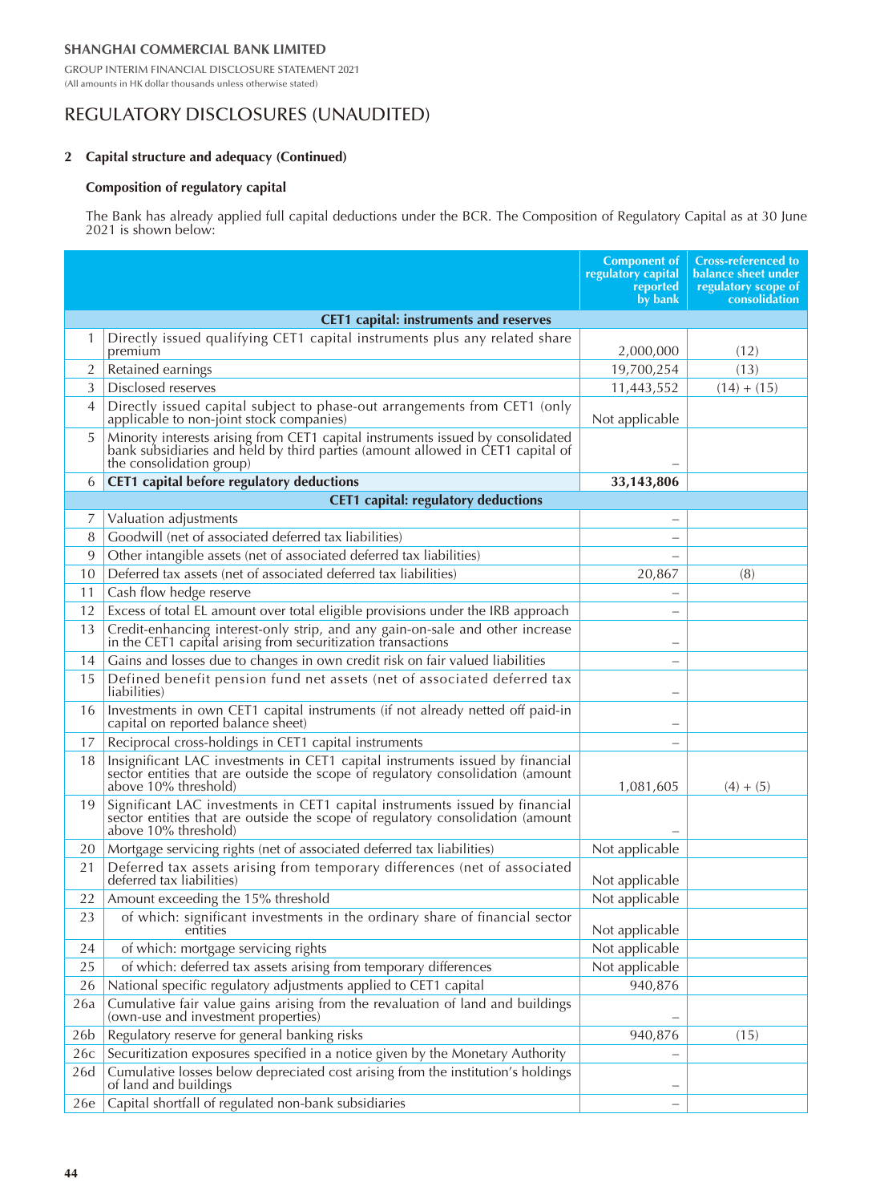# REGULATORY DISCLOSURES (UNAUDITED)

## 2 Capital structure and adequacy (Continued)

### Composition of regulatory capital

The Bank has already applied full capital deductions under the BCR. The Composition of Regulatory Capital as at 30 June 2021 is shown below:

| | | Component of regulatory capital reported by bank | Cross-referenced to balance sheet under regulatory scope of consolidation |
|---|---|---|---|
| | **CET1 capital: instruments and reserves** | | |
| 1 | Directly issued qualifying CET1 capital instruments plus any related share premium | 2,000,000 | (12) |
| 2 | Retained earnings | 19,700,254 | (13) |
| 3 | Disclosed reserves | 11,443,552 | (14) + (15) |
| 4 | Directly issued capital subject to phase-out arrangements from CET1 (only applicable to non-joint stock companies) | Not applicable | |
| 5 | Minority interests arising from CET1 capital instruments issued by consolidated bank subsidiaries and held by third parties (amount allowed in CET1 capital of the consolidation group) | – | |
| 6 | **CET1 capital before regulatory deductions** | **33,143,806** | |
| | **CET1 capital: regulatory deductions** | | |
| 7 | Valuation adjustments | – | |
| 8 | Goodwill (net of associated deferred tax liabilities) | – | |
| 9 | Other intangible assets (net of associated deferred tax liabilities) | – | |
| 10 | Deferred tax assets (net of associated deferred tax liabilities) | 20,867 | (8) |
| 11 | Cash flow hedge reserve | – | |
| 12 | Excess of total EL amount over total eligible provisions under the IRB approach | – | |
| 13 | Credit-enhancing interest-only strip, and any gain-on-sale and other increase in the CET1 capital arising from securitization transactions | – | |
| 14 | Gains and losses due to changes in own credit risk on fair valued liabilities | – | |
| 15 | Defined benefit pension fund net assets (net of associated deferred tax liabilities) | – | |
| 16 | Investments in own CET1 capital instruments (if not already netted off paid-in capital on reported balance sheet) | – | |
| 17 | Reciprocal cross-holdings in CET1 capital instruments | – | |
| 18 | Insignificant LAC investments in CET1 capital instruments issued by financial sector entities that are outside the scope of regulatory consolidation (amount above 10% threshold) | 1,081,605 | (4) + (5) |
| 19 | Significant LAC investments in CET1 capital instruments issued by financial sector entities that are outside the scope of regulatory consolidation (amount above 10% threshold) | – | |
| 20 | Mortgage servicing rights (net of associated deferred tax liabilities) | Not applicable | |
| 21 | Deferred tax assets arising from temporary differences (net of associated deferred tax liabilities) | Not applicable | |
| 22 | Amount exceeding the 15% threshold | Not applicable | |
| 23 | of which: significant investments in the ordinary share of financial sector entities | Not applicable | |
| 24 | of which: mortgage servicing rights | Not applicable | |
| 25 | of which: deferred tax assets arising from temporary differences | Not applicable | |
| 26 | National specific regulatory adjustments applied to CET1 capital | 940,876 | |
| 26a | Cumulative fair value gains arising from the revaluation of land and buildings (own-use and investment properties) | – | |
| 26b | Regulatory reserve for general banking risks | 940,876 | (15) |
| 26c | Securitization exposures specified in a notice given by the Monetary Authority | – | |
| 26d | Cumulative losses below depreciated cost arising from the institution's holdings of land and buildings | – | |
| 26e | Capital shortfall of regulated non-bank subsidiaries | – | |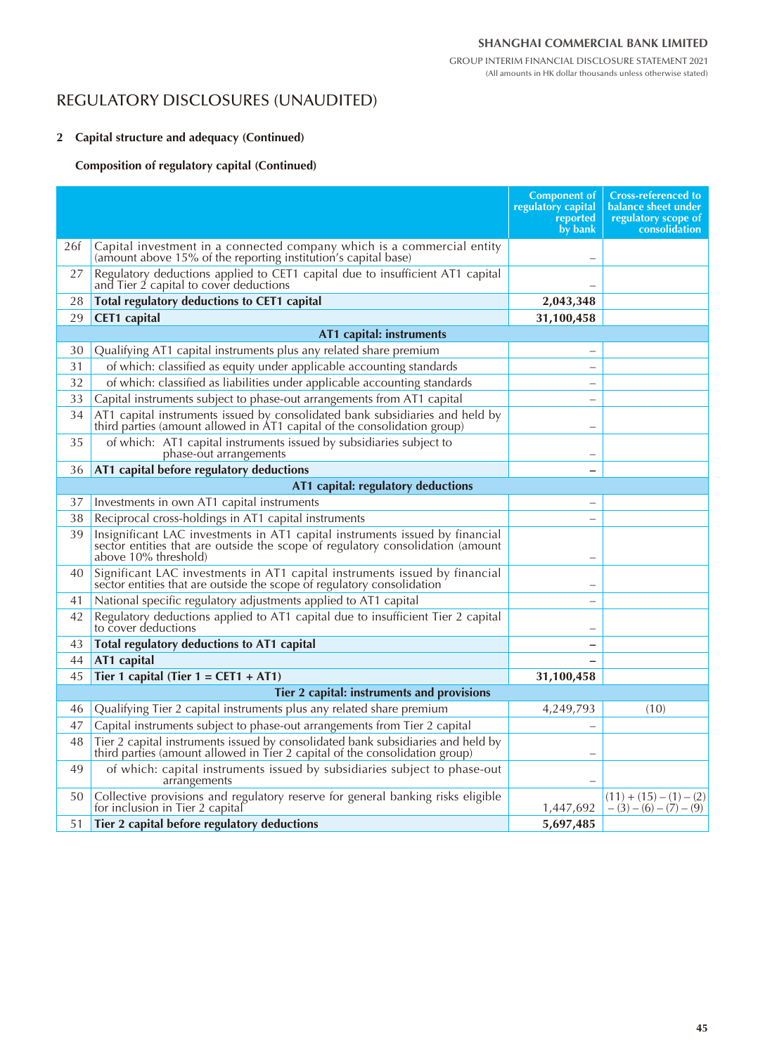# REGULATORY DISCLOSURES (UNAUDITED)

## 2 Capital structure and adequacy (Continued)

### Composition of regulatory capital (Continued)

| | | Component of regulatory capital reported by bank | Cross-referenced to balance sheet under regulatory scope of consolidation |
|---|---|---|---|
| 26f | Capital investment in a connected company which is a commercial entity (amount above 15% of the reporting institution's capital base) | – | |
| 27 | Regulatory deductions applied to CET1 capital due to insufficient AT1 capital and Tier 2 capital to cover deductions | – | |
| 28 | **Total regulatory deductions to CET1 capital** | **2,043,348** | |
| 29 | **CET1 capital** | **31,100,458** | |
| | **AT1 capital: instruments** | | |
| 30 | Qualifying AT1 capital instruments plus any related share premium | – | |
| 31 | of which: classified as equity under applicable accounting standards | – | |
| 32 | of which: classified as liabilities under applicable accounting standards | – | |
| 33 | Capital instruments subject to phase-out arrangements from AT1 capital | – | |
| 34 | AT1 capital instruments issued by consolidated bank subsidiaries and held by third parties (amount allowed in AT1 capital of the consolidation group) | – | |
| 35 | of which: AT1 capital instruments issued by subsidiaries subject to phase-out arrangements | – | |
| 36 | **AT1 capital before regulatory deductions** | **–** | |
| | **AT1 capital: regulatory deductions** | | |
| 37 | Investments in own AT1 capital instruments | – | |
| 38 | Reciprocal cross-holdings in AT1 capital instruments | – | |
| 39 | Insignificant LAC investments in AT1 capital instruments issued by financial sector entities that are outside the scope of regulatory consolidation (amount above 10% threshold) | – | |
| 40 | Significant LAC investments in AT1 capital instruments issued by financial sector entities that are outside the scope of regulatory consolidation | – | |
| 41 | National specific regulatory adjustments applied to AT1 capital | – | |
| 42 | Regulatory deductions applied to AT1 capital due to insufficient Tier 2 capital to cover deductions | – | |
| 43 | **Total regulatory deductions to AT1 capital** | **–** | |
| 44 | **AT1 capital** | **–** | |
| 45 | **Tier 1 capital (Tier 1 = CET1 + AT1)** | **31,100,458** | |
| | **Tier 2 capital: instruments and provisions** | | |
| 46 | Qualifying Tier 2 capital instruments plus any related share premium | 4,249,793 | (10) |
| 47 | Capital instruments subject to phase-out arrangements from Tier 2 capital | – | |
| 48 | Tier 2 capital instruments issued by consolidated bank subsidiaries and held by third parties (amount allowed in Tier 2 capital of the consolidation group) | – | |
| 49 | of which: capital instruments issued by subsidiaries subject to phase-out arrangements | – | |
| 50 | Collective provisions and regulatory reserve for general banking risks eligible for inclusion in Tier 2 capital | 1,447,692 | (11) + (15) – (1) – (2) – (3) – (6) – (7) – (9) |
| 51 | **Tier 2 capital before regulatory deductions** | **5,697,485** | |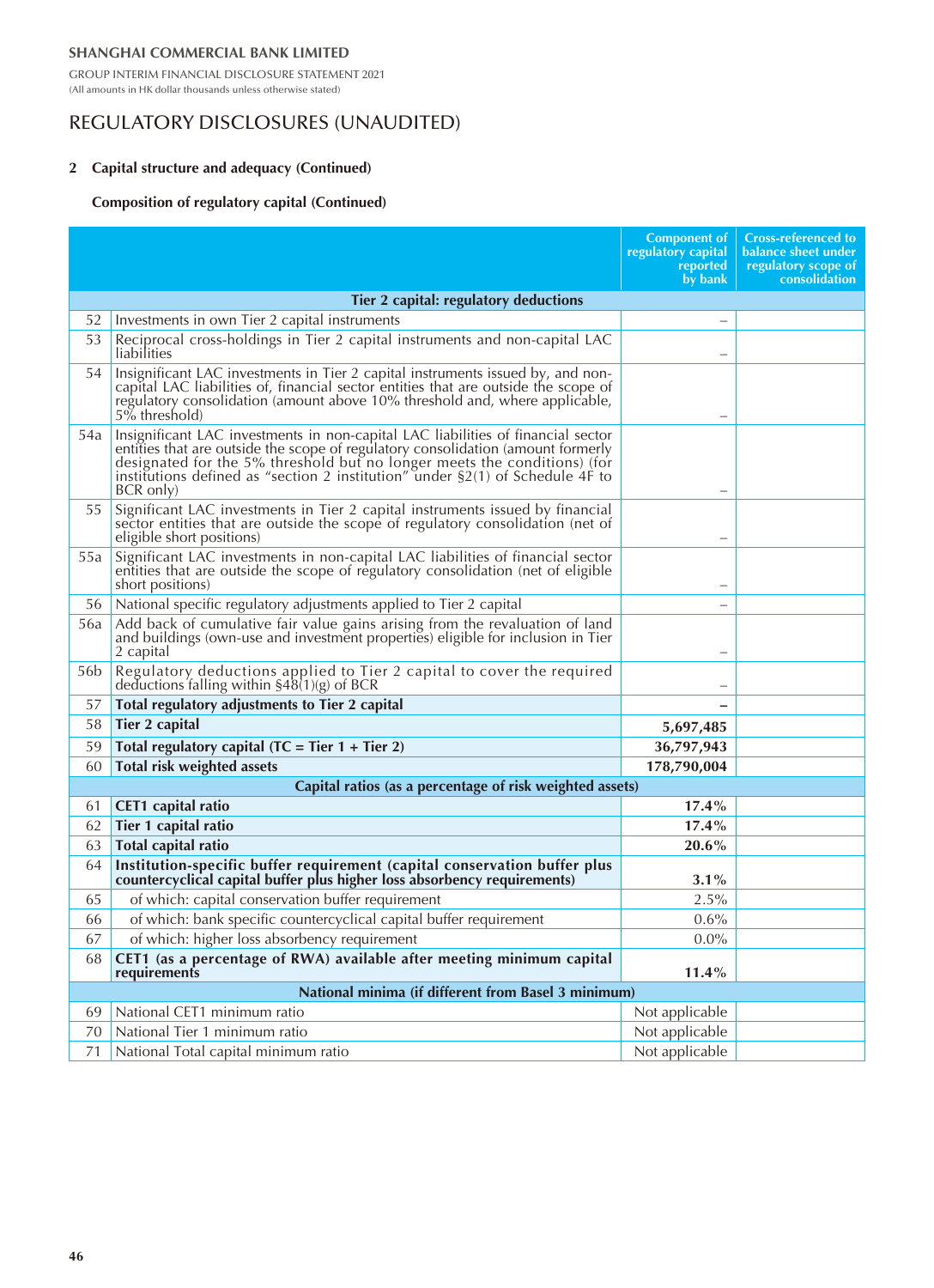SHANGHAI COMMERCIAL BANK LIMITED

GROUP INTERIM FINANCIAL DISCLOSURE STATEMENT 2021
(All amounts in HK dollar thousands unless otherwise stated)

# REGULATORY DISCLOSURES (UNAUDITED)

## 2 Capital structure and adequacy (Continued)

### Composition of regulatory capital (Continued)

| | | Component of regulatory capital reported by bank | Cross-referenced to balance sheet under regulatory scope of consolidation |
|---|---|---|---|
| | **Tier 2 capital: regulatory deductions** | | |
| 52 | Investments in own Tier 2 capital instruments | – | |
| 53 | Reciprocal cross-holdings in Tier 2 capital instruments and non-capital LAC liabilities | – | |
| 54 | Insignificant LAC investments in Tier 2 capital instruments issued by, and non-capital LAC liabilities of, financial sector entities that are outside the scope of regulatory consolidation (amount above 10% threshold and, where applicable, 5% threshold) | – | |
| 54a | Insignificant LAC investments in non-capital LAC liabilities of financial sector entities that are outside the scope of regulatory consolidation (amount formerly designated for the 5% threshold but no longer meets the conditions) (for institutions defined as "section 2 institution" under §2(1) of Schedule 4F to BCR only) | – | |
| 55 | Significant LAC investments in Tier 2 capital instruments issued by financial sector entities that are outside the scope of regulatory consolidation (net of eligible short positions) | – | |
| 55a | Significant LAC investments in non-capital LAC liabilities of financial sector entities that are outside the scope of regulatory consolidation (net of eligible short positions) | – | |
| 56 | National specific regulatory adjustments applied to Tier 2 capital | – | |
| 56a | Add back of cumulative fair value gains arising from the revaluation of land and buildings (own-use and investment properties) eligible for inclusion in Tier 2 capital | – | |
| 56b | Regulatory deductions applied to Tier 2 capital to cover the required deductions falling within §48(1)(g) of BCR | – | |
| 57 | **Total regulatory adjustments to Tier 2 capital** | **–** | |
| 58 | **Tier 2 capital** | **5,697,485** | |
| 59 | **Total regulatory capital (TC = Tier 1 + Tier 2)** | **36,797,943** | |
| 60 | **Total risk weighted assets** | **178,790,004** | |
| | **Capital ratios (as a percentage of risk weighted assets)** | | |
| 61 | **CET1 capital ratio** | **17.4%** | |
| 62 | **Tier 1 capital ratio** | **17.4%** | |
| 63 | **Total capital ratio** | **20.6%** | |
| 64 | **Institution-specific buffer requirement (capital conservation buffer plus countercyclical capital buffer plus higher loss absorbency requirements)** | **3.1%** | |
| 65 | of which: capital conservation buffer requirement | 2.5% | |
| 66 | of which: bank specific countercyclical capital buffer requirement | 0.6% | |
| 67 | of which: higher loss absorbency requirement | 0.0% | |
| 68 | **CET1 (as a percentage of RWA) available after meeting minimum capital requirements** | **11.4%** | |
| | **National minima (if different from Basel 3 minimum)** | | |
| 69 | National CET1 minimum ratio | Not applicable | |
| 70 | National Tier 1 minimum ratio | Not applicable | |
| 71 | National Total capital minimum ratio | Not applicable | |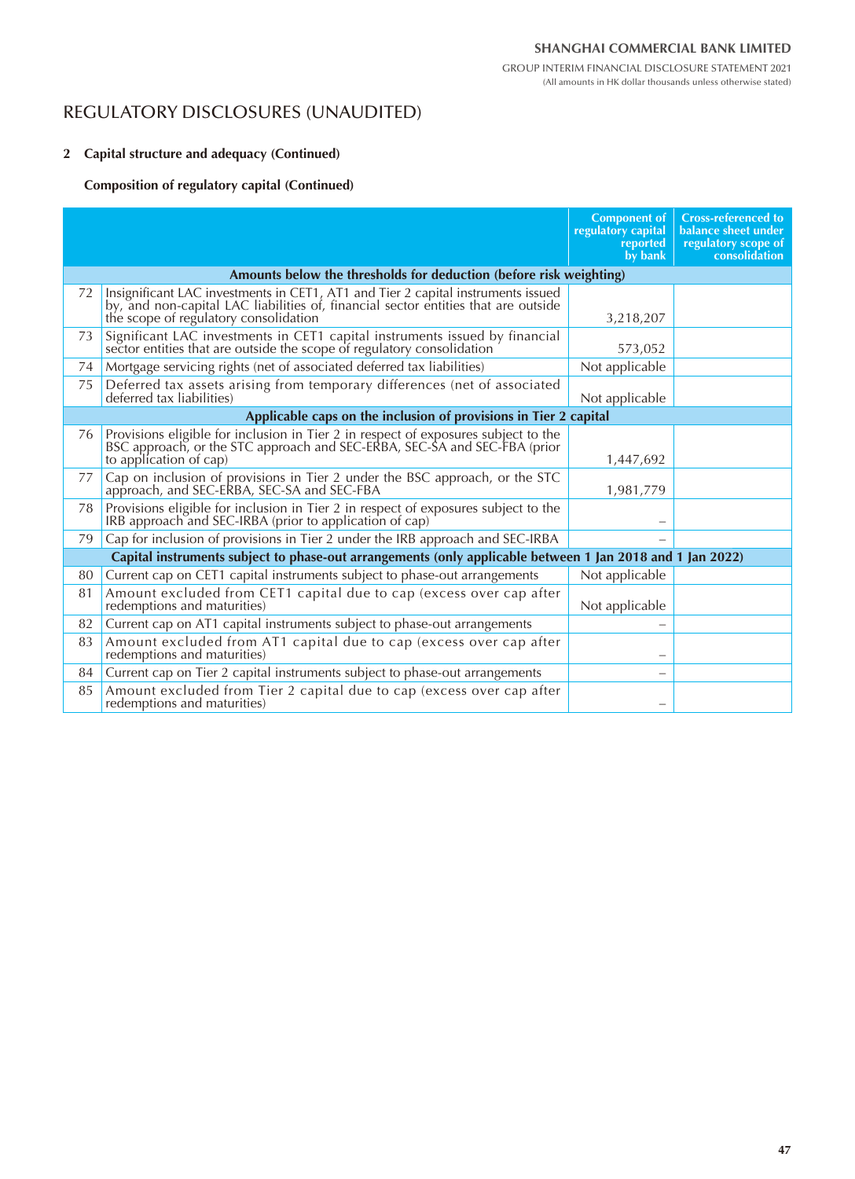# REGULATORY DISCLOSURES (UNAUDITED)

## 2 Capital structure and adequacy (Continued)

### Composition of regulatory capital (Continued)

| | | Component of regulatory capital reported by bank | Cross-referenced to balance sheet under regulatory scope of consolidation |
|---|---|---|---|
| | **Amounts below the thresholds for deduction (before risk weighting)** | | |
| 72 | Insignificant LAC investments in CET1, AT1 and Tier 2 capital instruments issued by, and non-capital LAC liabilities of, financial sector entities that are outside the scope of regulatory consolidation | 3,218,207 | |
| 73 | Significant LAC investments in CET1 capital instruments issued by financial sector entities that are outside the scope of regulatory consolidation | 573,052 | |
| 74 | Mortgage servicing rights (net of associated deferred tax liabilities) | Not applicable | |
| 75 | Deferred tax assets arising from temporary differences (net of associated deferred tax liabilities) | Not applicable | |
| | **Applicable caps on the inclusion of provisions in Tier 2 capital** | | |
| 76 | Provisions eligible for inclusion in Tier 2 in respect of exposures subject to the BSC approach, or the STC approach and SEC-ERBA, SEC-SA and SEC-FBA (prior to application of cap) | 1,447,692 | |
| 77 | Cap on inclusion of provisions in Tier 2 under the BSC approach, or the STC approach, and SEC-ERBA, SEC-SA and SEC-FBA | 1,981,779 | |
| 78 | Provisions eligible for inclusion in Tier 2 in respect of exposures subject to the IRB approach and SEC-IRBA (prior to application of cap) | – | |
| 79 | Cap for inclusion of provisions in Tier 2 under the IRB approach and SEC-IRBA | – | |
| | **Capital instruments subject to phase-out arrangements (only applicable between 1 Jan 2018 and 1 Jan 2022)** | | |
| 80 | Current cap on CET1 capital instruments subject to phase-out arrangements | Not applicable | |
| 81 | Amount excluded from CET1 capital due to cap (excess over cap after redemptions and maturities) | Not applicable | |
| 82 | Current cap on AT1 capital instruments subject to phase-out arrangements | – | |
| 83 | Amount excluded from AT1 capital due to cap (excess over cap after redemptions and maturities) | – | |
| 84 | Current cap on Tier 2 capital instruments subject to phase-out arrangements | – | |
| 85 | Amount excluded from Tier 2 capital due to cap (excess over cap after redemptions and maturities) | – | |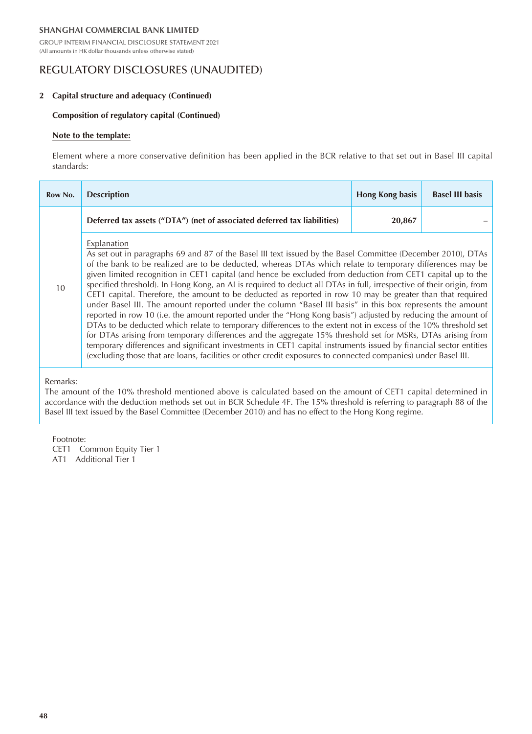# REGULATORY DISCLOSURES (UNAUDITED)

## 2 Capital structure and adequacy (Continued)

### Composition of regulatory capital (Continued)

**Note to the template:**

Element where a more conservative definition has been applied in the BCR relative to that set out in Basel III capital standards:

| Row No. | Description | Hong Kong basis | Basel III basis |
|---|---|---|---|
| 10 | **Deferred tax assets ("DTA") (net of associated deferred tax liabilities)** | **20,867** | – |
| | Explanation<br>As set out in paragraphs 69 and 87 of the Basel III text issued by the Basel Committee (December 2010), DTAs of the bank to be realized are to be deducted, whereas DTAs which relate to temporary differences may be given limited recognition in CET1 capital (and hence be excluded from deduction from CET1 capital up to the specified threshold). In Hong Kong, an AI is required to deduct all DTAs in full, irrespective of their origin, from CET1 capital. Therefore, the amount to be deducted as reported in row 10 may be greater than that required under Basel III. The amount reported under the column "Basel III basis" in this box represents the amount reported in row 10 (i.e. the amount reported under the "Hong Kong basis") adjusted by reducing the amount of DTAs to be deducted which relate to temporary differences to the extent not in excess of the 10% threshold set for DTAs arising from temporary differences and the aggregate 15% threshold set for MSRs, DTAs arising from temporary differences and significant investments in CET1 capital instruments issued by financial sector entities (excluding those that are loans, facilities or other credit exposures to connected companies) under Basel III. | | |

Remarks:
The amount of the 10% threshold mentioned above is calculated based on the amount of CET1 capital determined in accordance with the deduction methods set out in BCR Schedule 4F. The 15% threshold is referring to paragraph 88 of the Basel III text issued by the Basel Committee (December 2010) and has no effect to the Hong Kong regime.

Footnote:
CET1 Common Equity Tier 1
AT1 Additional Tier 1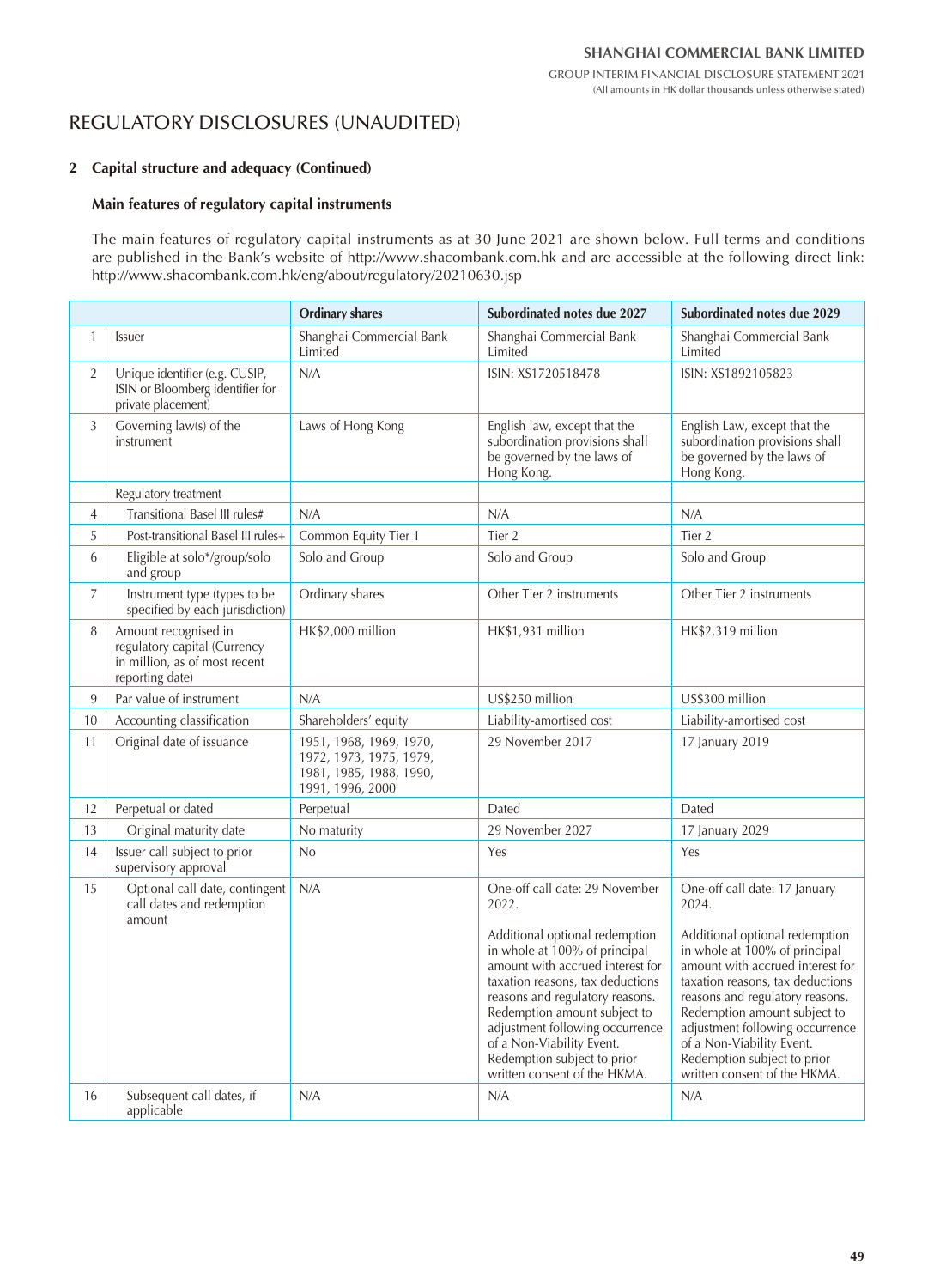# REGULATORY DISCLOSURES (UNAUDITED)

## 2 Capital structure and adequacy (Continued)

### Main features of regulatory capital instruments

The main features of regulatory capital instruments as at 30 June 2021 are shown below. Full terms and conditions are published in the Bank's website of http://www.shacombank.com.hk and are accessible at the following direct link: http://www.shacombank.com.hk/eng/about/regulatory/20210630.jsp

| | | Ordinary shares | Subordinated notes due 2027 | Subordinated notes due 2029 |
|---|---|---|---|---|
| 1 | Issuer | Shanghai Commercial Bank Limited | Shanghai Commercial Bank Limited | Shanghai Commercial Bank Limited |
| 2 | Unique identifier (e.g. CUSIP, ISIN or Bloomberg identifier for private placement) | N/A | ISIN: XS1720518478 | ISIN: XS1892105823 |
| 3 | Governing law(s) of the instrument | Laws of Hong Kong | English law, except that the subordination provisions shall be governed by the laws of Hong Kong. | English Law, except that the subordination provisions shall be governed by the laws of Hong Kong. |
| | Regulatory treatment | | | |
| 4 | Transitional Basel III rules# | N/A | N/A | N/A |
| 5 | Post-transitional Basel III rules+ | Common Equity Tier 1 | Tier 2 | Tier 2 |
| 6 | Eligible at solo*/group/solo and group | Solo and Group | Solo and Group | Solo and Group |
| 7 | Instrument type (types to be specified by each jurisdiction) | Ordinary shares | Other Tier 2 instruments | Other Tier 2 instruments |
| 8 | Amount recognised in regulatory capital (Currency in million, as of most recent reporting date) | HK$2,000 million | HK$1,931 million | HK$2,319 million |
| 9 | Par value of instrument | N/A | US$250 million | US$300 million |
| 10 | Accounting classification | Shareholders' equity | Liability-amortised cost | Liability-amortised cost |
| 11 | Original date of issuance | 1951, 1968, 1969, 1970, 1972, 1973, 1975, 1979, 1981, 1985, 1988, 1990, 1991, 1996, 2000 | 29 November 2017 | 17 January 2019 |
| 12 | Perpetual or dated | Perpetual | Dated | Dated |
| 13 | Original maturity date | No maturity | 29 November 2027 | 17 January 2029 |
| 14 | Issuer call subject to prior supervisory approval | No | Yes | Yes |
| 15 | Optional call date, contingent call dates and redemption amount | N/A | One-off call date: 29 November 2022.<br><br>Additional optional redemption in whole at 100% of principal amount with accrued interest for taxation reasons, tax deductions reasons and regulatory reasons. Redemption amount subject to adjustment following occurrence of a Non-Viability Event. Redemption subject to prior written consent of the HKMA. | One-off call date: 17 January 2024.<br><br>Additional optional redemption in whole at 100% of principal amount with accrued interest for taxation reasons, tax deductions reasons and regulatory reasons. Redemption amount subject to adjustment following occurrence of a Non-Viability Event. Redemption subject to prior written consent of the HKMA. |
| 16 | Subsequent call dates, if applicable | N/A | N/A | N/A |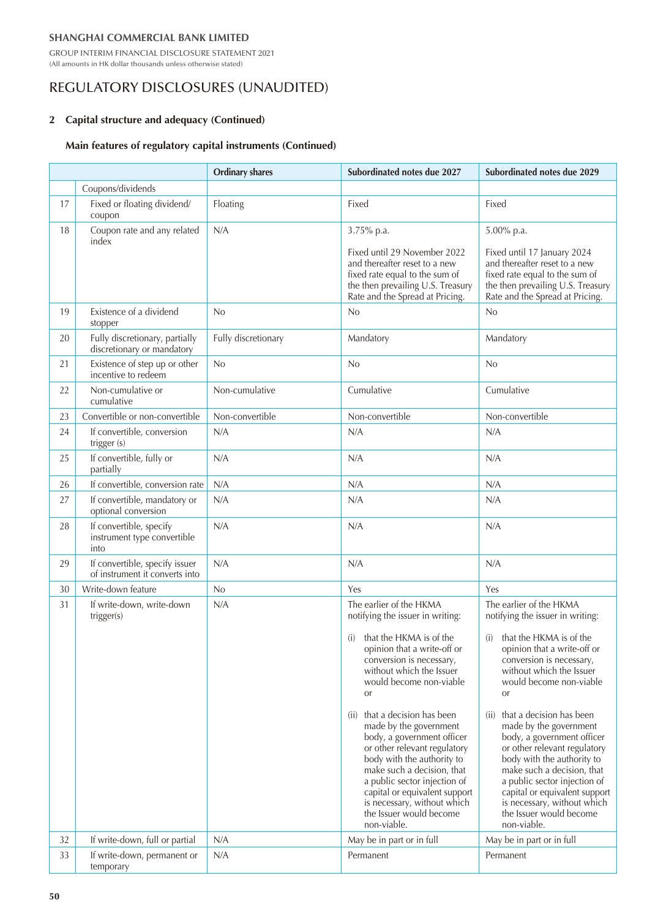SHANGHAI COMMERCIAL BANK LIMITED

GROUP INTERIM FINANCIAL DISCLOSURE STATEMENT 2021
(All amounts in HK dollar thousands unless otherwise stated)

# REGULATORY DISCLOSURES (UNAUDITED)

## 2 Capital structure and adequacy (Continued)

### Main features of regulatory capital instruments (Continued)

| | | Ordinary shares | Subordinated notes due 2027 | Subordinated notes due 2029 |
|---|---|---|---|---|
| | Coupons/dividends | | | |
| 17 | Fixed or floating dividend/ coupon | Floating | Fixed | Fixed |
| 18 | Coupon rate and any related index | N/A | 3.75% p.a.<br><br>Fixed until 29 November 2022 and thereafter reset to a new fixed rate equal to the sum of the then prevailing U.S. Treasury Rate and the Spread at Pricing. | 5.00% p.a.<br><br>Fixed until 17 January 2024 and thereafter reset to a new fixed rate equal to the sum of the then prevailing U.S. Treasury Rate and the Spread at Pricing. |
| 19 | Existence of a dividend stopper | No | No | No |
| 20 | Fully discretionary, partially discretionary or mandatory | Fully discretionary | Mandatory | Mandatory |
| 21 | Existence of step up or other incentive to redeem | No | No | No |
| 22 | Non-cumulative or cumulative | Non-cumulative | Cumulative | Cumulative |
| 23 | Convertible or non-convertible | Non-convertible | Non-convertible | Non-convertible |
| 24 | If convertible, conversion trigger (s) | N/A | N/A | N/A |
| 25 | If convertible, fully or partially | N/A | N/A | N/A |
| 26 | If convertible, conversion rate | N/A | N/A | N/A |
| 27 | If convertible, mandatory or optional conversion | N/A | N/A | N/A |
| 28 | If convertible, specify instrument type convertible into | N/A | N/A | N/A |
| 29 | If convertible, specify issuer of instrument it converts into | N/A | N/A | N/A |
| 30 | Write-down feature | No | Yes | Yes |
| 31 | If write-down, write-down trigger(s) | N/A | The earlier of the HKMA notifying the issuer in writing:<br><br>(i) that the HKMA is of the opinion that a write-off or conversion is necessary, without which the Issuer would become non-viable or<br><br>(ii) that a decision has been made by the government body, a government officer or other relevant regulatory body with the authority to make such a decision, that a public sector injection of capital or equivalent support is necessary, without which the Issuer would become non-viable. | The earlier of the HKMA notifying the issuer in writing:<br><br>(i) that the HKMA is of the opinion that a write-off or conversion is necessary, without which the Issuer would become non-viable or<br><br>(ii) that a decision has been made by the government body, a government officer or other relevant regulatory body with the authority to make such a decision, that a public sector injection of capital or equivalent support is necessary, without which the Issuer would become non-viable. |
| 32 | If write-down, full or partial | N/A | May be in part or in full | May be in part or in full |
| 33 | If write-down, permanent or temporary | N/A | Permanent | Permanent |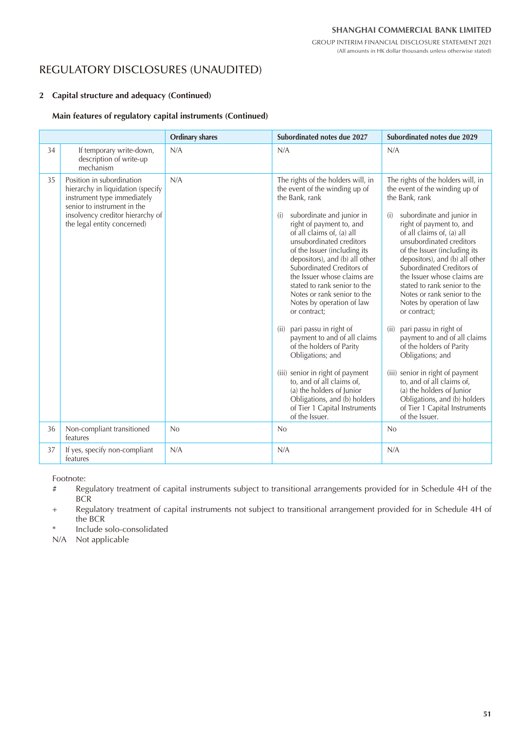# REGULATORY DISCLOSURES (UNAUDITED)

## 2 Capital structure and adequacy (Continued)

### Main features of regulatory capital instruments (Continued)

| | | Ordinary shares | Subordinated notes due 2027 | Subordinated notes due 2029 |
|---|---|---|---|---|
| 34 | If temporary write-down, description of write-up mechanism | N/A | N/A | N/A |
| 35 | Position in subordination hierarchy in liquidation (specify instrument type immediately senior to instrument in the insolvency creditor hierarchy of the legal entity concerned) | N/A | The rights of the holders will, in the event of the winding up of the Bank, rank<br><br>(i) subordinate and junior in right of payment to, and of all claims of, (a) all unsubordinated creditors of the Issuer (including its depositors), and (b) all other Subordinated Creditors of the Issuer whose claims are stated to rank senior to the Notes or rank senior to the Notes by operation of law or contract;<br><br>(ii) pari passu in right of payment to and of all claims of the holders of Parity Obligations; and<br><br>(iii) senior in right of payment to, and of all claims of, (a) the holders of Junior Obligations, and (b) holders of Tier 1 Capital Instruments of the Issuer. | The rights of the holders will, in the event of the winding up of the Bank, rank<br><br>(i) subordinate and junior in right of payment to, and of all claims of, (a) all unsubordinated creditors of the Issuer (including its depositors), and (b) all other Subordinated Creditors of the Issuer whose claims are stated to rank senior to the Notes or rank senior to the Notes by operation of law or contract;<br><br>(ii) pari passu in right of payment to and of all claims of the holders of Parity Obligations; and<br><br>(iii) senior in right of payment to, and of all claims of, (a) the holders of Junior Obligations, and (b) holders of Tier 1 Capital Instruments of the Issuer. |
| 36 | Non-compliant transitioned features | No | No | No |
| 37 | If yes, specify non-compliant features | N/A | N/A | N/A |

Footnote:

# Regulatory treatment of capital instruments subject to transitional arrangements provided for in Schedule 4H of the BCR

+ Regulatory treatment of capital instruments not subject to transitional arrangement provided for in Schedule 4H of the BCR

* Include solo-consolidated

N/A Not applicable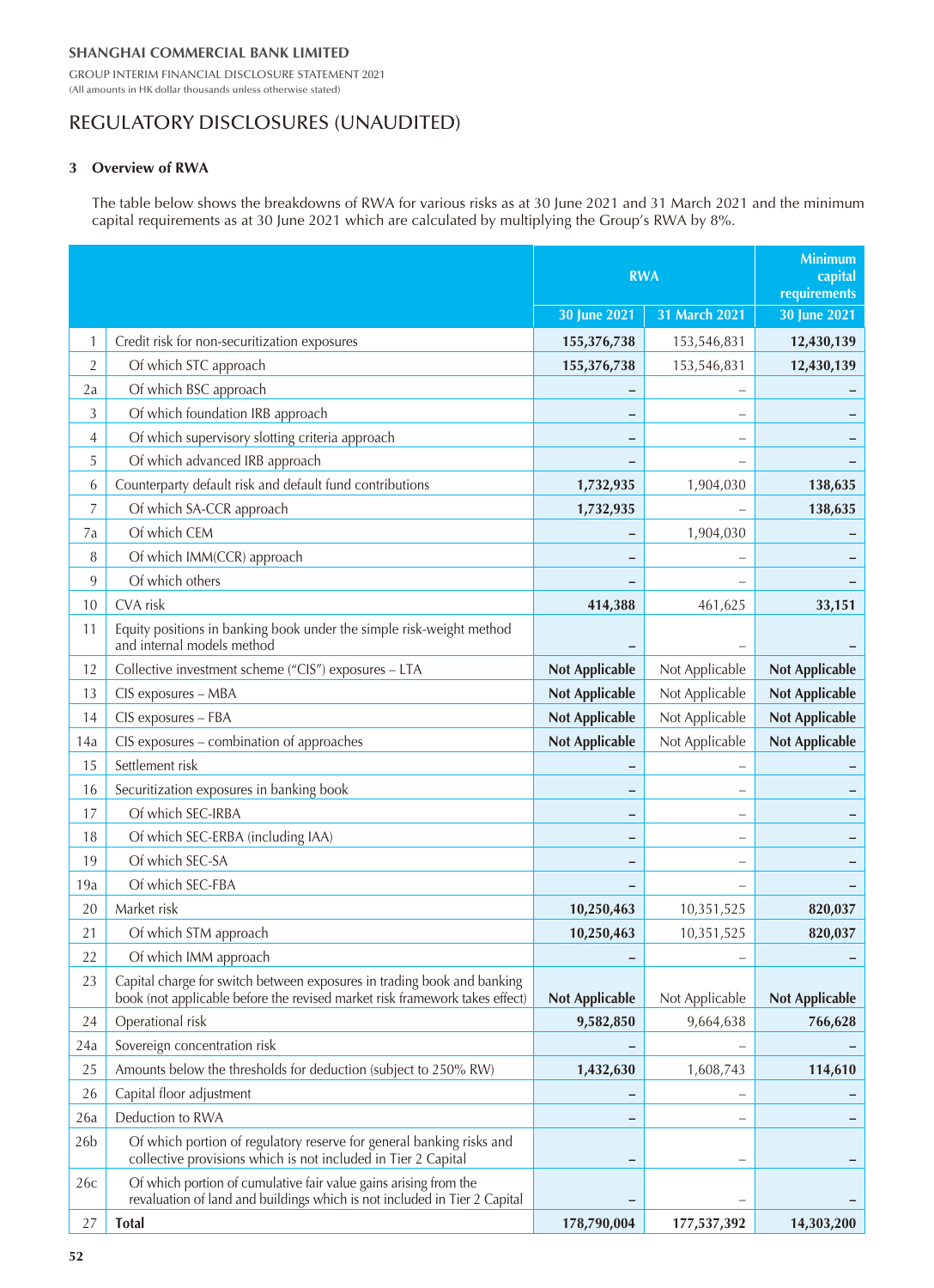SHANGHAI COMMERCIAL BANK LIMITED

GROUP INTERIM FINANCIAL DISCLOSURE STATEMENT 2021
(All amounts in HK dollar thousands unless otherwise stated)

# REGULATORY DISCLOSURES (UNAUDITED)

## 3 Overview of RWA

The table below shows the breakdowns of RWA for various risks as at 30 June 2021 and 31 March 2021 and the minimum capital requirements as at 30 June 2021 which are calculated by multiplying the Group's RWA by 8%.

| | | RWA | | Minimum capital requirements |
|---|---|---|---|---|
| | | **30 June 2021** | **31 March 2021** | **30 June 2021** |
| 1 | Credit risk for non-securitization exposures | **155,376,738** | 153,546,831 | **12,430,139** |
| 2 | Of which STC approach | **155,376,738** | 153,546,831 | **12,430,139** |
| 2a | Of which BSC approach | **–** | – | **–** |
| 3 | Of which foundation IRB approach | **–** | – | **–** |
| 4 | Of which supervisory slotting criteria approach | **–** | – | **–** |
| 5 | Of which advanced IRB approach | **–** | – | **–** |
| 6 | Counterparty default risk and default fund contributions | **1,732,935** | 1,904,030 | **138,635** |
| 7 | Of which SA-CCR approach | **1,732,935** | – | **138,635** |
| 7a | Of which CEM | **–** | 1,904,030 | **–** |
| 8 | Of which IMM(CCR) approach | **–** | – | **–** |
| 9 | Of which others | **–** | – | **–** |
| 10 | CVA risk | **414,388** | 461,625 | **33,151** |
| 11 | Equity positions in banking book under the simple risk-weight method and internal models method | **–** | – | **–** |
| 12 | Collective investment scheme ("CIS") exposures – LTA | **Not Applicable** | Not Applicable | **Not Applicable** |
| 13 | CIS exposures – MBA | **Not Applicable** | Not Applicable | **Not Applicable** |
| 14 | CIS exposures – FBA | **Not Applicable** | Not Applicable | **Not Applicable** |
| 14a | CIS exposures – combination of approaches | **Not Applicable** | Not Applicable | **Not Applicable** |
| 15 | Settlement risk | **–** | – | **–** |
| 16 | Securitization exposures in banking book | **–** | – | **–** |
| 17 | Of which SEC-IRBA | **–** | – | **–** |
| 18 | Of which SEC-ERBA (including IAA) | **–** | – | **–** |
| 19 | Of which SEC-SA | **–** | – | **–** |
| 19a | Of which SEC-FBA | **–** | – | **–** |
| 20 | Market risk | **10,250,463** | 10,351,525 | **820,037** |
| 21 | Of which STM approach | **10,250,463** | 10,351,525 | **820,037** |
| 22 | Of which IMM approach | **–** | – | **–** |
| 23 | Capital charge for switch between exposures in trading book and banking book (not applicable before the revised market risk framework takes effect) | **Not Applicable** | Not Applicable | **Not Applicable** |
| 24 | Operational risk | **9,582,850** | 9,664,638 | **766,628** |
| 24a | Sovereign concentration risk | **–** | – | **–** |
| 25 | Amounts below the thresholds for deduction (subject to 250% RW) | **1,432,630** | 1,608,743 | **114,610** |
| 26 | Capital floor adjustment | **–** | – | **–** |
| 26a | Deduction to RWA | **–** | – | **–** |
| 26b | Of which portion of regulatory reserve for general banking risks and collective provisions which is not included in Tier 2 Capital | **–** | – | **–** |
| 26c | Of which portion of cumulative fair value gains arising from the revaluation of land and buildings which is not included in Tier 2 Capital | **–** | – | **–** |
| 27 | **Total** | **178,790,004** | **177,537,392** | **14,303,200** |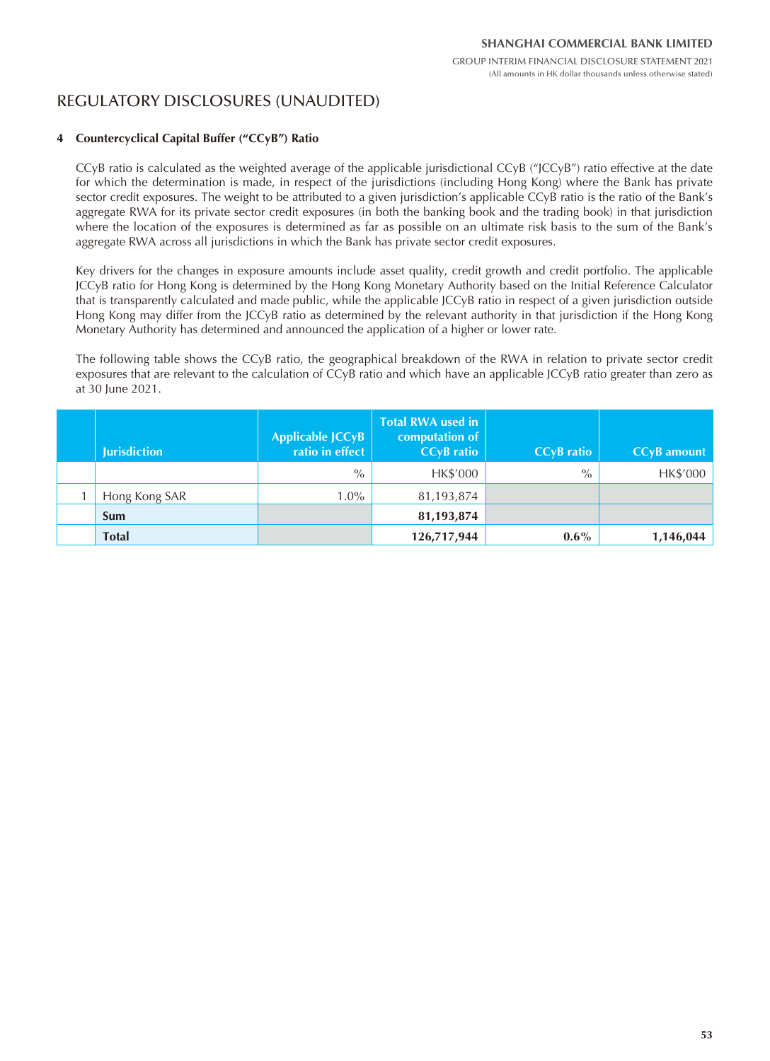# REGULATORY DISCLOSURES (UNAUDITED)

## 4 Countercyclical Capital Buffer ("CCyB") Ratio

CCyB ratio is calculated as the weighted average of the applicable jurisdictional CCyB ("JCCyB") ratio effective at the date for which the determination is made, in respect of the jurisdictions (including Hong Kong) where the Bank has private sector credit exposures. The weight to be attributed to a given jurisdiction's applicable CCyB ratio is the ratio of the Bank's aggregate RWA for its private sector credit exposures (in both the banking book and the trading book) in that jurisdiction where the location of the exposures is determined as far as possible on an ultimate risk basis to the sum of the Bank's aggregate RWA across all jurisdictions in which the Bank has private sector credit exposures.

Key drivers for the changes in exposure amounts include asset quality, credit growth and credit portfolio. The applicable JCCyB ratio for Hong Kong is determined by the Hong Kong Monetary Authority based on the Initial Reference Calculator that is transparently calculated and made public, while the applicable JCCyB ratio in respect of a given jurisdiction outside Hong Kong may differ from the JCCyB ratio as determined by the relevant authority in that jurisdiction if the Hong Kong Monetary Authority has determined and announced the application of a higher or lower rate.

The following table shows the CCyB ratio, the geographical breakdown of the RWA in relation to private sector credit exposures that are relevant to the calculation of CCyB ratio and which have an applicable JCCyB ratio greater than zero as at 30 June 2021.

| | Jurisdiction | Applicable JCCyB ratio in effect | Total RWA used in computation of CCyB ratio | CCyB ratio | CCyB amount |
|---|---|---|---|---|---|
| | | % | HK$'000 | % | HK$'000 |
| 1 | Hong Kong SAR | 1.0% | 81,193,874 | | |
| | **Sum** | | **81,193,874** | | |
| | **Total** | | **126,717,944** | **0.6%** | **1,146,044** |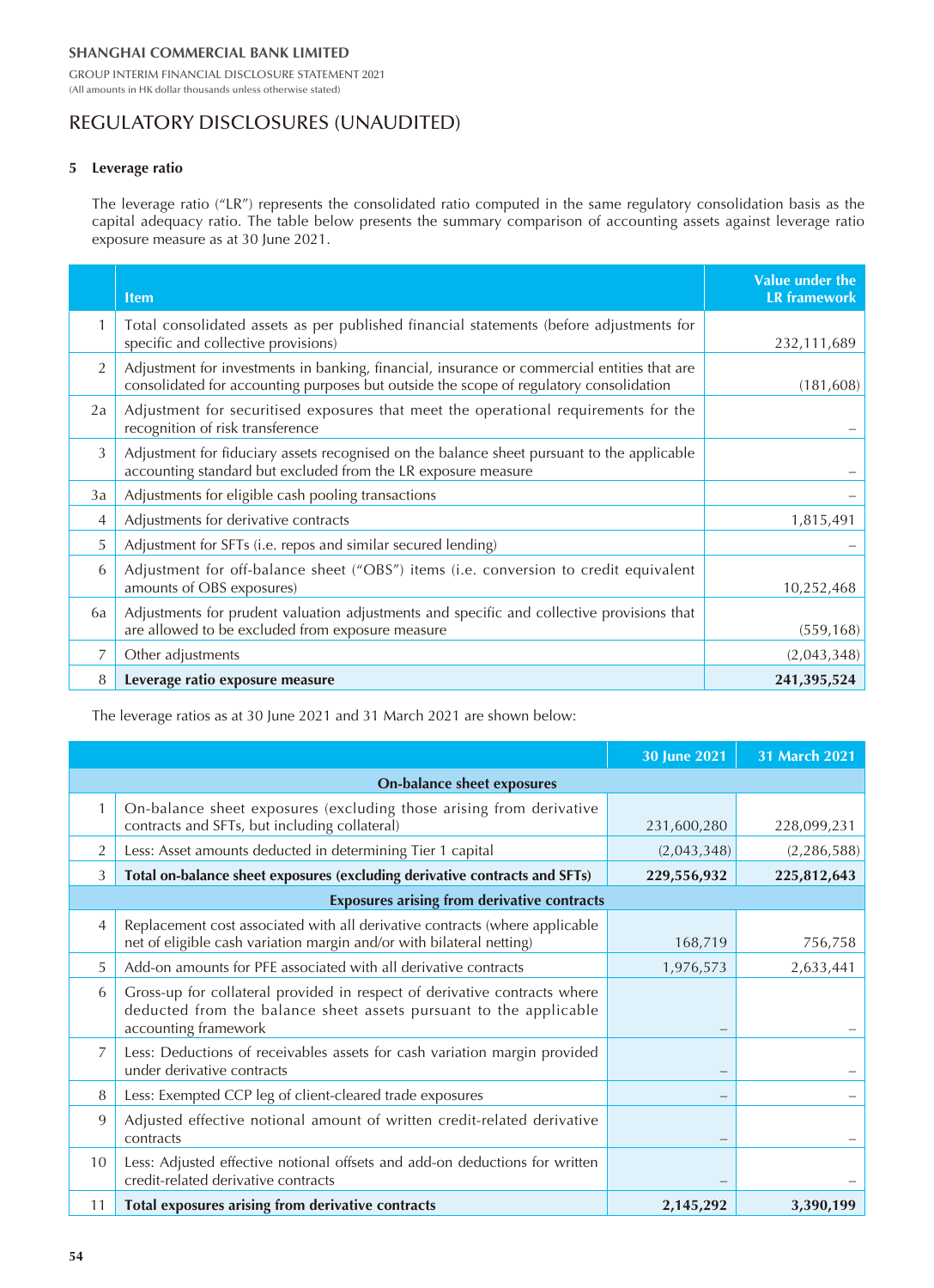## REGULATORY DISCLOSURES (UNAUDITED)

### 5 Leverage ratio

The leverage ratio ("LR") represents the consolidated ratio computed in the same regulatory consolidation basis as the capital adequacy ratio. The table below presents the summary comparison of accounting assets against leverage ratio exposure measure as at 30 June 2021.

| | Item | Value under the LR framework |
|---|---|---|
| 1 | Total consolidated assets as per published financial statements (before adjustments for specific and collective provisions) | 232,111,689 |
| 2 | Adjustment for investments in banking, financial, insurance or commercial entities that are consolidated for accounting purposes but outside the scope of regulatory consolidation | (181,608) |
| 2a | Adjustment for securitised exposures that meet the operational requirements for the recognition of risk transference | – |
| 3 | Adjustment for fiduciary assets recognised on the balance sheet pursuant to the applicable accounting standard but excluded from the LR exposure measure | – |
| 3a | Adjustments for eligible cash pooling transactions | – |
| 4 | Adjustments for derivative contracts | 1,815,491 |
| 5 | Adjustment for SFTs (i.e. repos and similar secured lending) | – |
| 6 | Adjustment for off-balance sheet ("OBS") items (i.e. conversion to credit equivalent amounts of OBS exposures) | 10,252,468 |
| 6a | Adjustments for prudent valuation adjustments and specific and collective provisions that are allowed to be excluded from exposure measure | (559,168) |
| 7 | Other adjustments | (2,043,348) |
| 8 | **Leverage ratio exposure measure** | **241,395,524** |

The leverage ratios as at 30 June 2021 and 31 March 2021 are shown below:

| | | 30 June 2021 | 31 March 2021 |
|---|---|---|---|
| | **On-balance sheet exposures** | | |
| 1 | On-balance sheet exposures (excluding those arising from derivative contracts and SFTs, but including collateral) | 231,600,280 | 228,099,231 |
| 2 | Less: Asset amounts deducted in determining Tier 1 capital | (2,043,348) | (2,286,588) |
| 3 | **Total on-balance sheet exposures (excluding derivative contracts and SFTs)** | **229,556,932** | **225,812,643** |
| | **Exposures arising from derivative contracts** | | |
| 4 | Replacement cost associated with all derivative contracts (where applicable net of eligible cash variation margin and/or with bilateral netting) | 168,719 | 756,758 |
| 5 | Add-on amounts for PFE associated with all derivative contracts | 1,976,573 | 2,633,441 |
| 6 | Gross-up for collateral provided in respect of derivative contracts where deducted from the balance sheet assets pursuant to the applicable accounting framework | – | – |
| 7 | Less: Deductions of receivables assets for cash variation margin provided under derivative contracts | – | – |
| 8 | Less: Exempted CCP leg of client-cleared trade exposures | – | – |
| 9 | Adjusted effective notional amount of written credit-related derivative contracts | – | – |
| 10 | Less: Adjusted effective notional offsets and add-on deductions for written credit-related derivative contracts | – | – |
| 11 | **Total exposures arising from derivative contracts** | **2,145,292** | **3,390,199** |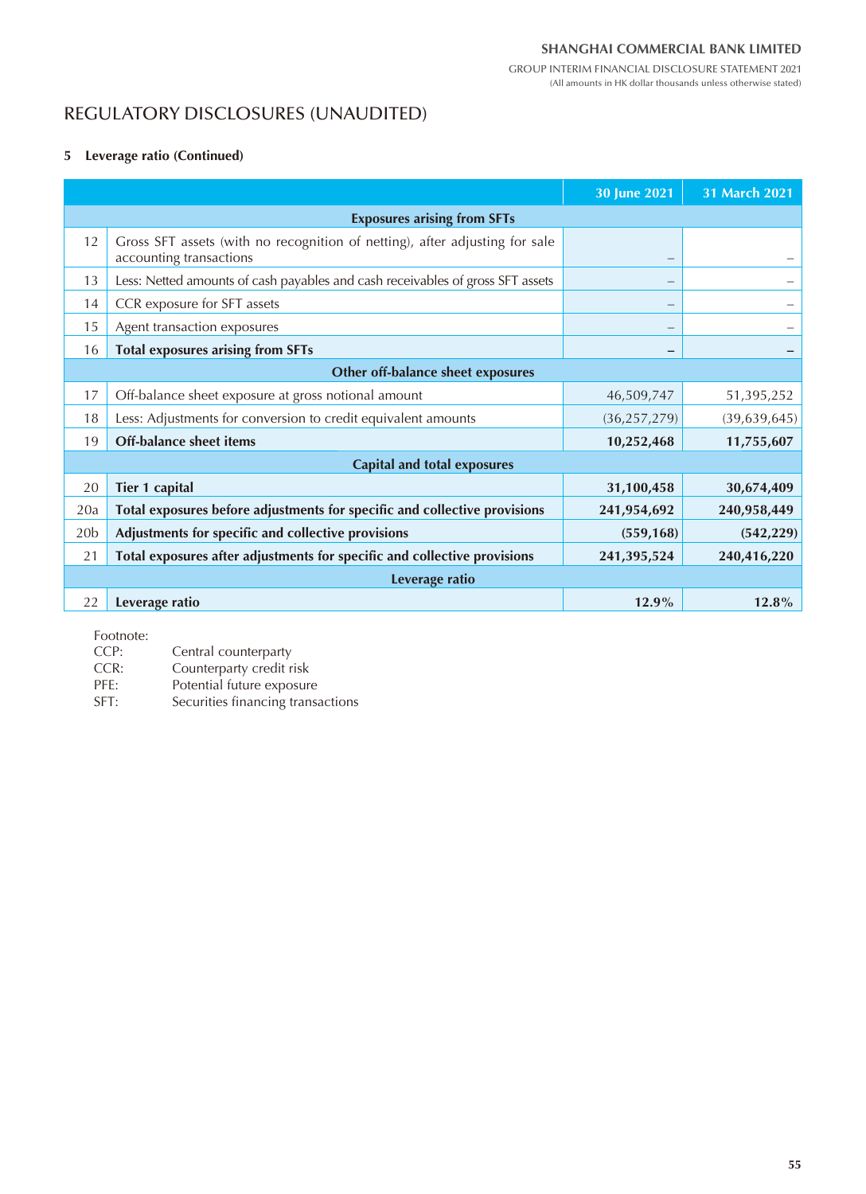# REGULATORY DISCLOSURES (UNAUDITED)

## 5 Leverage ratio (Continued)

| | | 30 June 2021 | 31 March 2021 |
|---|---|---|---|
| | **Exposures arising from SFTs** | | |
| 12 | Gross SFT assets (with no recognition of netting), after adjusting for sale accounting transactions | – | – |
| 13 | Less: Netted amounts of cash payables and cash receivables of gross SFT assets | – | – |
| 14 | CCR exposure for SFT assets | – | – |
| 15 | Agent transaction exposures | – | – |
| 16 | **Total exposures arising from SFTs** | **–** | **–** |
| | **Other off-balance sheet exposures** | | |
| 17 | Off-balance sheet exposure at gross notional amount | 46,509,747 | 51,395,252 |
| 18 | Less: Adjustments for conversion to credit equivalent amounts | (36,257,279) | (39,639,645) |
| 19 | **Off-balance sheet items** | **10,252,468** | **11,755,607** |
| | **Capital and total exposures** | | |
| 20 | **Tier 1 capital** | **31,100,458** | **30,674,409** |
| 20a | **Total exposures before adjustments for specific and collective provisions** | **241,954,692** | **240,958,449** |
| 20b | **Adjustments for specific and collective provisions** | **(559,168)** | **(542,229)** |
| 21 | **Total exposures after adjustments for specific and collective provisions** | **241,395,524** | **240,416,220** |
| | **Leverage ratio** | | |
| 22 | **Leverage ratio** | **12.9%** | **12.8%** |

Footnote:

CCP: Central counterparty
CCR: Counterparty credit risk
PFE: Potential future exposure
SFT: Securities financing transactions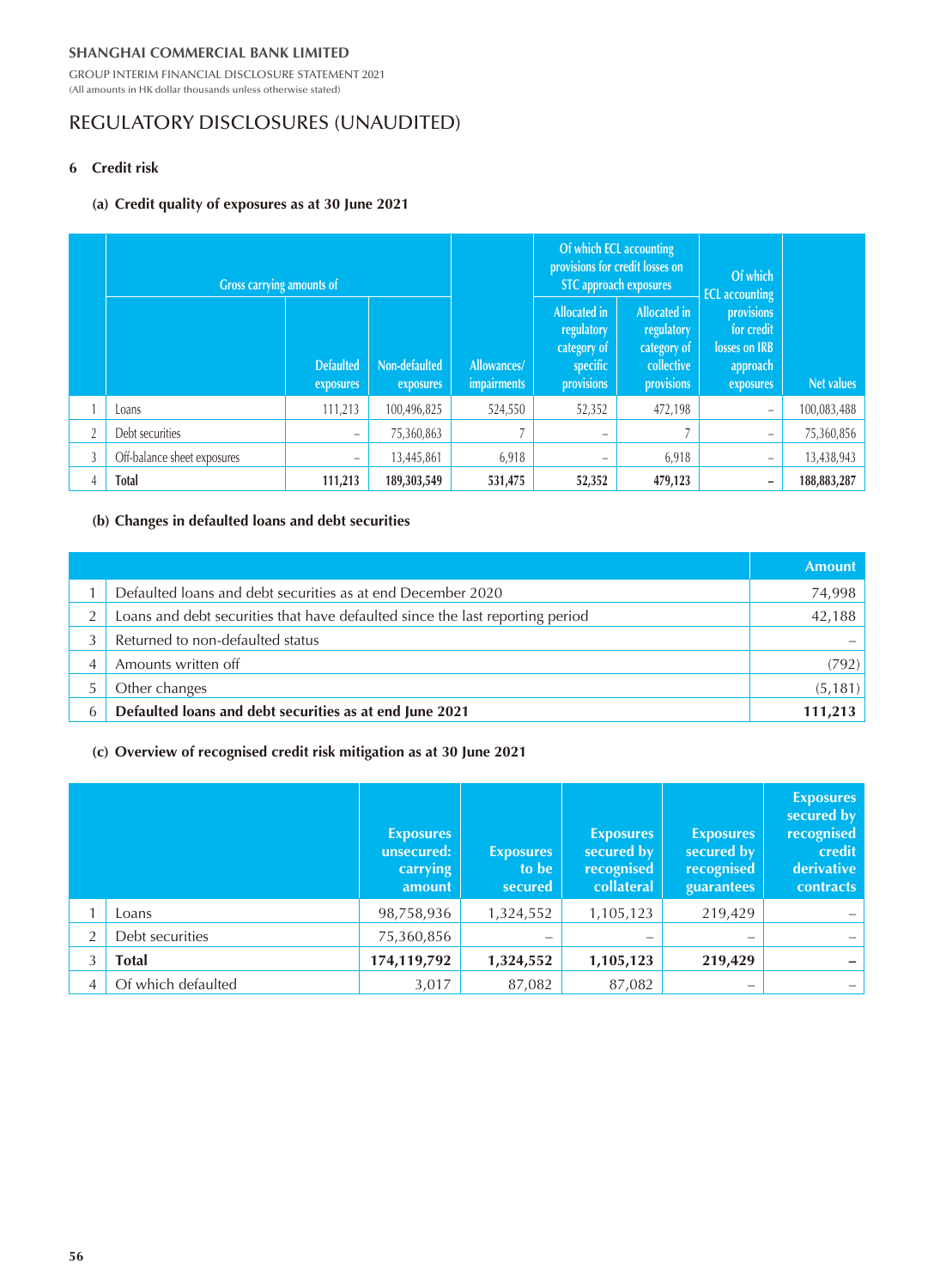SHANGHAI COMMERCIAL BANK LIMITED

GROUP INTERIM FINANCIAL DISCLOSURE STATEMENT 2021

(All amounts in HK dollar thousands unless otherwise stated)

# REGULATORY DISCLOSURES (UNAUDITED)

## 6 Credit risk

### (a) Credit quality of exposures as at 30 June 2021

| | | Gross carrying amounts of | | | Of which ECL accounting provisions for credit losses on STC approach exposures | | | |
|---|---|---|---|---|---|---|---|---|
| | | Defaulted exposures | Non-defaulted exposures | Allowances/ impairments | Allocated in regulatory category of specific provisions | Allocated in regulatory category of collective provisions | Of which ECL accounting provisions for credit losses on IRB approach exposures | Net values |
| 1 | Loans | 111,213 | 100,496,825 | 524,550 | 52,352 | 472,198 | – | 100,083,488 |
| 2 | Debt securities | – | 75,360,863 | 7 | – | 7 | – | 75,360,856 |
| 3 | Off-balance sheet exposures | – | 13,445,861 | 6,918 | – | 6,918 | – | 13,438,943 |
| 4 | **Total** | **111,213** | **189,303,549** | **531,475** | **52,352** | **479,123** | **–** | **188,883,287** |

### (b) Changes in defaulted loans and debt securities

| | | Amount |
|---|---|---|
| 1 | Defaulted loans and debt securities as at end December 2020 | 74,998 |
| 2 | Loans and debt securities that have defaulted since the last reporting period | 42,188 |
| 3 | Returned to non-defaulted status | – |
| 4 | Amounts written off | (792) |
| 5 | Other changes | (5,181) |
| 6 | **Defaulted loans and debt securities as at end June 2021** | **111,213** |

### (c) Overview of recognised credit risk mitigation as at 30 June 2021

| | | Exposures unsecured: carrying amount | Exposures to be secured | Exposures secured by recognised collateral | Exposures secured by recognised guarantees | Exposures secured by recognised credit derivative contracts |
|---|---|---|---|---|---|---|
| 1 | Loans | 98,758,936 | 1,324,552 | 1,105,123 | 219,429 | – |
| 2 | Debt securities | 75,360,856 | – | – | – | – |
| 3 | **Total** | **174,119,792** | **1,324,552** | **1,105,123** | **219,429** | **–** |
| 4 | Of which defaulted | 3,017 | 87,082 | 87,082 | – | – |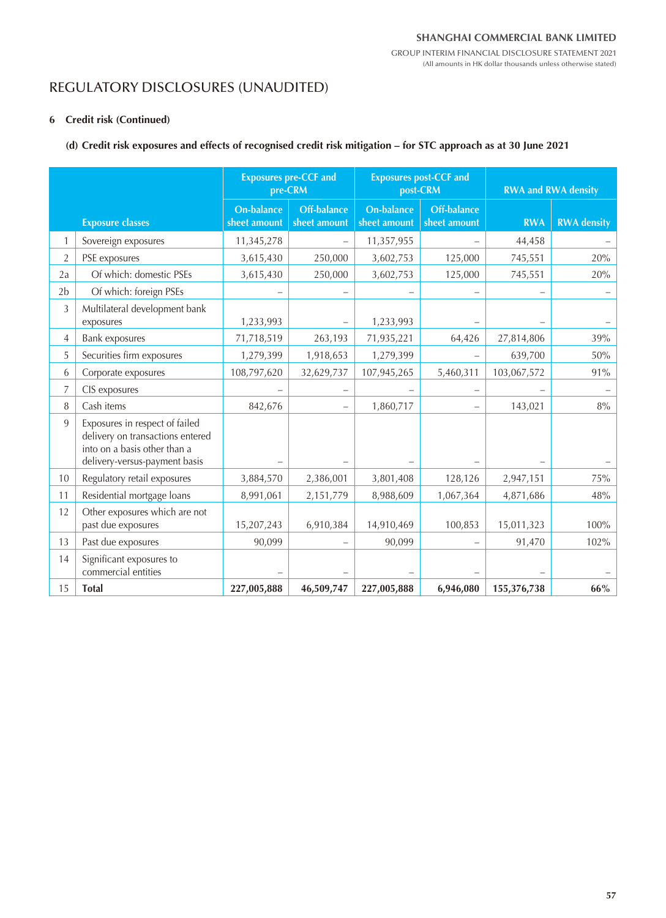# REGULATORY DISCLOSURES (UNAUDITED)

## 6 Credit risk (Continued)

### (d) Credit risk exposures and effects of recognised credit risk mitigation – for STC approach as at 30 June 2021

| | Exposure classes | Exposures pre-CCF and pre-CRM | | Exposures post-CCF and post-CRM | | RWA and RWA density | |
|---|---|---|---|---|---|---|---|
| | | On-balance sheet amount | Off-balance sheet amount | On-balance sheet amount | Off-balance sheet amount | RWA | RWA density |
| 1 | Sovereign exposures | 11,345,278 | – | 11,357,955 | – | 44,458 | – |
| 2 | PSE exposures | 3,615,430 | 250,000 | 3,602,753 | 125,000 | 745,551 | 20% |
| 2a | Of which: domestic PSEs | 3,615,430 | 250,000 | 3,602,753 | 125,000 | 745,551 | 20% |
| 2b | Of which: foreign PSEs | – | – | – | – | – | – |
| 3 | Multilateral development bank exposures | 1,233,993 | – | 1,233,993 | – | – | – |
| 4 | Bank exposures | 71,718,519 | 263,193 | 71,935,221 | 64,426 | 27,814,806 | 39% |
| 5 | Securities firm exposures | 1,279,399 | 1,918,653 | 1,279,399 | – | 639,700 | 50% |
| 6 | Corporate exposures | 108,797,620 | 32,629,737 | 107,945,265 | 5,460,311 | 103,067,572 | 91% |
| 7 | CIS exposures | – | – | – | – | – | – |
| 8 | Cash items | 842,676 | – | 1,860,717 | – | 143,021 | 8% |
| 9 | Exposures in respect of failed delivery on transactions entered into on a basis other than a delivery-versus-payment basis | – | – | – | – | – | – |
| 10 | Regulatory retail exposures | 3,884,570 | 2,386,001 | 3,801,408 | 128,126 | 2,947,151 | 75% |
| 11 | Residential mortgage loans | 8,991,061 | 2,151,779 | 8,988,609 | 1,067,364 | 4,871,686 | 48% |
| 12 | Other exposures which are not past due exposures | 15,207,243 | 6,910,384 | 14,910,469 | 100,853 | 15,011,323 | 100% |
| 13 | Past due exposures | 90,099 | – | 90,099 | – | 91,470 | 102% |
| 14 | Significant exposures to commercial entities | – | – | – | – | – | – |
| 15 | **Total** | **227,005,888** | **46,509,747** | **227,005,888** | **6,946,080** | **155,376,738** | **66%** |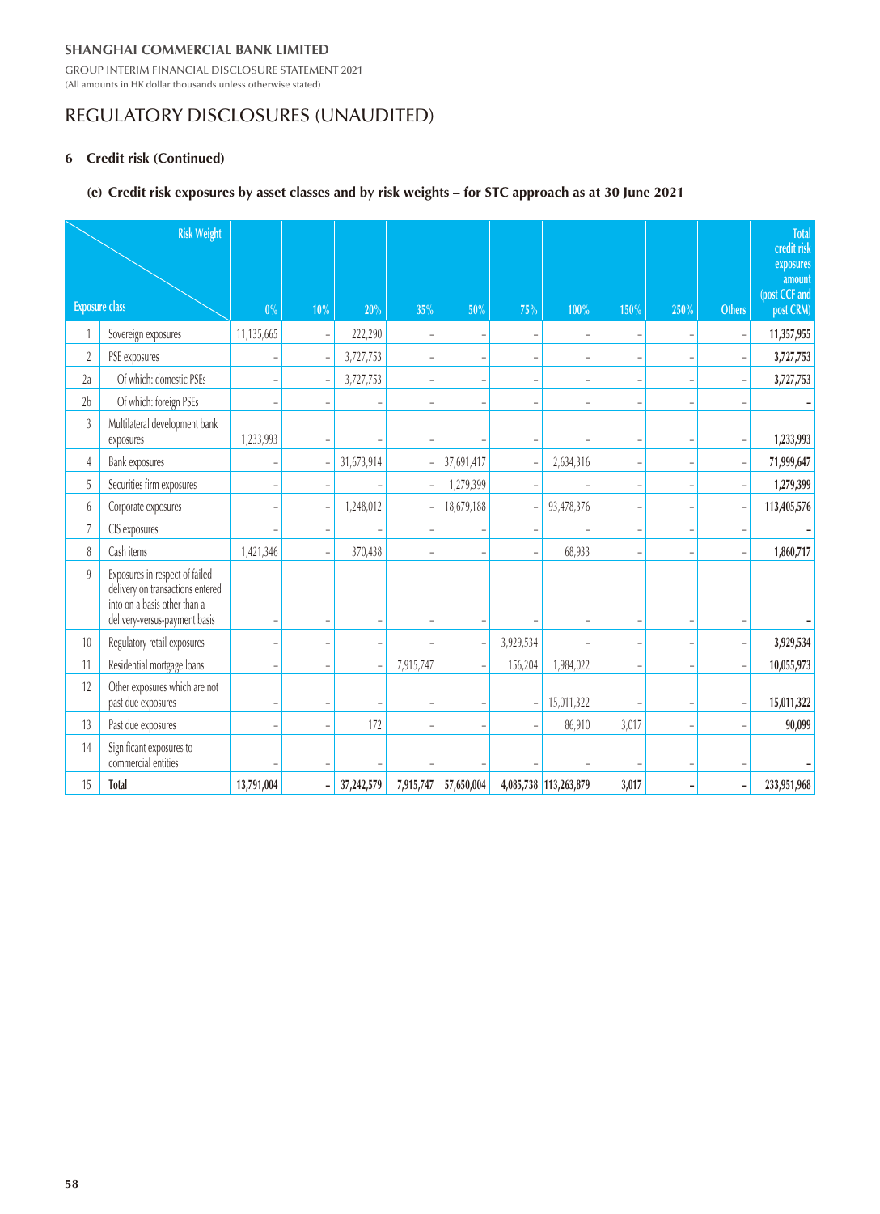# REGULATORY DISCLOSURES (UNAUDITED)

## 6 Credit risk (Continued)

### (e) Credit risk exposures by asset classes and by risk weights – for STC approach as at 30 June 2021

| | Exposure class \ Risk Weight | 0% | 10% | 20% | 35% | 50% | 75% | 100% | 150% | 250% | Others | Total credit risk exposures amount (post CCF and post CRM) |
|---|---|---|---|---|---|---|---|---|---|---|---|---|
| 1 | Sovereign exposures | 11,135,665 | – | 222,290 | – | – | – | – | – | – | – | **11,357,955** |
| 2 | PSE exposures | – | – | 3,727,753 | – | – | – | – | – | – | – | **3,727,753** |
| 2a | Of which: domestic PSEs | – | – | 3,727,753 | – | – | – | – | – | – | – | **3,727,753** |
| 2b | Of which: foreign PSEs | – | – | – | – | – | – | – | – | – | – | **-** |
| 3 | Multilateral development bank exposures | 1,233,993 | – | – | – | – | – | – | – | – | – | **1,233,993** |
| 4 | Bank exposures | – | – | 31,673,914 | – | 37,691,417 | – | 2,634,316 | – | – | – | **71,999,647** |
| 5 | Securities firm exposures | – | – | – | – | 1,279,399 | – | – | – | – | – | **1,279,399** |
| 6 | Corporate exposures | – | – | 1,248,012 | – | 18,679,188 | – | 93,478,376 | – | – | – | **113,405,576** |
| 7 | CIS exposures | – | – | – | – | – | – | – | – | – | – | **-** |
| 8 | Cash items | 1,421,346 | – | 370,438 | – | – | – | 68,933 | – | – | – | **1,860,717** |
| 9 | Exposures in respect of failed delivery on transactions entered into on a basis other than a delivery-versus-payment basis | – | – | – | – | – | – | – | – | – | – | **-** |
| 10 | Regulatory retail exposures | – | – | – | – | – | 3,929,534 | – | – | – | – | **3,929,534** |
| 11 | Residential mortgage loans | – | – | – | 7,915,747 | – | 156,204 | 1,984,022 | – | – | – | **10,055,973** |
| 12 | Other exposures which are not past due exposures | – | – | – | – | – | – | 15,011,322 | – | – | – | **15,011,322** |
| 13 | Past due exposures | – | – | 172 | – | – | – | 86,910 | 3,017 | – | – | **90,099** |
| 14 | Significant exposures to commercial entities | – | – | – | – | – | – | – | – | – | – | **-** |
| 15 | **Total** | **13,791,004** | **-** | **37,242,579** | **7,915,747** | **57,650,004** | **4,085,738** | **113,263,879** | **3,017** | **-** | **-** | **233,951,968** |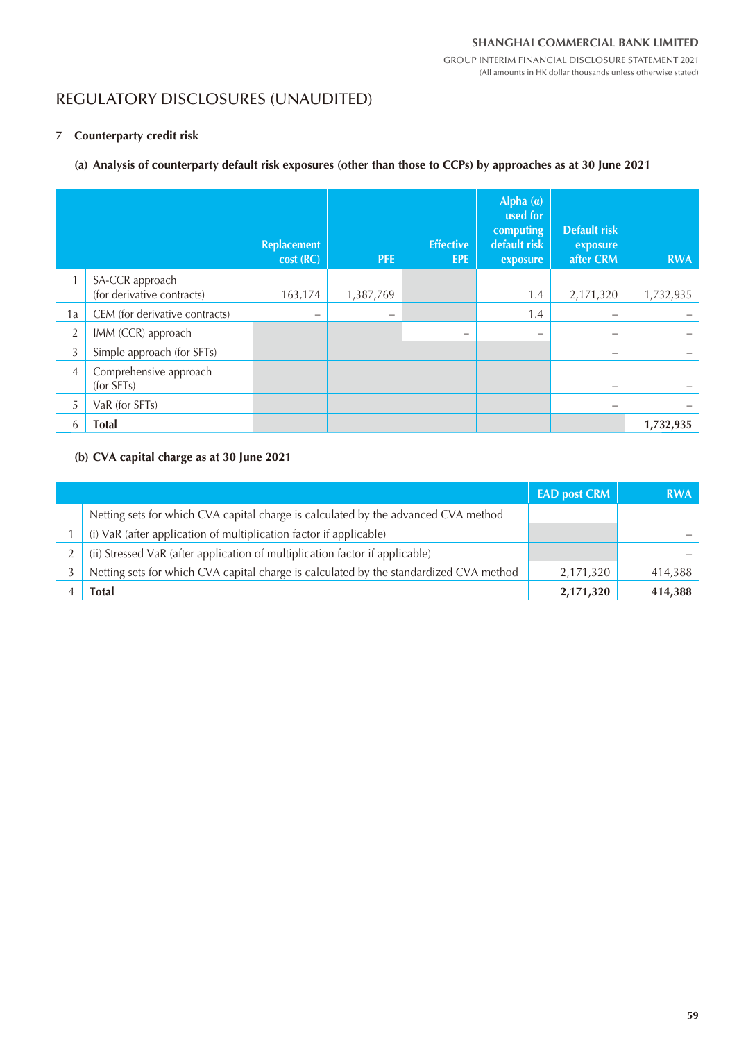# REGULATORY DISCLOSURES (UNAUDITED)

## 7 Counterparty credit risk

### (a) Analysis of counterparty default risk exposures (other than those to CCPs) by approaches as at 30 June 2021

| | | Replacement cost (RC) | PFE | Effective EPE | Alpha (α) used for computing default risk exposure | Default risk exposure after CRM | RWA |
|---|---|---|---|---|---|---|---|
| 1 | SA-CCR approach (for derivative contracts) | 163,174 | 1,387,769 | | 1.4 | 2,171,320 | 1,732,935 |
| 1a | CEM (for derivative contracts) | – | – | | 1.4 | – | – |
| 2 | IMM (CCR) approach | | | – | – | – | – |
| 3 | Simple approach (for SFTs) | | | | | – | – |
| 4 | Comprehensive approach (for SFTs) | | | | | – | – |
| 5 | VaR (for SFTs) | | | | | – | – |
| 6 | **Total** | | | | | | **1,732,935** |

### (b) CVA capital charge as at 30 June 2021

| | | EAD post CRM | RWA |
|---|---|---|---|
| | Netting sets for which CVA capital charge is calculated by the advanced CVA method | | |
| 1 | (i) VaR (after application of multiplication factor if applicable) | | – |
| 2 | (ii) Stressed VaR (after application of multiplication factor if applicable) | | – |
| 3 | Netting sets for which CVA capital charge is calculated by the standardized CVA method | 2,171,320 | 414,388 |
| 4 | **Total** | **2,171,320** | **414,388** |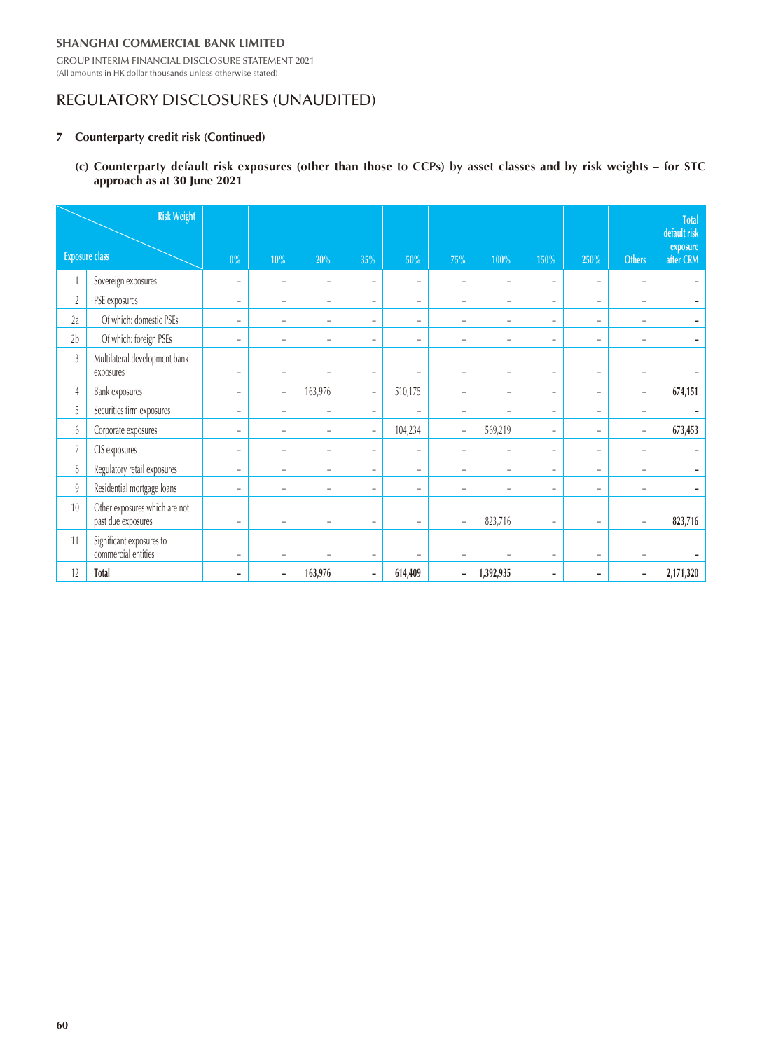SHANGHAI COMMERCIAL BANK LIMITED

GROUP INTERIM FINANCIAL DISCLOSURE STATEMENT 2021

(All amounts in HK dollar thousands unless otherwise stated)

# REGULATORY DISCLOSURES (UNAUDITED)

## 7 Counterparty credit risk (Continued)

### (c) Counterparty default risk exposures (other than those to CCPs) by asset classes and by risk weights – for STC approach as at 30 June 2021

| | Exposure class \ Risk Weight | 0% | 10% | 20% | 35% | 50% | 75% | 100% | 150% | 250% | Others | Total default risk exposure after CRM |
|---|---|---|---|---|---|---|---|---|---|---|---|---|
| 1 | Sovereign exposures | – | – | – | – | – | – | – | – | – | – | **–** |
| 2 | PSE exposures | – | – | – | – | – | – | – | – | – | – | **–** |
| 2a | Of which: domestic PSEs | – | – | – | – | – | – | – | – | – | – | **–** |
| 2b | Of which: foreign PSEs | – | – | – | – | – | – | – | – | – | – | **–** |
| 3 | Multilateral development bank exposures | – | – | – | – | – | – | – | – | – | – | **–** |
| 4 | Bank exposures | – | – | 163,976 | – | 510,175 | – | – | – | – | – | **674,151** |
| 5 | Securities firm exposures | – | – | – | – | – | – | – | – | – | – | **–** |
| 6 | Corporate exposures | – | – | – | – | 104,234 | – | 569,219 | – | – | – | **673,453** |
| 7 | CIS exposures | – | – | – | – | – | – | – | – | – | – | **–** |
| 8 | Regulatory retail exposures | – | – | – | – | – | – | – | – | – | – | **–** |
| 9 | Residential mortgage loans | – | – | – | – | – | – | – | – | – | – | **–** |
| 10 | Other exposures which are not past due exposures | – | – | – | – | – | – | 823,716 | – | – | – | **823,716** |
| 11 | Significant exposures to commercial entities | – | – | – | – | – | – | – | – | – | – | **–** |
| 12 | **Total** | **–** | **–** | **163,976** | **–** | **614,409** | **–** | **1,392,935** | **–** | **–** | **–** | **2,171,320** |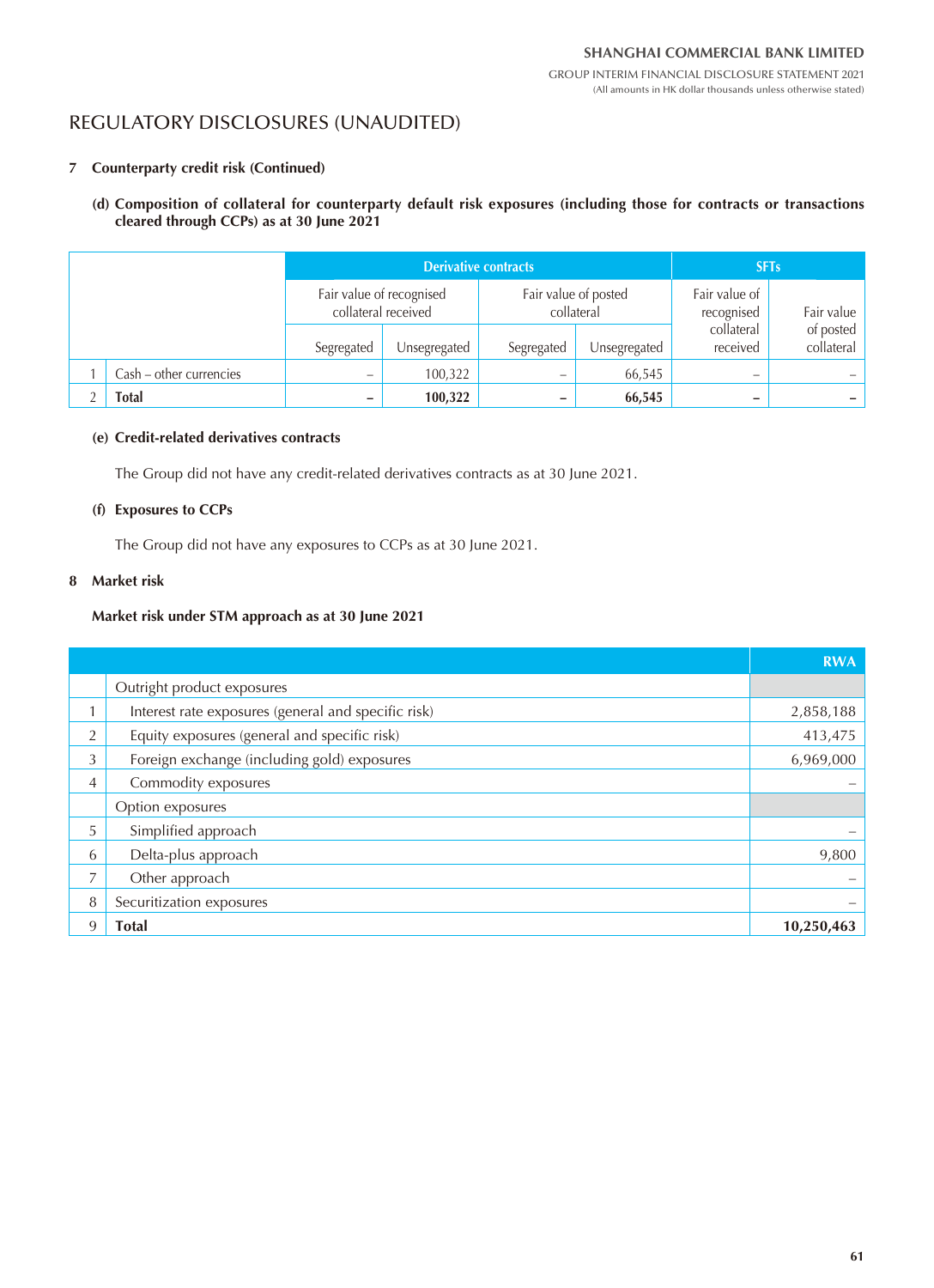# REGULATORY DISCLOSURES (UNAUDITED)

## 7 Counterparty credit risk (Continued)

### (d) Composition of collateral for counterparty default risk exposures (including those for contracts or transactions cleared through CCPs) as at 30 June 2021

| | | Derivative contracts | | | | SFTs | |
|---|---|---|---|---|---|---|---|
| | | Fair value of recognised collateral received | | Fair value of posted collateral | | Fair value of recognised collateral received | Fair value of posted collateral |
| | | Segregated | Unsegregated | Segregated | Unsegregated | | |
| 1 | Cash – other currencies | – | 100,322 | – | 66,545 | – | – |
| 2 | **Total** | **–** | **100,322** | **–** | **66,545** | **–** | **–** |

### (e) Credit-related derivatives contracts

The Group did not have any credit-related derivatives contracts as at 30 June 2021.

### (f) Exposures to CCPs

The Group did not have any exposures to CCPs as at 30 June 2021.

## 8 Market risk

**Market risk under STM approach as at 30 June 2021**

| | | RWA |
|---|---|---|
| | Outright product exposures | |
| 1 | Interest rate exposures (general and specific risk) | 2,858,188 |
| 2 | Equity exposures (general and specific risk) | 413,475 |
| 3 | Foreign exchange (including gold) exposures | 6,969,000 |
| 4 | Commodity exposures | – |
| | Option exposures | |
| 5 | Simplified approach | – |
| 6 | Delta-plus approach | 9,800 |
| 7 | Other approach | – |
| 8 | Securitization exposures | – |
| 9 | **Total** | **10,250,463** |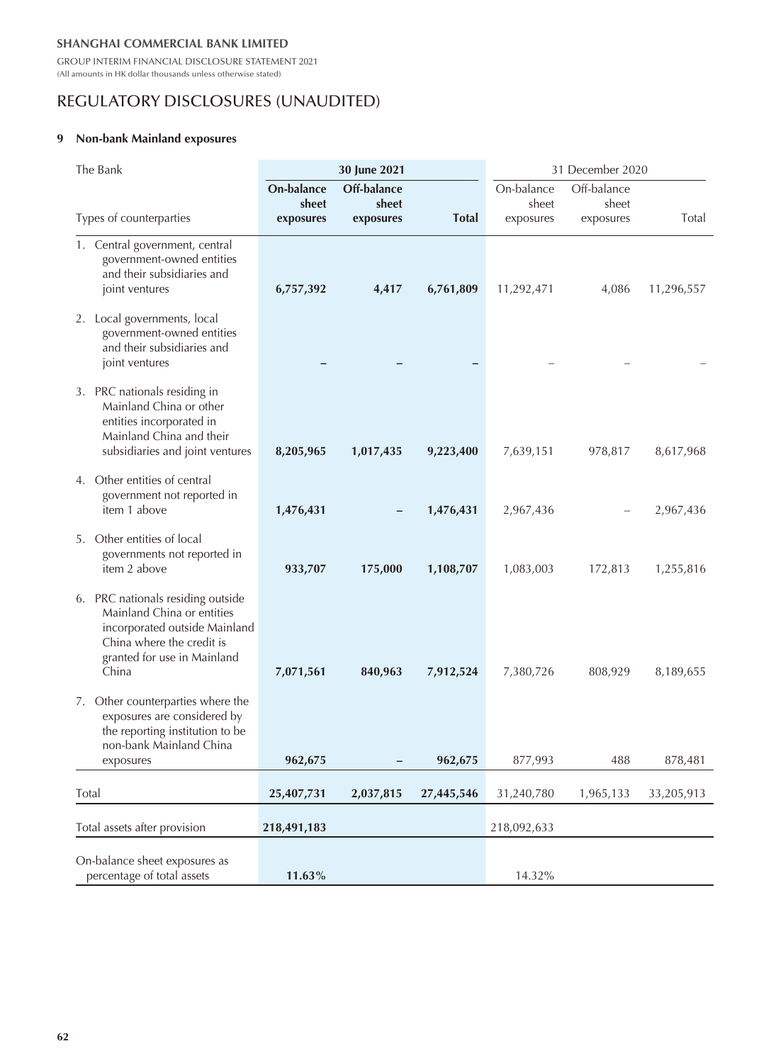# REGULATORY DISCLOSURES (UNAUDITED)

## 9 Non-bank Mainland exposures

| The Bank | 30 June 2021 | | | 31 December 2020 | | |
|---|---|---|---|---|---|---|
| Types of counterparties | **On-balance sheet exposures** | **Off-balance sheet exposures** | **Total** | On-balance sheet exposures | Off-balance sheet exposures | Total |
| 1. Central government, central government-owned entities and their subsidiaries and joint ventures | **6,757,392** | **4,417** | **6,761,809** | 11,292,471 | 4,086 | 11,296,557 |
| 2. Local governments, local government-owned entities and their subsidiaries and joint ventures | **–** | **–** | **–** | – | – | – |
| 3. PRC nationals residing in Mainland China or other entities incorporated in Mainland China and their subsidiaries and joint ventures | **8,205,965** | **1,017,435** | **9,223,400** | 7,639,151 | 978,817 | 8,617,968 |
| 4. Other entities of central government not reported in item 1 above | **1,476,431** | **–** | **1,476,431** | 2,967,436 | – | 2,967,436 |
| 5. Other entities of local governments not reported in item 2 above | **933,707** | **175,000** | **1,108,707** | 1,083,003 | 172,813 | 1,255,816 |
| 6. PRC nationals residing outside Mainland China or entities incorporated outside Mainland China where the credit is granted for use in Mainland China | **7,071,561** | **840,963** | **7,912,524** | 7,380,726 | 808,929 | 8,189,655 |
| 7. Other counterparties where the exposures are considered by the reporting institution to be non-bank Mainland China exposures | **962,675** | **–** | **962,675** | 877,993 | 488 | 878,481 |
| Total | **25,407,731** | **2,037,815** | **27,445,546** | 31,240,780 | 1,965,133 | 33,205,913 |
| Total assets after provision | **218,491,183** | | | 218,092,633 | | |
| On-balance sheet exposures as percentage of total assets | **11.63%** | | | 14.32% | | |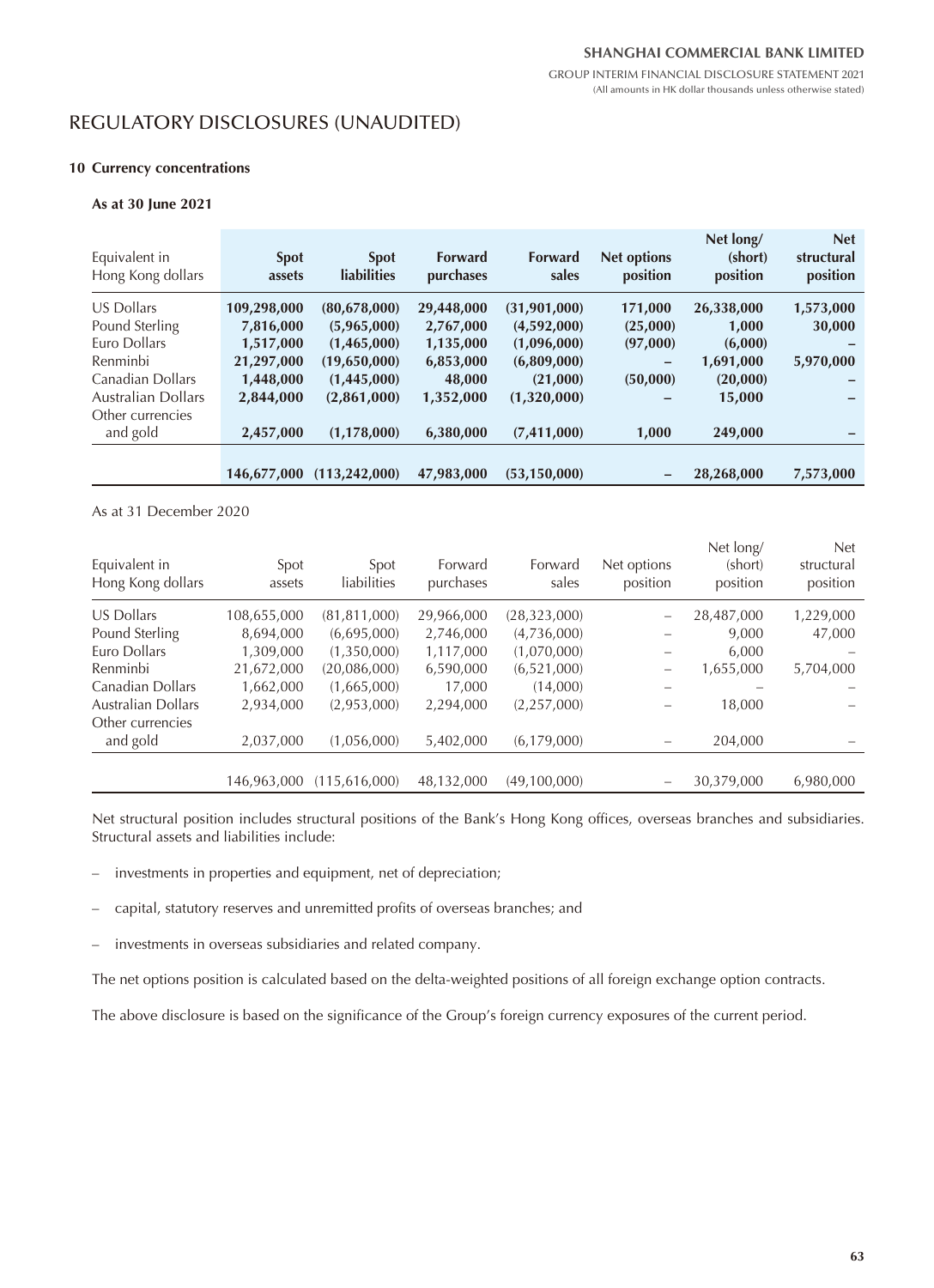# REGULATORY DISCLOSURES (UNAUDITED)

### 10 Currency concentrations

**As at 30 June 2021**

| Equivalent in Hong Kong dollars | Spot assets | Spot liabilities | Forward purchases | Forward sales | Net options position | Net long/ (short) position | Net structural position |
|---|---|---|---|---|---|---|---|
| US Dollars | **109,298,000** | **(80,678,000)** | **29,448,000** | **(31,901,000)** | **171,000** | **26,338,000** | **1,573,000** |
| Pound Sterling | **7,816,000** | **(5,965,000)** | **2,767,000** | **(4,592,000)** | **(25,000)** | **1,000** | **30,000** |
| Euro Dollars | **1,517,000** | **(1,465,000)** | **1,135,000** | **(1,096,000)** | **(97,000)** | **(6,000)** | **–** |
| Renminbi | **21,297,000** | **(19,650,000)** | **6,853,000** | **(6,809,000)** | **–** | **1,691,000** | **5,970,000** |
| Canadian Dollars | **1,448,000** | **(1,445,000)** | **48,000** | **(21,000)** | **(50,000)** | **(20,000)** | **–** |
| Australian Dollars | **2,844,000** | **(2,861,000)** | **1,352,000** | **(1,320,000)** | **–** | **15,000** | **–** |
| Other currencies and gold | **2,457,000** | **(1,178,000)** | **6,380,000** | **(7,411,000)** | **1,000** | **249,000** | **–** |
| | **146,677,000** | **(113,242,000)** | **47,983,000** | **(53,150,000)** | **–** | **28,268,000** | **7,573,000** |

As at 31 December 2020

| Equivalent in Hong Kong dollars | Spot assets | Spot liabilities | Forward purchases | Forward sales | Net options position | Net long/ (short) position | Net structural position |
|---|---|---|---|---|---|---|---|
| US Dollars | 108,655,000 | (81,811,000) | 29,966,000 | (28,323,000) | – | 28,487,000 | 1,229,000 |
| Pound Sterling | 8,694,000 | (6,695,000) | 2,746,000 | (4,736,000) | – | 9,000 | 47,000 |
| Euro Dollars | 1,309,000 | (1,350,000) | 1,117,000 | (1,070,000) | – | 6,000 | – |
| Renminbi | 21,672,000 | (20,086,000) | 6,590,000 | (6,521,000) | – | 1,655,000 | 5,704,000 |
| Canadian Dollars | 1,662,000 | (1,665,000) | 17,000 | (14,000) | – | – | – |
| Australian Dollars | 2,934,000 | (2,953,000) | 2,294,000 | (2,257,000) | – | 18,000 | – |
| Other currencies and gold | 2,037,000 | (1,056,000) | 5,402,000 | (6,179,000) | – | 204,000 | – |
| | 146,963,000 | (115,616,000) | 48,132,000 | (49,100,000) | – | 30,379,000 | 6,980,000 |

Net structural position includes structural positions of the Bank's Hong Kong offices, overseas branches and subsidiaries. Structural assets and liabilities include:

– investments in properties and equipment, net of depreciation;

– capital, statutory reserves and unremitted profits of overseas branches; and

– investments in overseas subsidiaries and related company.

The net options position is calculated based on the delta-weighted positions of all foreign exchange option contracts.

The above disclosure is based on the significance of the Group's foreign currency exposures of the current period.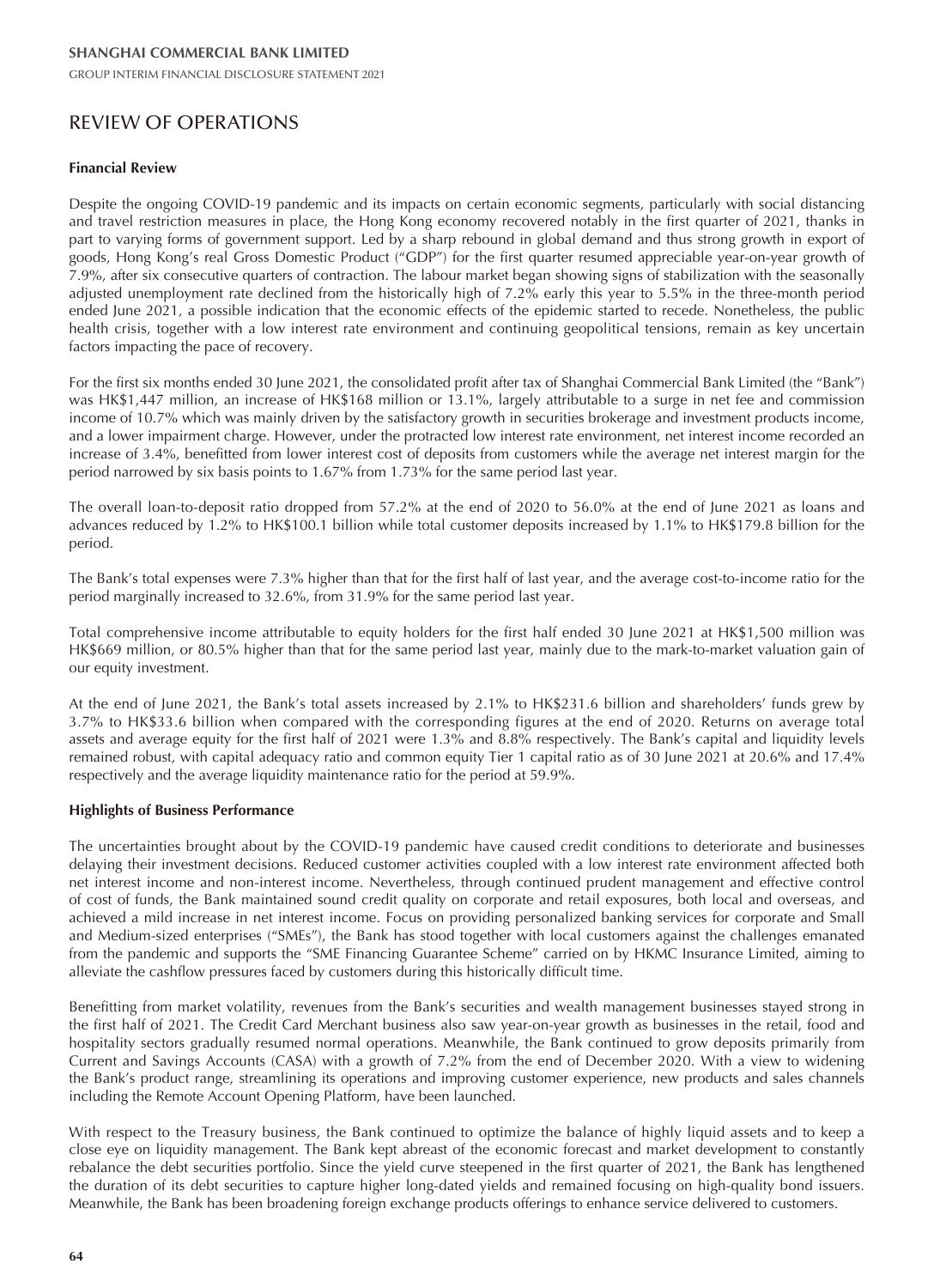# REVIEW OF OPERATIONS

**Financial Review**

Despite the ongoing COVID-19 pandemic and its impacts on certain economic segments, particularly with social distancing and travel restriction measures in place, the Hong Kong economy recovered notably in the first quarter of 2021, thanks in part to varying forms of government support. Led by a sharp rebound in global demand and thus strong growth in export of goods, Hong Kong's real Gross Domestic Product ("GDP") for the first quarter resumed appreciable year-on-year growth of 7.9%, after six consecutive quarters of contraction. The labour market began showing signs of stabilization with the seasonally adjusted unemployment rate declined from the historically high of 7.2% early this year to 5.5% in the three-month period ended June 2021, a possible indication that the economic effects of the epidemic started to recede. Nonetheless, the public health crisis, together with a low interest rate environment and continuing geopolitical tensions, remain as key uncertain factors impacting the pace of recovery.

For the first six months ended 30 June 2021, the consolidated profit after tax of Shanghai Commercial Bank Limited (the "Bank") was HK$1,447 million, an increase of HK$168 million or 13.1%, largely attributable to a surge in net fee and commission income of 10.7% which was mainly driven by the satisfactory growth in securities brokerage and investment products income, and a lower impairment charge. However, under the protracted low interest rate environment, net interest income recorded an increase of 3.4%, benefitted from lower interest cost of deposits from customers while the average net interest margin for the period narrowed by six basis points to 1.67% from 1.73% for the same period last year.

The overall loan-to-deposit ratio dropped from 57.2% at the end of 2020 to 56.0% at the end of June 2021 as loans and advances reduced by 1.2% to HK$100.1 billion while total customer deposits increased by 1.1% to HK$179.8 billion for the period.

The Bank's total expenses were 7.3% higher than that for the first half of last year, and the average cost-to-income ratio for the period marginally increased to 32.6%, from 31.9% for the same period last year.

Total comprehensive income attributable to equity holders for the first half ended 30 June 2021 at HK$1,500 million was HK$669 million, or 80.5% higher than that for the same period last year, mainly due to the mark-to-market valuation gain of our equity investment.

At the end of June 2021, the Bank's total assets increased by 2.1% to HK$231.6 billion and shareholders' funds grew by 3.7% to HK$33.6 billion when compared with the corresponding figures at the end of 2020. Returns on average total assets and average equity for the first half of 2021 were 1.3% and 8.8% respectively. The Bank's capital and liquidity levels remained robust, with capital adequacy ratio and common equity Tier 1 capital ratio as of 30 June 2021 at 20.6% and 17.4% respectively and the average liquidity maintenance ratio for the period at 59.9%.

**Highlights of Business Performance**

The uncertainties brought about by the COVID-19 pandemic have caused credit conditions to deteriorate and businesses delaying their investment decisions. Reduced customer activities coupled with a low interest rate environment affected both net interest income and non-interest income. Nevertheless, through continued prudent management and effective control of cost of funds, the Bank maintained sound credit quality on corporate and retail exposures, both local and overseas, and achieved a mild increase in net interest income. Focus on providing personalized banking services for corporate and Small and Medium-sized enterprises ("SMEs"), the Bank has stood together with local customers against the challenges emanated from the pandemic and supports the "SME Financing Guarantee Scheme" carried on by HKMC Insurance Limited, aiming to alleviate the cashflow pressures faced by customers during this historically difficult time.

Benefitting from market volatility, revenues from the Bank's securities and wealth management businesses stayed strong in the first half of 2021. The Credit Card Merchant business also saw year-on-year growth as businesses in the retail, food and hospitality sectors gradually resumed normal operations. Meanwhile, the Bank continued to grow deposits primarily from Current and Savings Accounts (CASA) with a growth of 7.2% from the end of December 2020. With a view to widening the Bank's product range, streamlining its operations and improving customer experience, new products and sales channels including the Remote Account Opening Platform, have been launched.

With respect to the Treasury business, the Bank continued to optimize the balance of highly liquid assets and to keep a close eye on liquidity management. The Bank kept abreast of the economic forecast and market development to constantly rebalance the debt securities portfolio. Since the yield curve steepened in the first quarter of 2021, the Bank has lengthened the duration of its debt securities to capture higher long-dated yields and remained focusing on high-quality bond issuers. Meanwhile, the Bank has been broadening foreign exchange products offerings to enhance service delivered to customers.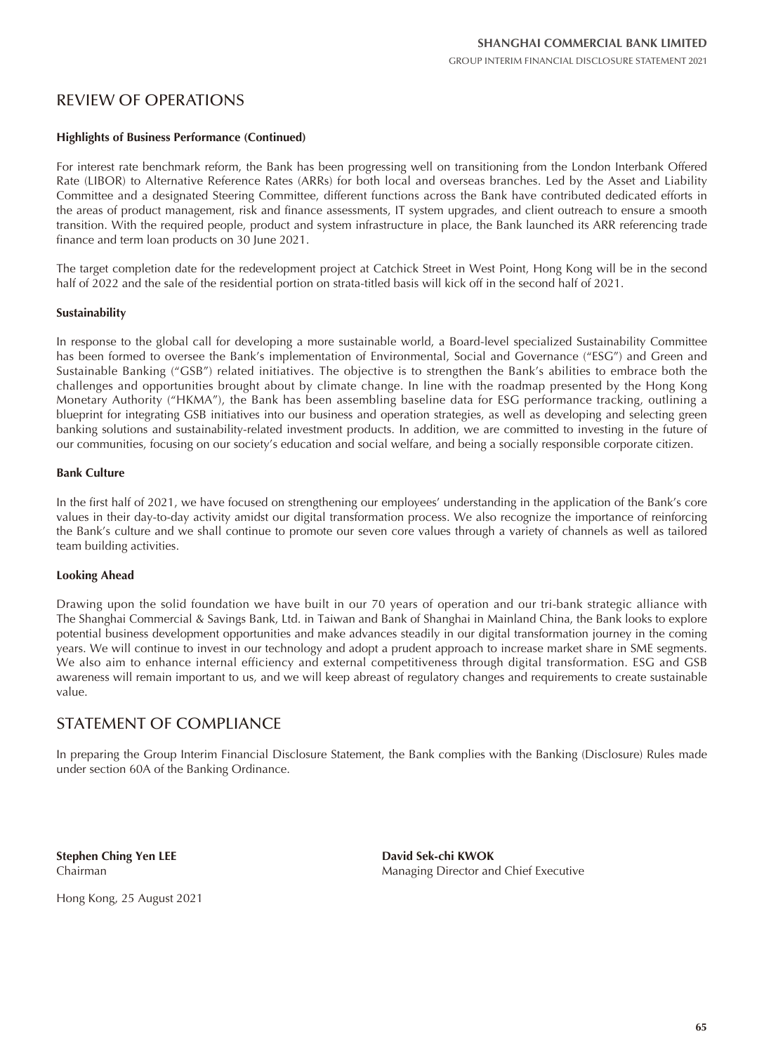# REVIEW OF OPERATIONS

**Highlights of Business Performance (Continued)**

For interest rate benchmark reform, the Bank has been progressing well on transitioning from the London Interbank Offered Rate (LIBOR) to Alternative Reference Rates (ARRs) for both local and overseas branches. Led by the Asset and Liability Committee and a designated Steering Committee, different functions across the Bank have contributed dedicated efforts in the areas of product management, risk and finance assessments, IT system upgrades, and client outreach to ensure a smooth transition. With the required people, product and system infrastructure in place, the Bank launched its ARR referencing trade finance and term loan products on 30 June 2021.

The target completion date for the redevelopment project at Catchick Street in West Point, Hong Kong will be in the second half of 2022 and the sale of the residential portion on strata-titled basis will kick off in the second half of 2021.

**Sustainability**

In response to the global call for developing a more sustainable world, a Board-level specialized Sustainability Committee has been formed to oversee the Bank's implementation of Environmental, Social and Governance ("ESG") and Green and Sustainable Banking ("GSB") related initiatives. The objective is to strengthen the Bank's abilities to embrace both the challenges and opportunities brought about by climate change. In line with the roadmap presented by the Hong Kong Monetary Authority ("HKMA"), the Bank has been assembling baseline data for ESG performance tracking, outlining a blueprint for integrating GSB initiatives into our business and operation strategies, as well as developing and selecting green banking solutions and sustainability-related investment products. In addition, we are committed to investing in the future of our communities, focusing on our society's education and social welfare, and being a socially responsible corporate citizen.

**Bank Culture**

In the first half of 2021, we have focused on strengthening our employees' understanding in the application of the Bank's core values in their day-to-day activity amidst our digital transformation process. We also recognize the importance of reinforcing the Bank's culture and we shall continue to promote our seven core values through a variety of channels as well as tailored team building activities.

**Looking Ahead**

Drawing upon the solid foundation we have built in our 70 years of operation and our tri-bank strategic alliance with The Shanghai Commercial & Savings Bank, Ltd. in Taiwan and Bank of Shanghai in Mainland China, the Bank looks to explore potential business development opportunities and make advances steadily in our digital transformation journey in the coming years. We will continue to invest in our technology and adopt a prudent approach to increase market share in SME segments. We also aim to enhance internal efficiency and external competitiveness through digital transformation. ESG and GSB awareness will remain important to us, and we will keep abreast of regulatory changes and requirements to create sustainable value.

# STATEMENT OF COMPLIANCE

In preparing the Group Interim Financial Disclosure Statement, the Bank complies with the Banking (Disclosure) Rules made under section 60A of the Banking Ordinance.

**Stephen Ching Yen LEE**
Chairman

**David Sek-chi KWOK**
Managing Director and Chief Executive

Hong Kong, 25 August 2021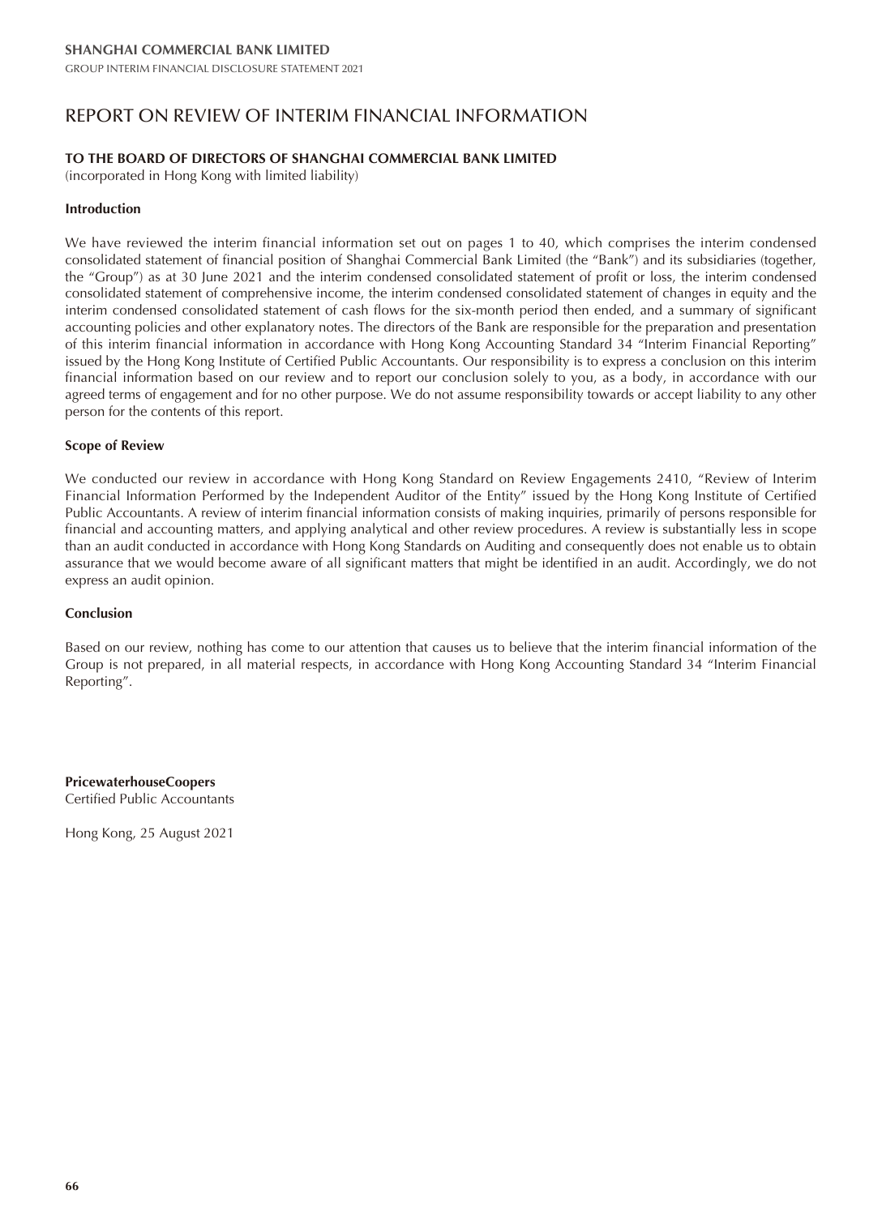# REPORT ON REVIEW OF INTERIM FINANCIAL INFORMATION

**TO THE BOARD OF DIRECTORS OF SHANGHAI COMMERCIAL BANK LIMITED**
(incorporated in Hong Kong with limited liability)

**Introduction**

We have reviewed the interim financial information set out on pages 1 to 40, which comprises the interim condensed consolidated statement of financial position of Shanghai Commercial Bank Limited (the "Bank") and its subsidiaries (together, the "Group") as at 30 June 2021 and the interim condensed consolidated statement of profit or loss, the interim condensed consolidated statement of comprehensive income, the interim condensed consolidated statement of changes in equity and the interim condensed consolidated statement of cash flows for the six-month period then ended, and a summary of significant accounting policies and other explanatory notes. The directors of the Bank are responsible for the preparation and presentation of this interim financial information in accordance with Hong Kong Accounting Standard 34 "Interim Financial Reporting" issued by the Hong Kong Institute of Certified Public Accountants. Our responsibility is to express a conclusion on this interim financial information based on our review and to report our conclusion solely to you, as a body, in accordance with our agreed terms of engagement and for no other purpose. We do not assume responsibility towards or accept liability to any other person for the contents of this report.

**Scope of Review**

We conducted our review in accordance with Hong Kong Standard on Review Engagements 2410, "Review of Interim Financial Information Performed by the Independent Auditor of the Entity" issued by the Hong Kong Institute of Certified Public Accountants. A review of interim financial information consists of making inquiries, primarily of persons responsible for financial and accounting matters, and applying analytical and other review procedures. A review is substantially less in scope than an audit conducted in accordance with Hong Kong Standards on Auditing and consequently does not enable us to obtain assurance that we would become aware of all significant matters that might be identified in an audit. Accordingly, we do not express an audit opinion.

**Conclusion**

Based on our review, nothing has come to our attention that causes us to believe that the interim financial information of the Group is not prepared, in all material respects, in accordance with Hong Kong Accounting Standard 34 "Interim Financial Reporting".

**PricewaterhouseCoopers**
Certified Public Accountants

Hong Kong, 25 August 2021